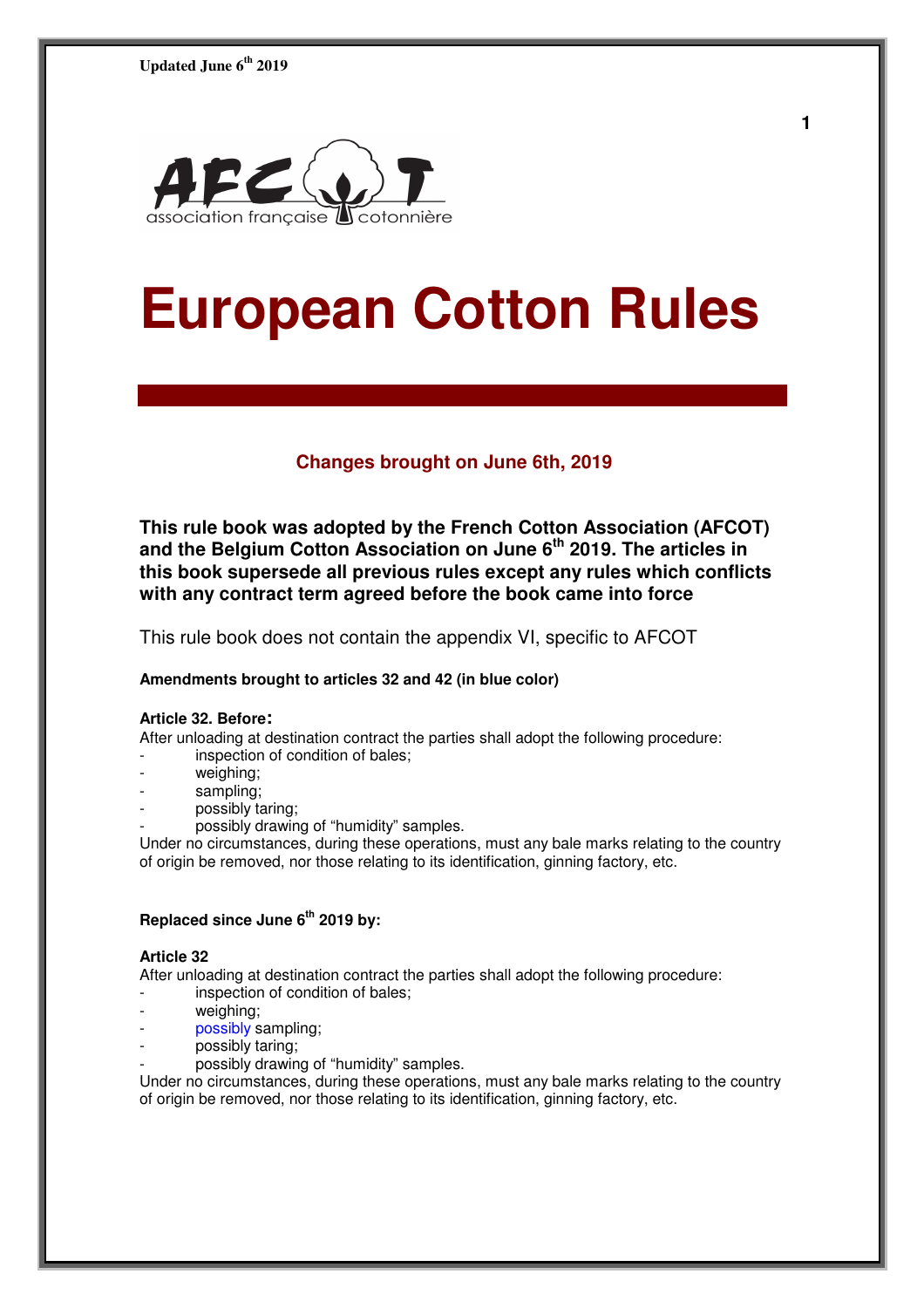Updated June 6th 2019

AFCOT
association française cotonnière

# European Cotton Rules

### Changes brought on June 6th, 2019

**This rule book was adopted by the French Cotton Association (AFCOT) and the Belgium Cotton Association on June 6th 2019. The articles in this book supersede all previous rules except any rules which conflicts with any contract term agreed before the book came into force**

This rule book does not contain the appendix VI, specific to AFCOT

**Amendments brought to articles 32 and 42 (in blue color)**

**Article 32. Before:**

After unloading at destination contract the parties shall adopt the following procedure:

- inspection of condition of bales;
- weighing;
- sampling;
- possibly taring;
- possibly drawing of "humidity" samples.

Under no circumstances, during these operations, must any bale marks relating to the country of origin be removed, nor those relating to its identification, ginning factory, etc.

**Replaced since June 6th 2019 by:**

**Article 32**

After unloading at destination contract the parties shall adopt the following procedure:

- inspection of condition of bales;
- weighing;
- possibly sampling;
- possibly taring;
- possibly drawing of "humidity" samples.

Under no circumstances, during these operations, must any bale marks relating to the country of origin be removed, nor those relating to its identification, ginning factory, etc.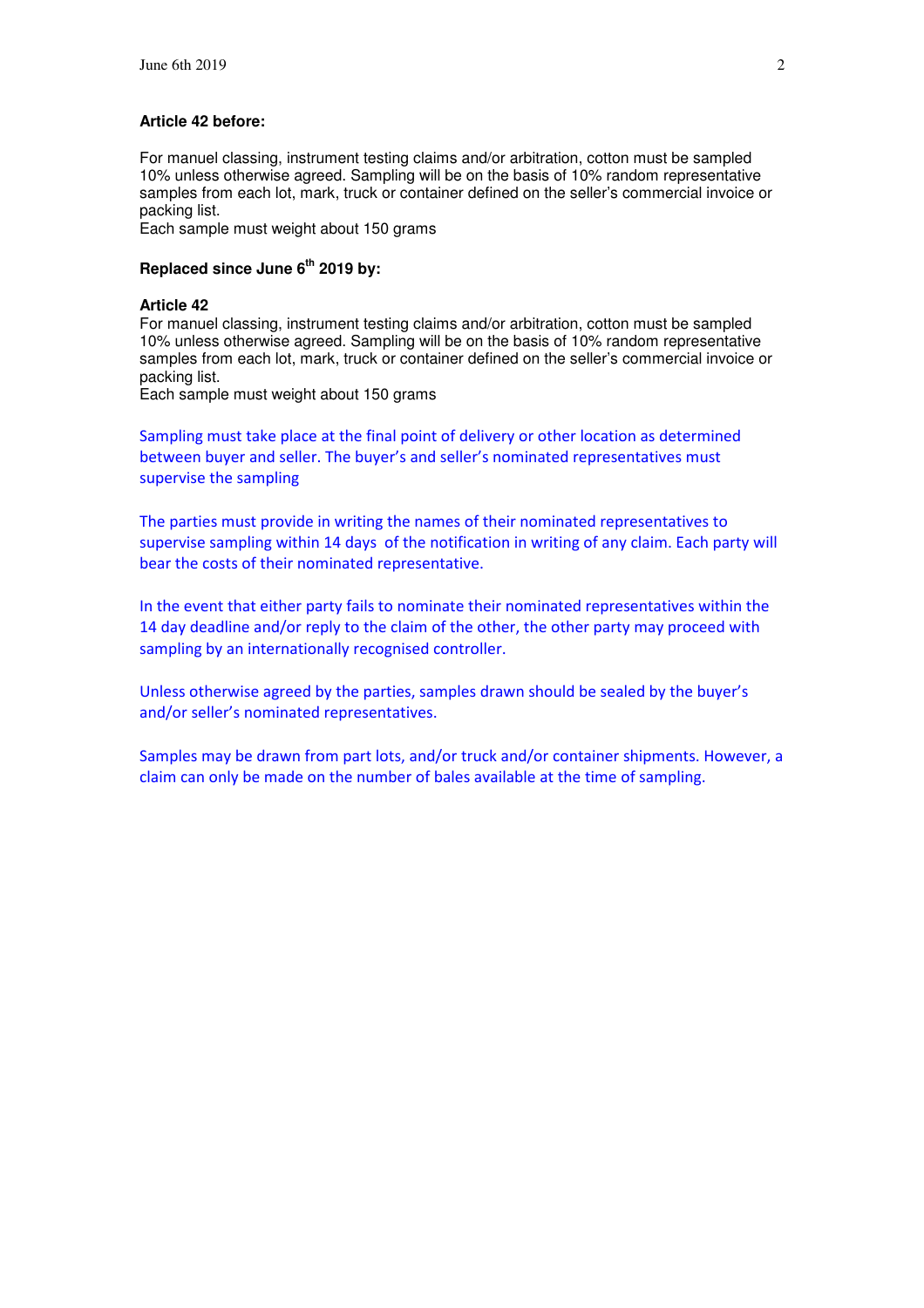**Article 42 before:**

For manuel classing, instrument testing claims and/or arbitration, cotton must be sampled 10% unless otherwise agreed. Sampling will be on the basis of 10% random representative samples from each lot, mark, truck or container defined on the seller's commercial invoice or packing list.
Each sample must weight about 150 grams

**Replaced since June 6th 2019 by:**

**Article 42**
For manuel classing, instrument testing claims and/or arbitration, cotton must be sampled 10% unless otherwise agreed. Sampling will be on the basis of 10% random representative samples from each lot, mark, truck or container defined on the seller's commercial invoice or packing list.
Each sample must weight about 150 grams

Sampling must take place at the final point of delivery or other location as determined between buyer and seller. The buyer's and seller's nominated representatives must supervise the sampling

The parties must provide in writing the names of their nominated representatives to supervise sampling within 14 days of the notification in writing of any claim. Each party will bear the costs of their nominated representative.

In the event that either party fails to nominate their nominated representatives within the 14 day deadline and/or reply to the claim of the other, the other party may proceed with sampling by an internationally recognised controller.

Unless otherwise agreed by the parties, samples drawn should be sealed by the buyer's and/or seller's nominated representatives.

Samples may be drawn from part lots, and/or truck and/or container shipments. However, a claim can only be made on the number of bales available at the time of sampling.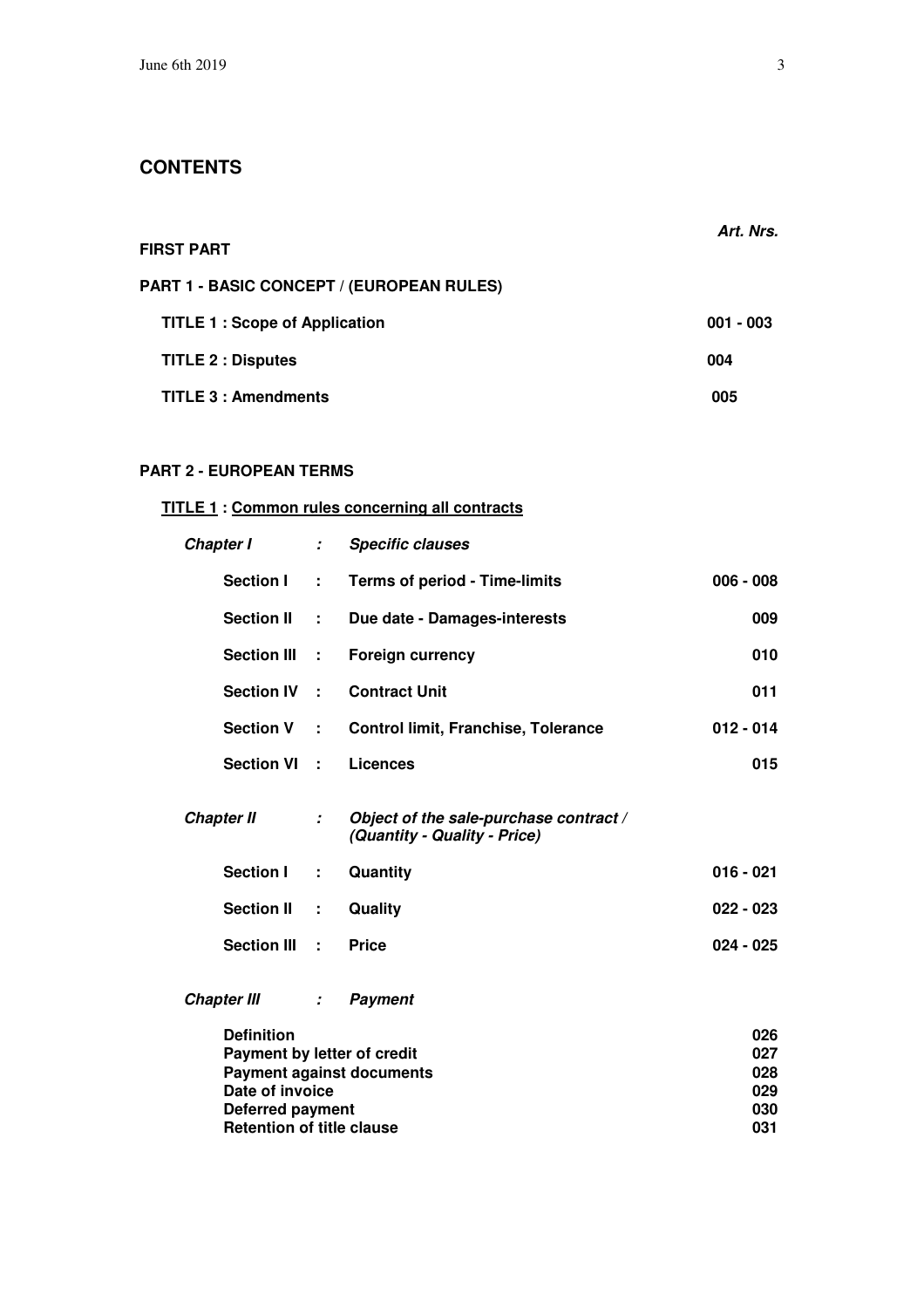## CONTENTS

| | | | Art. Nrs. |
|---|---|---|---|
| **FIRST PART** | | | |
| **PART 1 - BASIC CONCEPT / (EUROPEAN RULES)** | | | |
| **TITLE 1 : Scope of Application** | | | **001 - 003** |
| **TITLE 2 : Disputes** | | | **004** |
| **TITLE 3 : Amendments** | | | **005** |
| **PART 2 - EUROPEAN TERMS** | | | |
| **TITLE 1 : Common rules concerning all contracts** | | | |
| ***Chapter I*** | ***:*** | ***Specific clauses*** | |
| **Section I** | **:** | **Terms of period - Time-limits** | **006 - 008** |
| **Section II** | **:** | **Due date - Damages-interests** | **009** |
| **Section III** | **:** | **Foreign currency** | **010** |
| **Section IV** | **:** | **Contract Unit** | **011** |
| **Section V** | **:** | **Control limit, Franchise, Tolerance** | **012 - 014** |
| **Section VI** | **:** | **Licences** | **015** |
| ***Chapter II*** | ***:*** | ***Object of the sale-purchase contract / (Quantity - Quality - Price)*** | |
| **Section I** | **:** | **Quantity** | **016 - 021** |
| **Section II** | **:** | **Quality** | **022 - 023** |
| **Section III** | **:** | **Price** | **024 - 025** |
| ***Chapter III*** | ***:*** | ***Payment*** | |
| **Definition** | | | **026** |
| **Payment by letter of credit** | | | **027** |
| **Payment against documents** | | | **028** |
| **Date of invoice** | | | **029** |
| **Deferred payment** | | | **030** |
| **Retention of title clause** | | | **031** |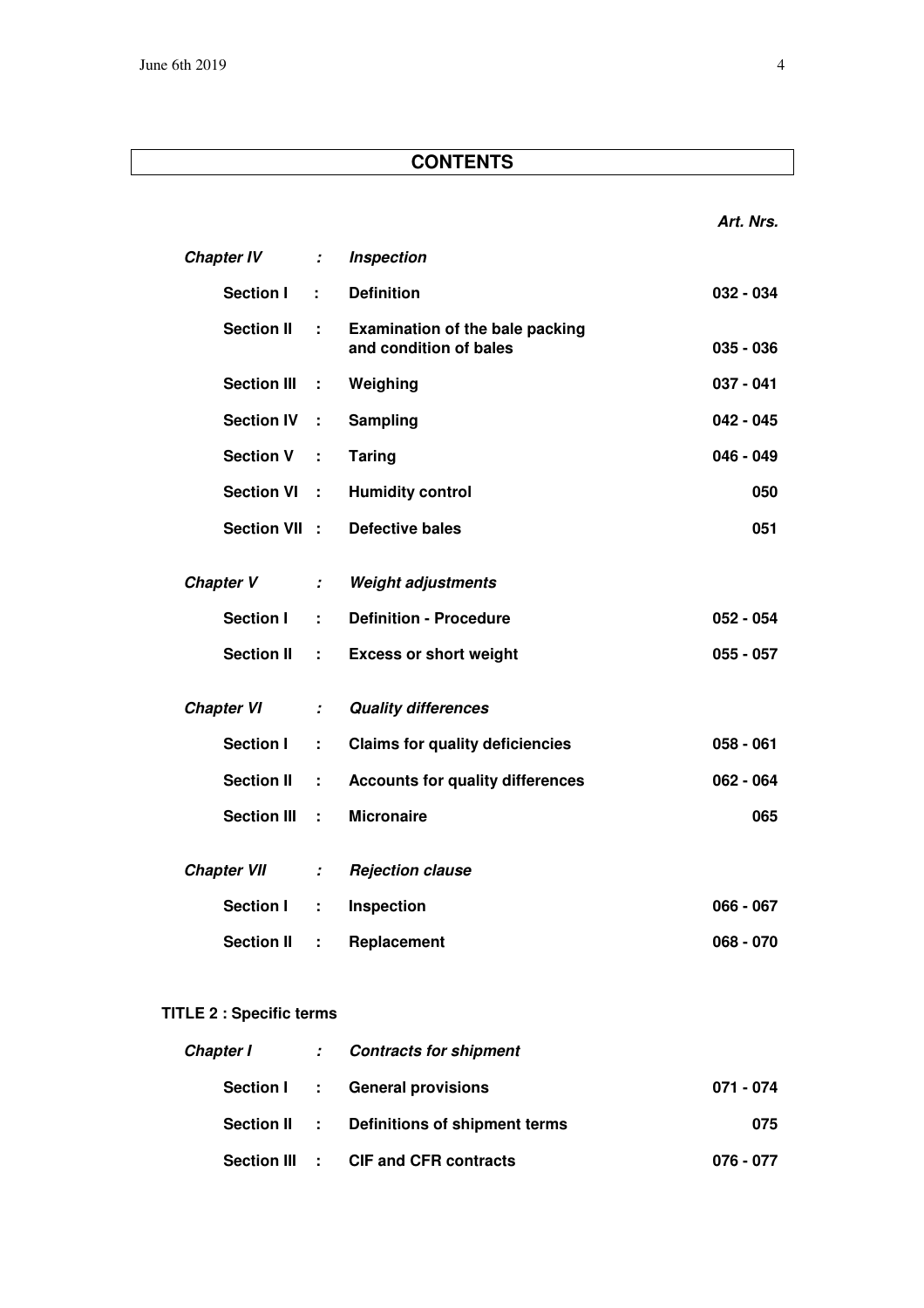# CONTENTS

| | | | Art. Nrs. |
|---|---|---|---|
| ***Chapter IV*** | ***:*** | ***Inspection*** | |
| **Section I** | **:** | **Definition** | **032 - 034** |
| **Section II** | **:** | **Examination of the bale packing and condition of bales** | **035 - 036** |
| **Section III** | **:** | **Weighing** | **037 - 041** |
| **Section IV** | **:** | **Sampling** | **042 - 045** |
| **Section V** | **:** | **Taring** | **046 - 049** |
| **Section VI** | **:** | **Humidity control** | **050** |
| **Section VII** | **:** | **Defective bales** | **051** |
| ***Chapter V*** | ***:*** | ***Weight adjustments*** | |
| **Section I** | **:** | **Definition - Procedure** | **052 - 054** |
| **Section II** | **:** | **Excess or short weight** | **055 - 057** |
| ***Chapter VI*** | ***:*** | ***Quality differences*** | |
| **Section I** | **:** | **Claims for quality deficiencies** | **058 - 061** |
| **Section II** | **:** | **Accounts for quality differences** | **062 - 064** |
| **Section III** | **:** | **Micronaire** | **065** |
| ***Chapter VII*** | ***:*** | ***Rejection clause*** | |
| **Section I** | **:** | **Inspection** | **066 - 067** |
| **Section II** | **:** | **Replacement** | **068 - 070** |

**TITLE 2 : Specific terms**

| | | | |
|---|---|---|---|
| ***Chapter I*** | ***:*** | ***Contracts for shipment*** | |
| **Section I** | **:** | **General provisions** | **071 - 074** |
| **Section II** | **:** | **Definitions of shipment terms** | **075** |
| **Section III** | **:** | **CIF and CFR contracts** | **076 - 077** |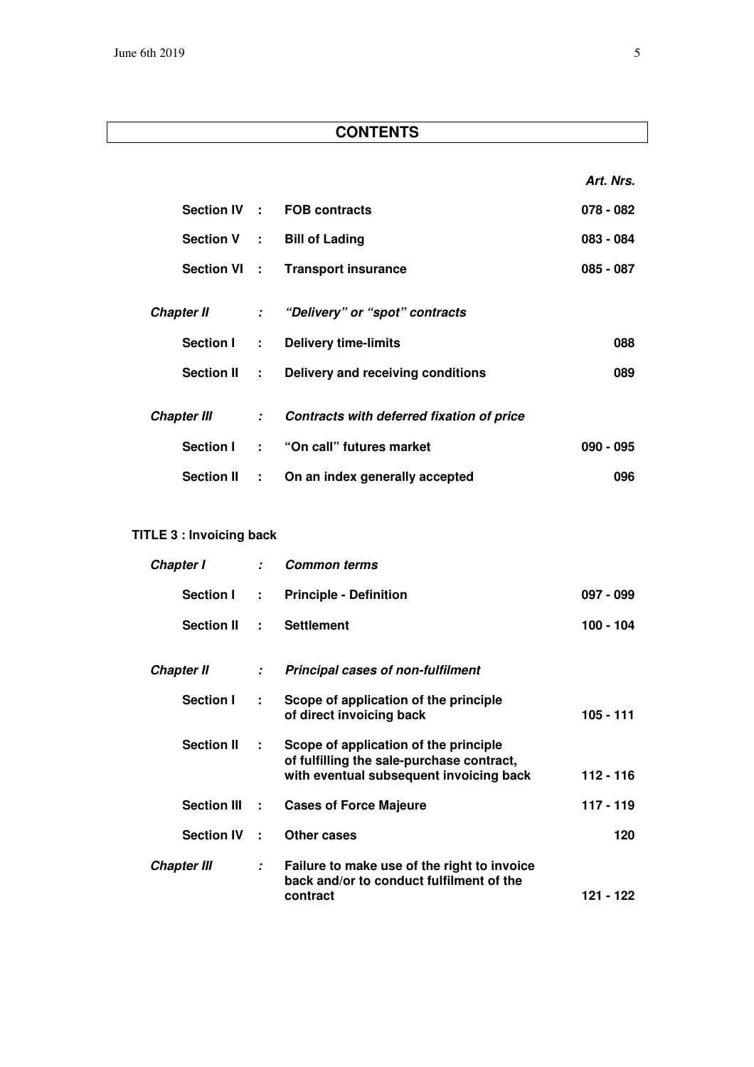## CONTENTS

| | | | Art. Nrs. |
|---|---|---|---|
| **Section IV** | : | **FOB contracts** | **078 - 082** |
| **Section V** | : | **Bill of Lading** | **083 - 084** |
| **Section VI** | : | **Transport insurance** | **085 - 087** |
| ***Chapter II*** | : | ***"Delivery" or "spot" contracts*** | |
| **Section I** | : | **Delivery time-limits** | **088** |
| **Section II** | : | **Delivery and receiving conditions** | **089** |
| ***Chapter III*** | : | ***Contracts with deferred fixation of price*** | |
| **Section I** | : | **"On call" futures market** | **090 - 095** |
| **Section II** | : | **On an index generally accepted** | **096** |

**TITLE 3 : Invoicing back**

| | | | |
|---|---|---|---|
| ***Chapter I*** | : | ***Common terms*** | |
| **Section I** | : | **Principle - Definition** | **097 - 099** |
| **Section II** | : | **Settlement** | **100 - 104** |
| ***Chapter II*** | : | ***Principal cases of non-fulfilment*** | |
| **Section I** | : | **Scope of application of the principle of direct invoicing back** | **105 - 111** |
| **Section II** | : | **Scope of application of the principle of fulfilling the sale-purchase contract, with eventual subsequent invoicing back** | **112 - 116** |
| **Section III** | : | **Cases of Force Majeure** | **117 - 119** |
| **Section IV** | : | **Other cases** | **120** |
| ***Chapter III*** | : | **Failure to make use of the right to invoice back and/or to conduct fulfilment of the contract** | **121 - 122** |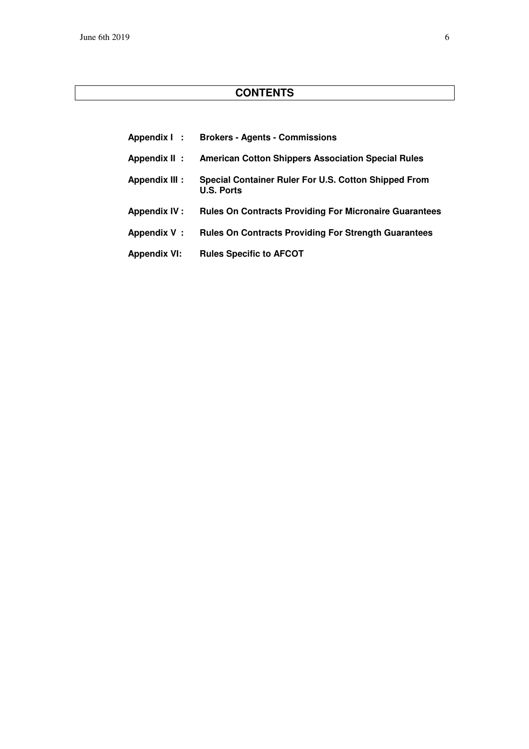## CONTENTS

| | |
|---|---|
| **Appendix I :** | **Brokers - Agents - Commissions** |
| **Appendix II :** | **American Cotton Shippers Association Special Rules** |
| **Appendix III :** | **Special Container Ruler For U.S. Cotton Shipped From U.S. Ports** |
| **Appendix IV :** | **Rules On Contracts Providing For Micronaire Guarantees** |
| **Appendix V :** | **Rules On Contracts Providing For Strength Guarantees** |
| **Appendix VI:** | **Rules Specific to AFCOT** |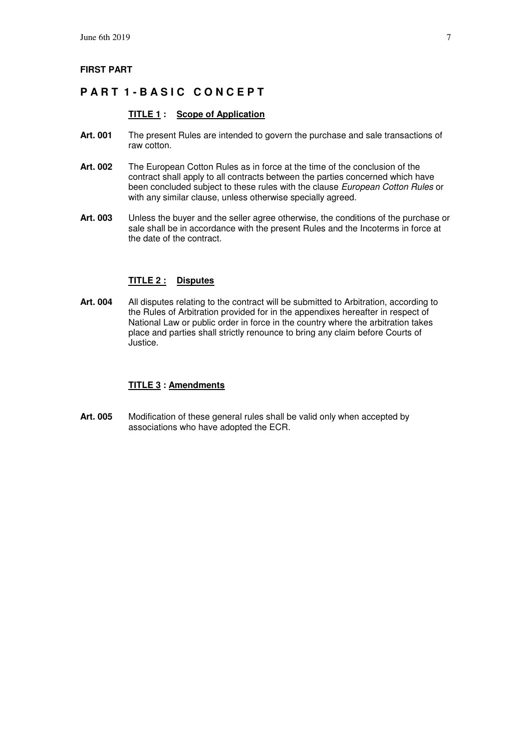**FIRST PART**

# P A R T 1 - B A S I C C O N C E P T

## TITLE 1 : Scope of Application

**Art. 001** The present Rules are intended to govern the purchase and sale transactions of raw cotton.

**Art. 002** The European Cotton Rules as in force at the time of the conclusion of the contract shall apply to all contracts between the parties concerned which have been concluded subject to these rules with the clause *European Cotton Rules* or with any similar clause, unless otherwise specially agreed.

**Art. 003** Unless the buyer and the seller agree otherwise, the conditions of the purchase or sale shall be in accordance with the present Rules and the Incoterms in force at the date of the contract.

## TITLE 2 : Disputes

**Art. 004** All disputes relating to the contract will be submitted to Arbitration, according to the Rules of Arbitration provided for in the appendixes hereafter in respect of National Law or public order in force in the country where the arbitration takes place and parties shall strictly renounce to bring any claim before Courts of Justice.

## TITLE 3 : Amendments

**Art. 005** Modification of these general rules shall be valid only when accepted by associations who have adopted the ECR.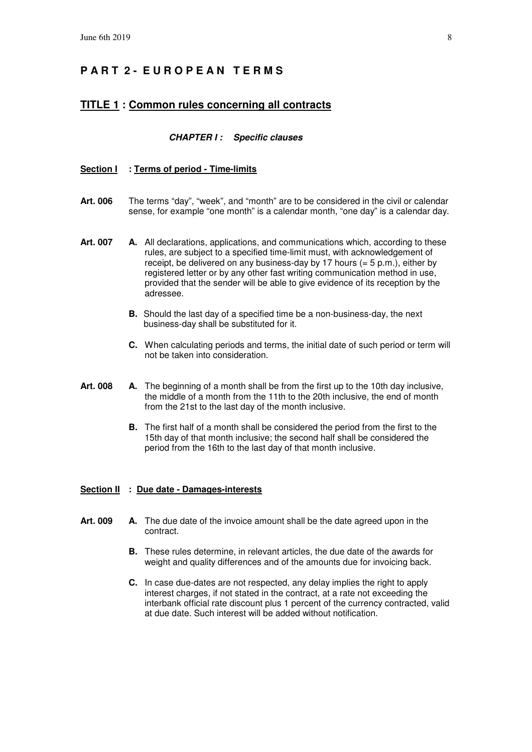# P A R T 2 - E U R O P E A N  T E R M S

## TITLE 1 : Common rules concerning all contracts

### *CHAPTER I : Specific clauses*

#### Section I : Terms of period - Time-limits

**Art. 006** The terms "day", "week", and "month" are to be considered in the civil or calendar sense, for example "one month" is a calendar month, "one day" is a calendar day.

**Art. 007** **A.** All declarations, applications, and communications which, according to these rules, are subject to a specified time-limit must, with acknowledgement of receipt, be delivered on any business-day by 17 hours (= 5 p.m.), either by registered letter or by any other fast writing communication method in use, provided that the sender will be able to give evidence of its reception by the adressee.

**B.** Should the last day of a specified time be a non-business-day, the next business-day shall be substituted for it.

**C.** When calculating periods and terms, the initial date of such period or term will not be taken into consideration.

**Art. 008** **A.** The beginning of a month shall be from the first up to the 10th day inclusive, the middle of a month from the 11th to the 20th inclusive, the end of month from the 21st to the last day of the month inclusive.

**B.** The first half of a month shall be considered the period from the first to the 15th day of that month inclusive; the second half shall be considered the period from the 16th to the last day of that month inclusive.

#### Section II : Due date - Damages-interests

**Art. 009** **A.** The due date of the invoice amount shall be the date agreed upon in the contract.

**B.** These rules determine, in relevant articles, the due date of the awards for weight and quality differences and of the amounts due for invoicing back.

**C.** In case due-dates are not respected, any delay implies the right to apply interest charges, if not stated in the contract, at a rate not exceeding the interbank official rate discount plus 1 percent of the currency contracted, valid at due date. Such interest will be added without notification.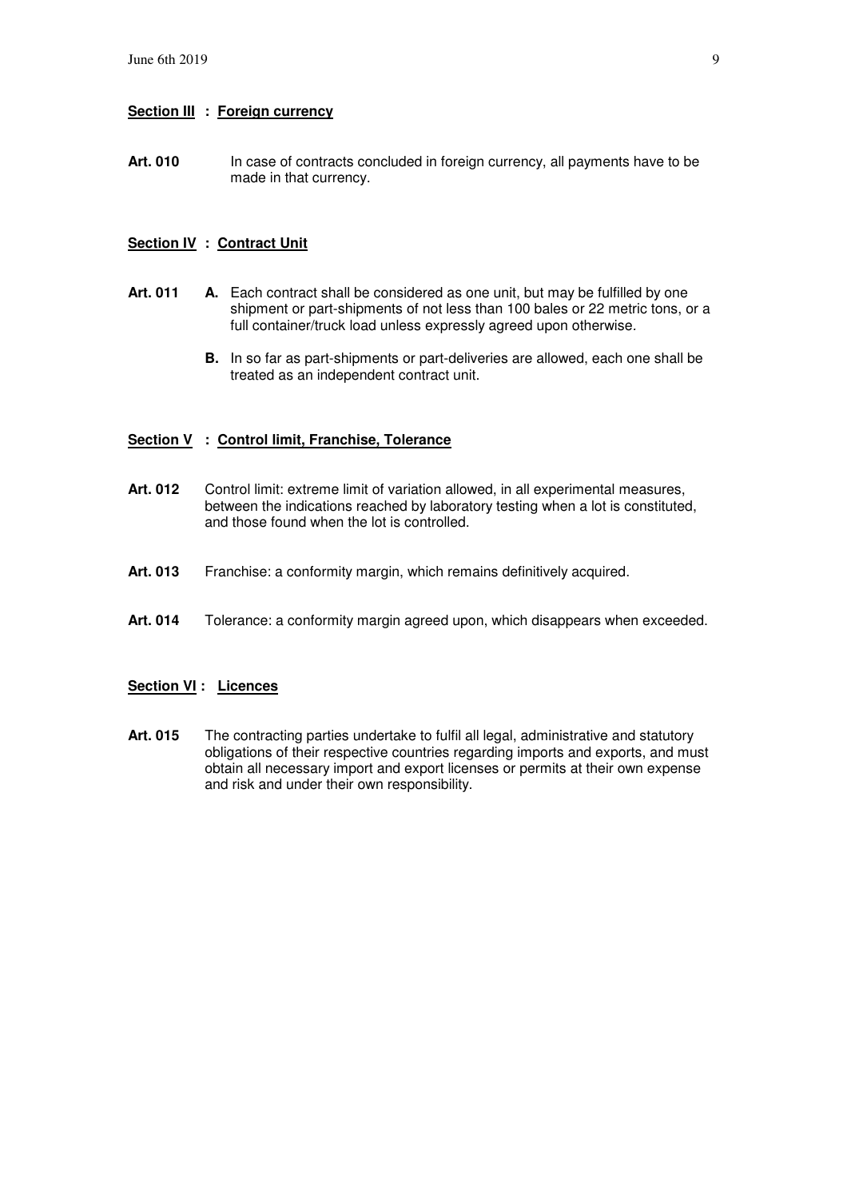## Section III : Foreign currency

**Art. 010** In case of contracts concluded in foreign currency, all payments have to be made in that currency.

## Section IV : Contract Unit

**Art. 011**

**A.** Each contract shall be considered as one unit, but may be fulfilled by one shipment or part-shipments of not less than 100 bales or 22 metric tons, or a full container/truck load unless expressly agreed upon otherwise.

**B.** In so far as part-shipments or part-deliveries are allowed, each one shall be treated as an independent contract unit.

## Section V : Control limit, Franchise, Tolerance

**Art. 012** Control limit: extreme limit of variation allowed, in all experimental measures, between the indications reached by laboratory testing when a lot is constituted, and those found when the lot is controlled.

**Art. 013** Franchise: a conformity margin, which remains definitively acquired.

**Art. 014** Tolerance: a conformity margin agreed upon, which disappears when exceeded.

## Section VI : Licences

**Art. 015** The contracting parties undertake to fulfil all legal, administrative and statutory obligations of their respective countries regarding imports and exports, and must obtain all necessary import and export licenses or permits at their own expense and risk and under their own responsibility.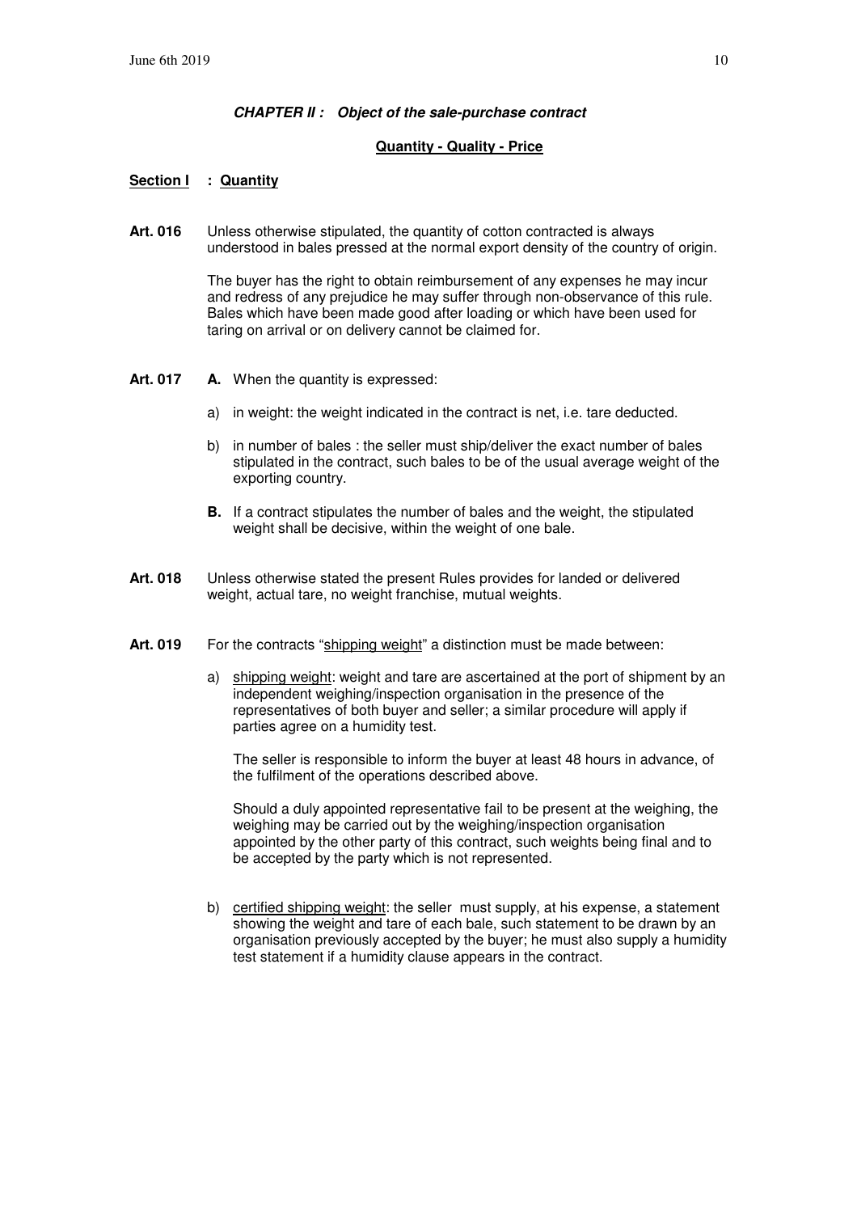### ***CHAPTER II : Object of the sale-purchase contract***

**Quantity - Quality - Price**

**Section I : Quantity**

**Art. 016** Unless otherwise stipulated, the quantity of cotton contracted is always understood in bales pressed at the normal export density of the country of origin.

The buyer has the right to obtain reimbursement of any expenses he may incur and redress of any prejudice he may suffer through non-observance of this rule. Bales which have been made good after loading or which have been used for taring on arrival or on delivery cannot be claimed for.

**Art. 017** **A.** When the quantity is expressed:

a) in weight: the weight indicated in the contract is net, i.e. tare deducted.

b) in number of bales : the seller must ship/deliver the exact number of bales stipulated in the contract, such bales to be of the usual average weight of the exporting country.

**B.** If a contract stipulates the number of bales and the weight, the stipulated weight shall be decisive, within the weight of one bale.

**Art. 018** Unless otherwise stated the present Rules provides for landed or delivered weight, actual tare, no weight franchise, mutual weights.

**Art. 019** For the contracts "shipping weight" a distinction must be made between:

a) shipping weight: weight and tare are ascertained at the port of shipment by an independent weighing/inspection organisation in the presence of the representatives of both buyer and seller; a similar procedure will apply if parties agree on a humidity test.

The seller is responsible to inform the buyer at least 48 hours in advance, of the fulfilment of the operations described above.

Should a duly appointed representative fail to be present at the weighing, the weighing may be carried out by the weighing/inspection organisation appointed by the other party of this contract, such weights being final and to be accepted by the party which is not represented.

b) certified shipping weight: the seller must supply, at his expense, a statement showing the weight and tare of each bale, such statement to be drawn by an organisation previously accepted by the buyer; he must also supply a humidity test statement if a humidity clause appears in the contract.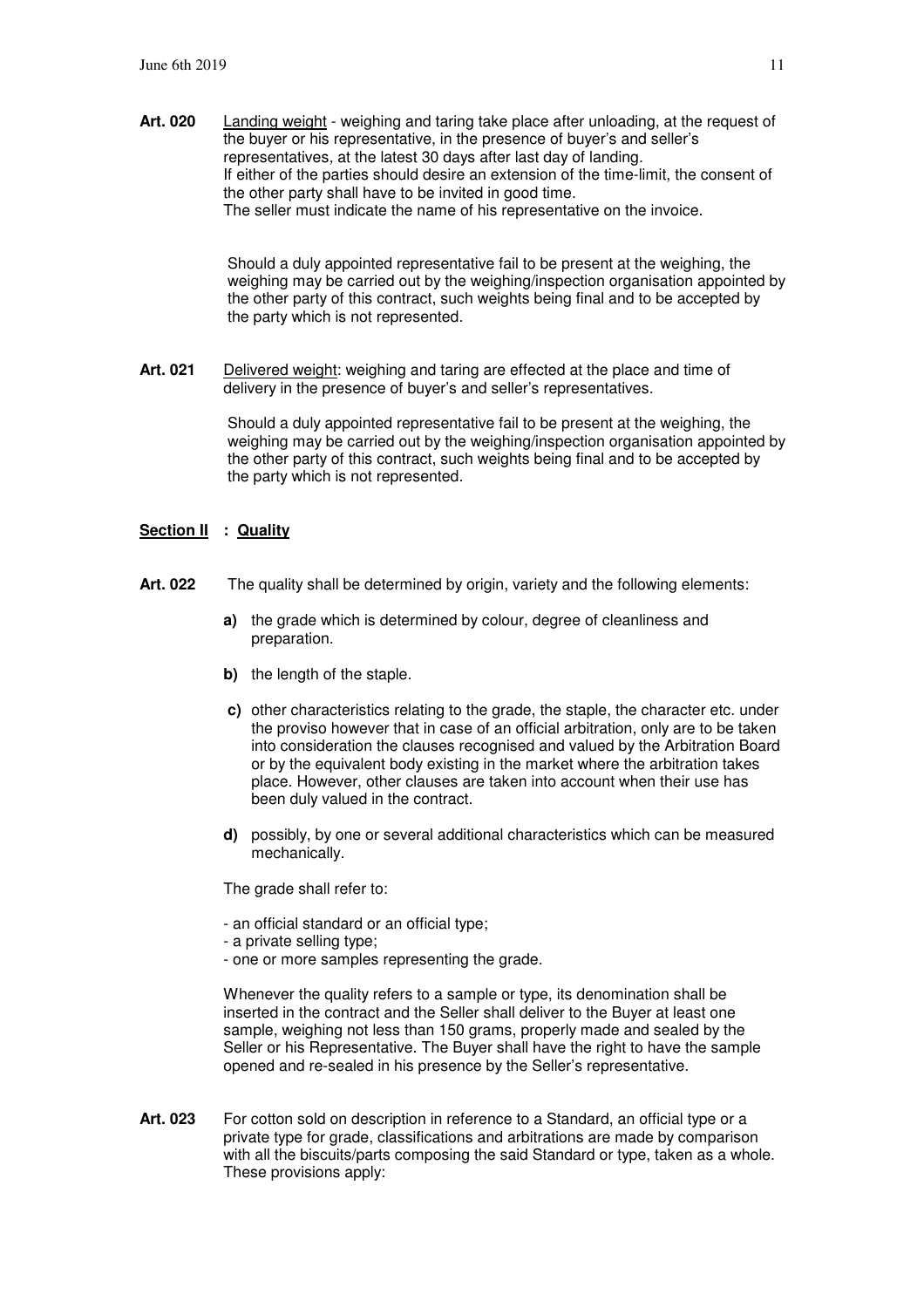**Art. 020** Landing weight - weighing and taring take place after unloading, at the request of the buyer or his representative, in the presence of buyer's and seller's representatives, at the latest 30 days after last day of landing.
If either of the parties should desire an extension of the time-limit, the consent of the other party shall have to be invited in good time.
The seller must indicate the name of his representative on the invoice.

Should a duly appointed representative fail to be present at the weighing, the weighing may be carried out by the weighing/inspection organisation appointed by the other party of this contract, such weights being final and to be accepted by the party which is not represented.

**Art. 021** Delivered weight: weighing and taring are effected at the place and time of delivery in the presence of buyer's and seller's representatives.

Should a duly appointed representative fail to be present at the weighing, the weighing may be carried out by the weighing/inspection organisation appointed by the other party of this contract, such weights being final and to be accepted by the party which is not represented.

## Section II : Quality

**Art. 022** The quality shall be determined by origin, variety and the following elements:

- **a)** the grade which is determined by colour, degree of cleanliness and preparation.
- **b)** the length of the staple.
- **c)** other characteristics relating to the grade, the staple, the character etc. under the proviso however that in case of an official arbitration, only are to be taken into consideration the clauses recognised and valued by the Arbitration Board or by the equivalent body existing in the market where the arbitration takes place. However, other clauses are taken into account when their use has been duly valued in the contract.
- **d)** possibly, by one or several additional characteristics which can be measured mechanically.

The grade shall refer to:

- an official standard or an official type;
- a private selling type;
- one or more samples representing the grade.

Whenever the quality refers to a sample or type, its denomination shall be inserted in the contract and the Seller shall deliver to the Buyer at least one sample, weighing not less than 150 grams, properly made and sealed by the Seller or his Representative. The Buyer shall have the right to have the sample opened and re-sealed in his presence by the Seller's representative.

**Art. 023** For cotton sold on description in reference to a Standard, an official type or a private type for grade, classifications and arbitrations are made by comparison with all the biscuits/parts composing the said Standard or type, taken as a whole. These provisions apply: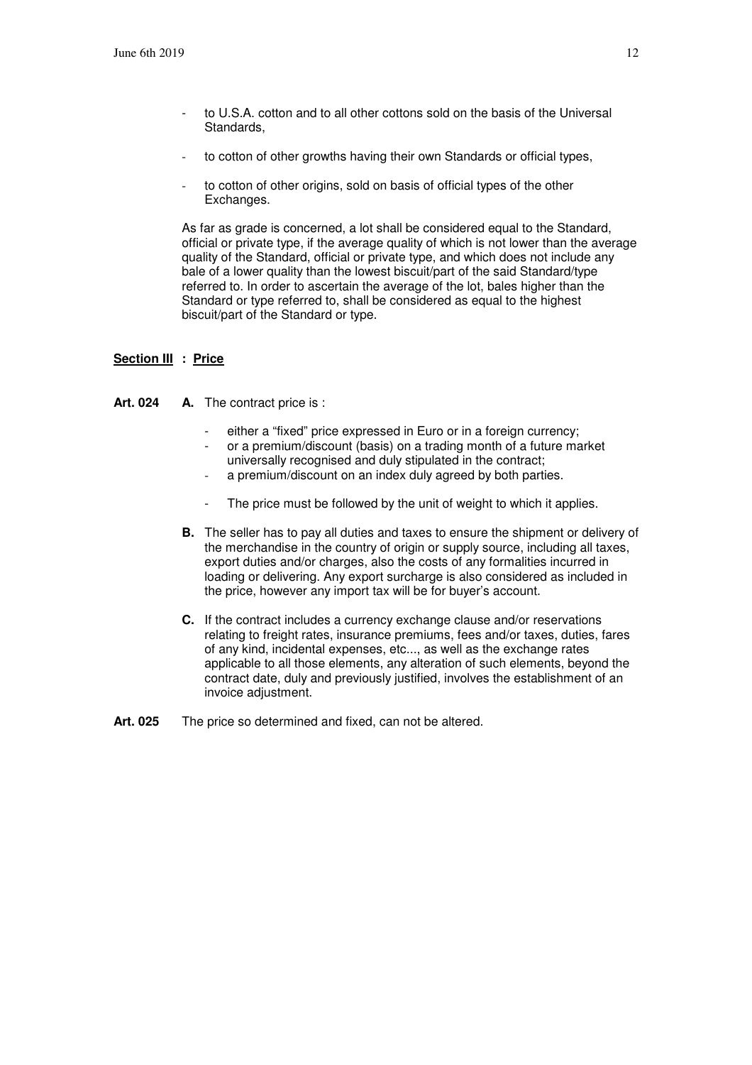- to U.S.A. cotton and to all other cottons sold on the basis of the Universal Standards,
- to cotton of other growths having their own Standards or official types,
- to cotton of other origins, sold on basis of official types of the other Exchanges.

As far as grade is concerned, a lot shall be considered equal to the Standard, official or private type, if the average quality of which is not lower than the average quality of the Standard, official or private type, and which does not include any bale of a lower quality than the lowest biscuit/part of the said Standard/type referred to. In order to ascertain the average of the lot, bales higher than the Standard or type referred to, shall be considered as equal to the highest biscuit/part of the Standard or type.

## **Section III : Price**

**Art. 024** **A.** The contract price is :

- either a "fixed" price expressed in Euro or in a foreign currency;
- or a premium/discount (basis) on a trading month of a future market universally recognised and duly stipulated in the contract;
- a premium/discount on an index duly agreed by both parties.
- The price must be followed by the unit of weight to which it applies.

**B.** The seller has to pay all duties and taxes to ensure the shipment or delivery of the merchandise in the country of origin or supply source, including all taxes, export duties and/or charges, also the costs of any formalities incurred in loading or delivering. Any export surcharge is also considered as included in the price, however any import tax will be for buyer's account.

**C.** If the contract includes a currency exchange clause and/or reservations relating to freight rates, insurance premiums, fees and/or taxes, duties, fares of any kind, incidental expenses, etc..., as well as the exchange rates applicable to all those elements, any alteration of such elements, beyond the contract date, duly and previously justified, involves the establishment of an invoice adjustment.

**Art. 025** The price so determined and fixed, can not be altered.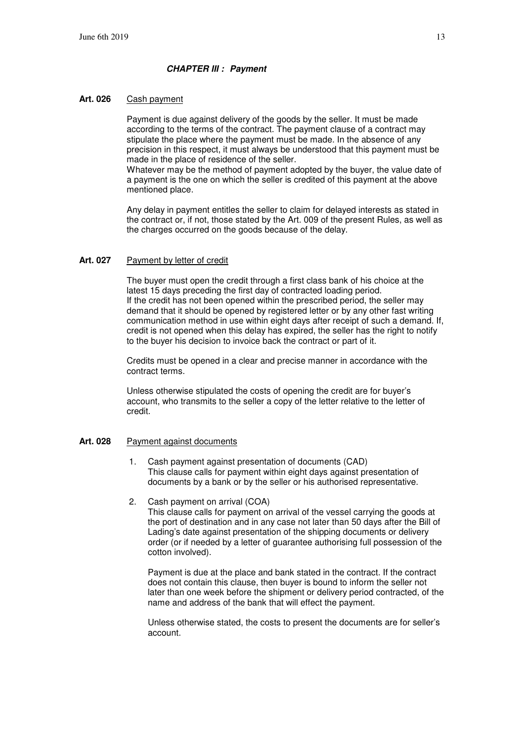## *CHAPTER III : Payment*

**Art. 026** Cash payment

Payment is due against delivery of the goods by the seller. It must be made according to the terms of the contract. The payment clause of a contract may stipulate the place where the payment must be made. In the absence of any precision in this respect, it must always be understood that this payment must be made in the place of residence of the seller.
Whatever may be the method of payment adopted by the buyer, the value date of a payment is the one on which the seller is credited of this payment at the above mentioned place.

Any delay in payment entitles the seller to claim for delayed interests as stated in the contract or, if not, those stated by the Art. 009 of the present Rules, as well as the charges occurred on the goods because of the delay.

**Art. 027** Payment by letter of credit

The buyer must open the credit through a first class bank of his choice at the latest 15 days preceding the first day of contracted loading period.
If the credit has not been opened within the prescribed period, the seller may demand that it should be opened by registered letter or by any other fast writing communication method in use within eight days after receipt of such a demand. If, credit is not opened when this delay has expired, the seller has the right to notify to the buyer his decision to invoice back the contract or part of it.

Credits must be opened in a clear and precise manner in accordance with the contract terms.

Unless otherwise stipulated the costs of opening the credit are for buyer's account, who transmits to the seller a copy of the letter relative to the letter of credit.

**Art. 028** Payment against documents

1. Cash payment against presentation of documents (CAD)
   This clause calls for payment within eight days against presentation of documents by a bank or by the seller or his authorised representative.

2. Cash payment on arrival (COA)
   This clause calls for payment on arrival of the vessel carrying the goods at the port of destination and in any case not later than 50 days after the Bill of Lading's date against presentation of the shipping documents or delivery order (or if needed by a letter of guarantee authorising full possession of the cotton involved).

   Payment is due at the place and bank stated in the contract. If the contract does not contain this clause, then buyer is bound to inform the seller not later than one week before the shipment or delivery period contracted, of the name and address of the bank that will effect the payment.

   Unless otherwise stated, the costs to present the documents are for seller's account.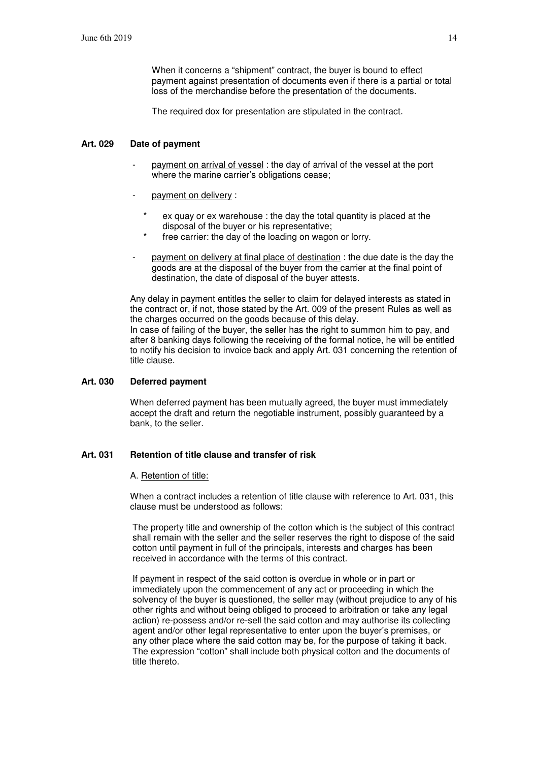When it concerns a "shipment" contract, the buyer is bound to effect payment against presentation of documents even if there is a partial or total loss of the merchandise before the presentation of the documents.

The required dox for presentation are stipulated in the contract.

### Art. 029 Date of payment

- payment on arrival of vessel : the day of arrival of the vessel at the port where the marine carrier's obligations cease;
- payment on delivery :
  - ex quay or ex warehouse : the day the total quantity is placed at the disposal of the buyer or his representative;
  - free carrier: the day of the loading on wagon or lorry.
- payment on delivery at final place of destination : the due date is the day the goods are at the disposal of the buyer from the carrier at the final point of destination, the date of disposal of the buyer attests.

Any delay in payment entitles the seller to claim for delayed interests as stated in the contract or, if not, those stated by the Art. 009 of the present Rules as well as the charges occurred on the goods because of this delay.
In case of failing of the buyer, the seller has the right to summon him to pay, and after 8 banking days following the receiving of the formal notice, he will be entitled to notify his decision to invoice back and apply Art. 031 concerning the retention of title clause.

### Art. 030 Deferred payment

When deferred payment has been mutually agreed, the buyer must immediately accept the draft and return the negotiable instrument, possibly guaranteed by a bank, to the seller.

### Art. 031 Retention of title clause and transfer of risk

A. Retention of title:

When a contract includes a retention of title clause with reference to Art. 031, this clause must be understood as follows:

The property title and ownership of the cotton which is the subject of this contract shall remain with the seller and the seller reserves the right to dispose of the said cotton until payment in full of the principals, interests and charges has been received in accordance with the terms of this contract.

If payment in respect of the said cotton is overdue in whole or in part or immediately upon the commencement of any act or proceeding in which the solvency of the buyer is questioned, the seller may (without prejudice to any of his other rights and without being obliged to proceed to arbitration or take any legal action) re-possess and/or re-sell the said cotton and may authorise its collecting agent and/or other legal representative to enter upon the buyer's premises, or any other place where the said cotton may be, for the purpose of taking it back. The expression "cotton" shall include both physical cotton and the documents of title thereto.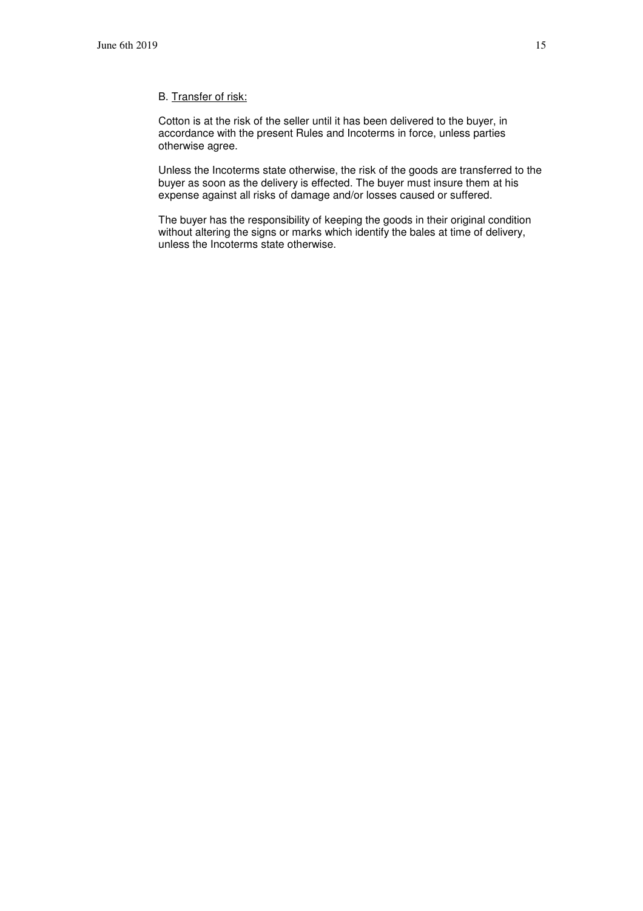B. Transfer of risk:

Cotton is at the risk of the seller until it has been delivered to the buyer, in accordance with the present Rules and Incoterms in force, unless parties otherwise agree.

Unless the Incoterms state otherwise, the risk of the goods are transferred to the buyer as soon as the delivery is effected. The buyer must insure them at his expense against all risks of damage and/or losses caused or suffered.

The buyer has the responsibility of keeping the goods in their original condition without altering the signs or marks which identify the bales at time of delivery, unless the Incoterms state otherwise.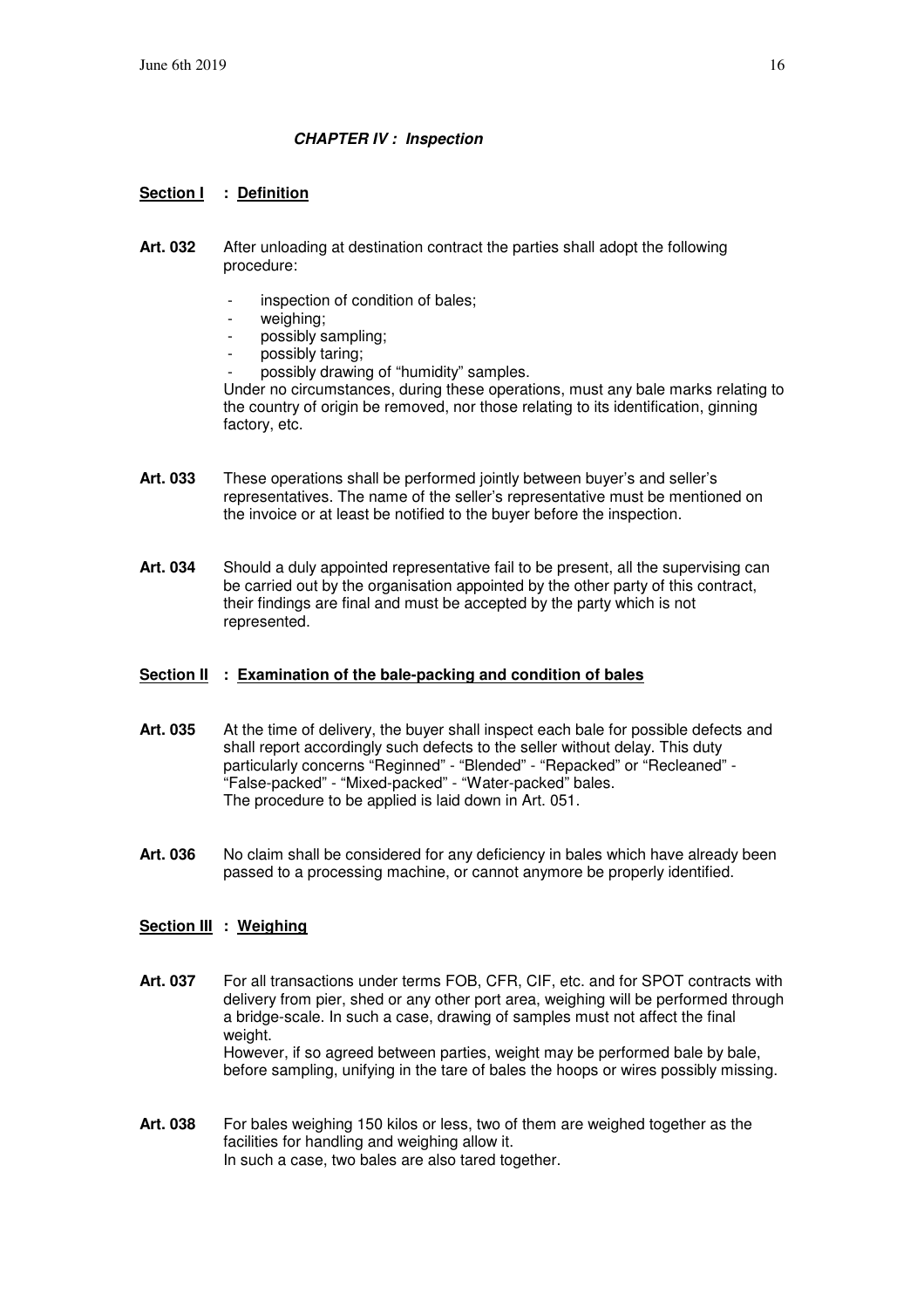### ***CHAPTER IV : Inspection***

**<u>Section I</u> : <u>Definition</u>**

**Art. 032** After unloading at destination contract the parties shall adopt the following procedure:

- inspection of condition of bales;
- weighing;
- possibly sampling;
- possibly taring;
- possibly drawing of "humidity" samples.

Under no circumstances, during these operations, must any bale marks relating to the country of origin be removed, nor those relating to its identification, ginning factory, etc.

**Art. 033** These operations shall be performed jointly between buyer's and seller's representatives. The name of the seller's representative must be mentioned on the invoice or at least be notified to the buyer before the inspection.

**Art. 034** Should a duly appointed representative fail to be present, all the supervising can be carried out by the organisation appointed by the other party of this contract, their findings are final and must be accepted by the party which is not represented.

**<u>Section II</u> : <u>Examination of the bale-packing and condition of bales</u>**

**Art. 035** At the time of delivery, the buyer shall inspect each bale for possible defects and shall report accordingly such defects to the seller without delay. This duty particularly concerns "Reginned" - "Blended" - "Repacked" or "Recleaned" - "False-packed" - "Mixed-packed" - "Water-packed" bales.
The procedure to be applied is laid down in Art. 051.

**Art. 036** No claim shall be considered for any deficiency in bales which have already been passed to a processing machine, or cannot anymore be properly identified.

**<u>Section III</u> : <u>Weighing</u>**

**Art. 037** For all transactions under terms FOB, CFR, CIF, etc. and for SPOT contracts with delivery from pier, shed or any other port area, weighing will be performed through a bridge-scale. In such a case, drawing of samples must not affect the final weight.
However, if so agreed between parties, weight may be performed bale by bale, before sampling, unifying in the tare of bales the hoops or wires possibly missing.

**Art. 038** For bales weighing 150 kilos or less, two of them are weighed together as the facilities for handling and weighing allow it.
In such a case, two bales are also tared together.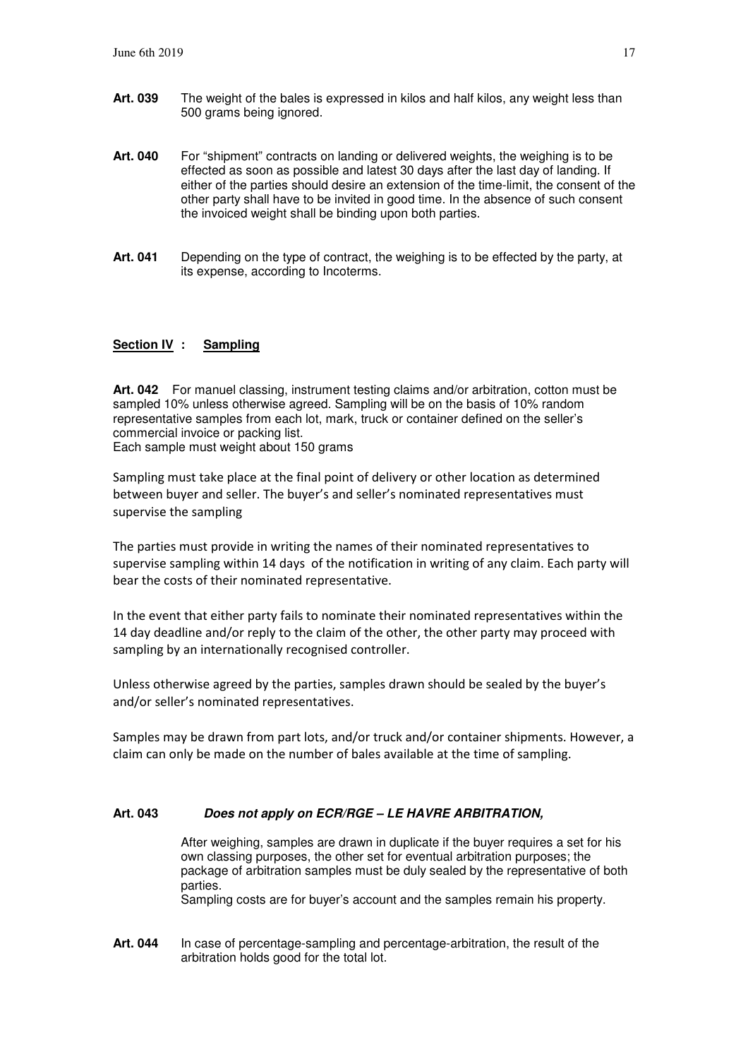**Art. 039** The weight of the bales is expressed in kilos and half kilos, any weight less than 500 grams being ignored.

**Art. 040** For "shipment" contracts on landing or delivered weights, the weighing is to be effected as soon as possible and latest 30 days after the last day of landing. If either of the parties should desire an extension of the time-limit, the consent of the other party shall have to be invited in good time. In the absence of such consent the invoiced weight shall be binding upon both parties.

**Art. 041** Depending on the type of contract, the weighing is to be effected by the party, at its expense, according to Incoterms.

## **Section IV : Sampling**

**Art. 042** For manuel classing, instrument testing claims and/or arbitration, cotton must be sampled 10% unless otherwise agreed. Sampling will be on the basis of 10% random representative samples from each lot, mark, truck or container defined on the seller's commercial invoice or packing list.
Each sample must weight about 150 grams

Sampling must take place at the final point of delivery or other location as determined between buyer and seller. The buyer's and seller's nominated representatives must supervise the sampling

The parties must provide in writing the names of their nominated representatives to supervise sampling within 14 days of the notification in writing of any claim. Each party will bear the costs of their nominated representative.

In the event that either party fails to nominate their nominated representatives within the 14 day deadline and/or reply to the claim of the other, the other party may proceed with sampling by an internationally recognised controller.

Unless otherwise agreed by the parties, samples drawn should be sealed by the buyer's and/or seller's nominated representatives.

Samples may be drawn from part lots, and/or truck and/or container shipments. However, a claim can only be made on the number of bales available at the time of sampling.

**Art. 043** ***Does not apply on ECR/RGE – LE HAVRE ARBITRATION,***

After weighing, samples are drawn in duplicate if the buyer requires a set for his own classing purposes, the other set for eventual arbitration purposes; the package of arbitration samples must be duly sealed by the representative of both parties.
Sampling costs are for buyer's account and the samples remain his property.

**Art. 044** In case of percentage-sampling and percentage-arbitration, the result of the arbitration holds good for the total lot.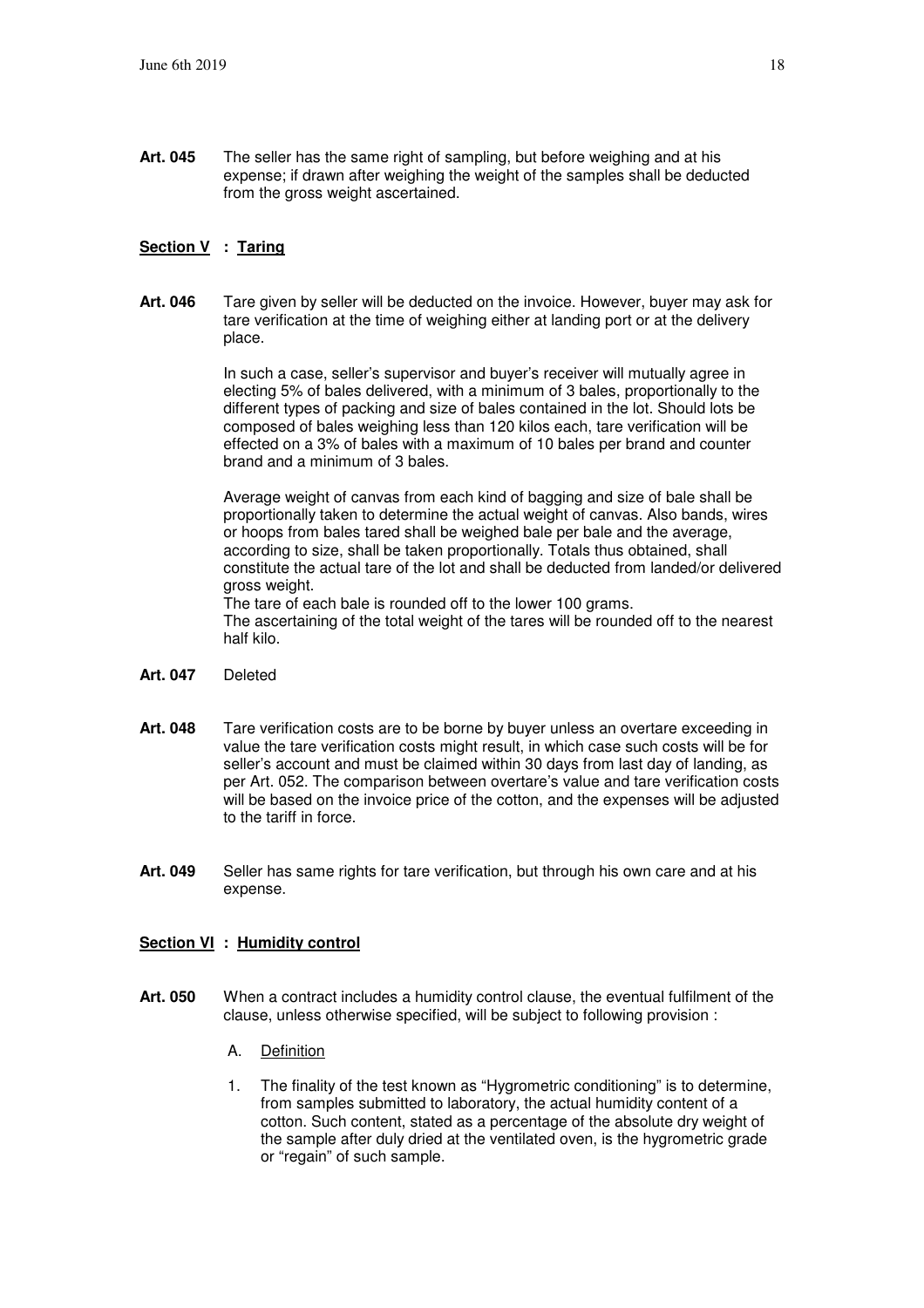**Art. 045** The seller has the same right of sampling, but before weighing and at his expense; if drawn after weighing the weight of the samples shall be deducted from the gross weight ascertained.

## Section V : Taring

**Art. 046** Tare given by seller will be deducted on the invoice. However, buyer may ask for tare verification at the time of weighing either at landing port or at the delivery place.

In such a case, seller's supervisor and buyer's receiver will mutually agree in electing 5% of bales delivered, with a minimum of 3 bales, proportionally to the different types of packing and size of bales contained in the lot. Should lots be composed of bales weighing less than 120 kilos each, tare verification will be effected on a 3% of bales with a maximum of 10 bales per brand and counter brand and a minimum of 3 bales.

Average weight of canvas from each kind of bagging and size of bale shall be proportionally taken to determine the actual weight of canvas. Also bands, wires or hoops from bales tared shall be weighed bale per bale and the average, according to size, shall be taken proportionally. Totals thus obtained, shall constitute the actual tare of the lot and shall be deducted from landed/or delivered gross weight.
The tare of each bale is rounded off to the lower 100 grams.
The ascertaining of the total weight of the tares will be rounded off to the nearest half kilo.

**Art. 047** Deleted

**Art. 048** Tare verification costs are to be borne by buyer unless an overtare exceeding in value the tare verification costs might result, in which case such costs will be for seller's account and must be claimed within 30 days from last day of landing, as per Art. 052. The comparison between overtare's value and tare verification costs will be based on the invoice price of the cotton, and the expenses will be adjusted to the tariff in force.

**Art. 049** Seller has same rights for tare verification, but through his own care and at his expense.

## Section VI : Humidity control

**Art. 050** When a contract includes a humidity control clause, the eventual fulfilment of the clause, unless otherwise specified, will be subject to following provision :

A. Definition

1. The finality of the test known as "Hygrometric conditioning" is to determine, from samples submitted to laboratory, the actual humidity content of a cotton. Such content, stated as a percentage of the absolute dry weight of the sample after duly dried at the ventilated oven, is the hygrometric grade or "regain" of such sample.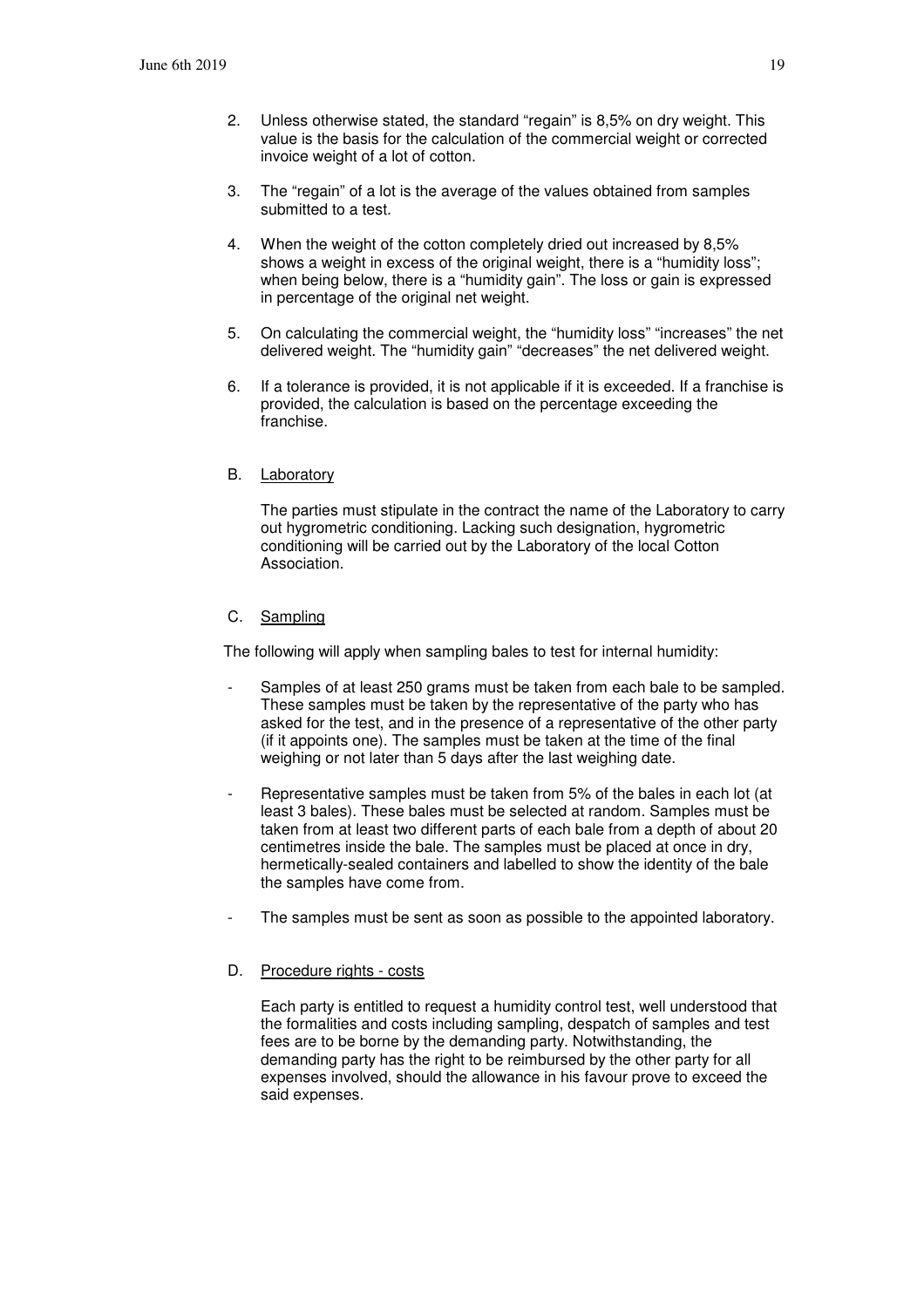2. Unless otherwise stated, the standard "regain" is 8,5% on dry weight. This value is the basis for the calculation of the commercial weight or corrected invoice weight of a lot of cotton.

3. The "regain" of a lot is the average of the values obtained from samples submitted to a test.

4. When the weight of the cotton completely dried out increased by 8,5% shows a weight in excess of the original weight, there is a "humidity loss"; when being below, there is a "humidity gain". The loss or gain is expressed in percentage of the original net weight.

5. On calculating the commercial weight, the "humidity loss" "increases" the net delivered weight. The "humidity gain" "decreases" the net delivered weight.

6. If a tolerance is provided, it is not applicable if it is exceeded. If a franchise is provided, the calculation is based on the percentage exceeding the franchise.

B. Laboratory

The parties must stipulate in the contract the name of the Laboratory to carry out hygrometric conditioning. Lacking such designation, hygrometric conditioning will be carried out by the Laboratory of the local Cotton Association.

C. Sampling

The following will apply when sampling bales to test for internal humidity:

- Samples of at least 250 grams must be taken from each bale to be sampled. These samples must be taken by the representative of the party who has asked for the test, and in the presence of a representative of the other party (if it appoints one). The samples must be taken at the time of the final weighing or not later than 5 days after the last weighing date.
- Representative samples must be taken from 5% of the bales in each lot (at least 3 bales). These bales must be selected at random. Samples must be taken from at least two different parts of each bale from a depth of about 20 centimetres inside the bale. The samples must be placed at once in dry, hermetically-sealed containers and labelled to show the identity of the bale the samples have come from.
- The samples must be sent as soon as possible to the appointed laboratory.

D. Procedure rights - costs

Each party is entitled to request a humidity control test, well understood that the formalities and costs including sampling, despatch of samples and test fees are to be borne by the demanding party. Notwithstanding, the demanding party has the right to be reimbursed by the other party for all expenses involved, should the allowance in his favour prove to exceed the said expenses.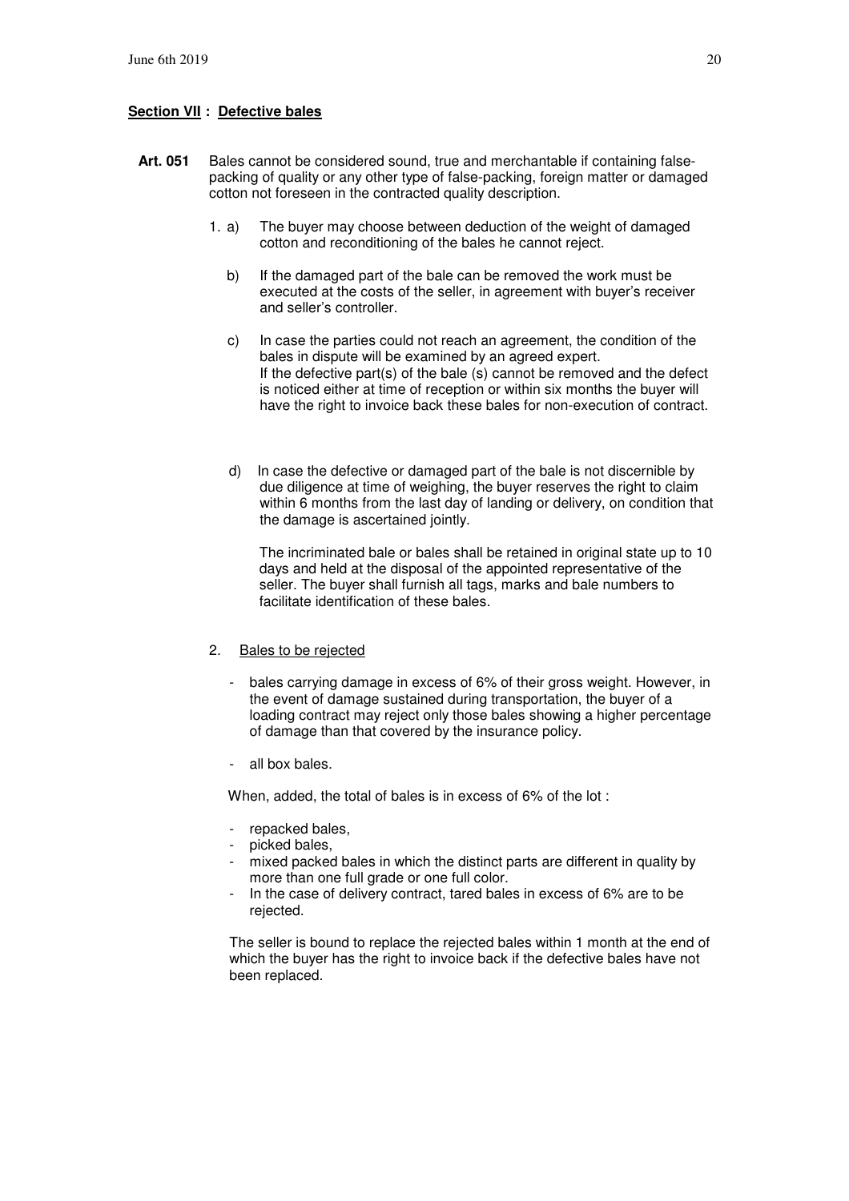**Section VII : Defective bales**

**Art. 051** Bales cannot be considered sound, true and merchantable if containing false-packing of quality or any other type of false-packing, foreign matter or damaged cotton not foreseen in the contracted quality description.

1. a) The buyer may choose between deduction of the weight of damaged cotton and reconditioning of the bales he cannot reject.

   b) If the damaged part of the bale can be removed the work must be executed at the costs of the seller, in agreement with buyer's receiver and seller's controller.

   c) In case the parties could not reach an agreement, the condition of the bales in dispute will be examined by an agreed expert.
   If the defective part(s) of the bale (s) cannot be removed and the defect is noticed either at time of reception or within six months the buyer will have the right to invoice back these bales for non-execution of contract.

   d) In case the defective or damaged part of the bale is not discernible by due diligence at time of weighing, the buyer reserves the right to claim within 6 months from the last day of landing or delivery, on condition that the damage is ascertained jointly.

   The incriminated bale or bales shall be retained in original state up to 10 days and held at the disposal of the appointed representative of the seller. The buyer shall furnish all tags, marks and bale numbers to facilitate identification of these bales.

2. Bales to be rejected

   - bales carrying damage in excess of 6% of their gross weight. However, in the event of damage sustained during transportation, the buyer of a loading contract may reject only those bales showing a higher percentage of damage than that covered by the insurance policy.
   - all box bales.

   When, added, the total of bales is in excess of 6% of the lot :

   - repacked bales,
   - picked bales,
   - mixed packed bales in which the distinct parts are different in quality by more than one full grade or one full color.
   - In the case of delivery contract, tared bales in excess of 6% are to be rejected.

   The seller is bound to replace the rejected bales within 1 month at the end of which the buyer has the right to invoice back if the defective bales have not been replaced.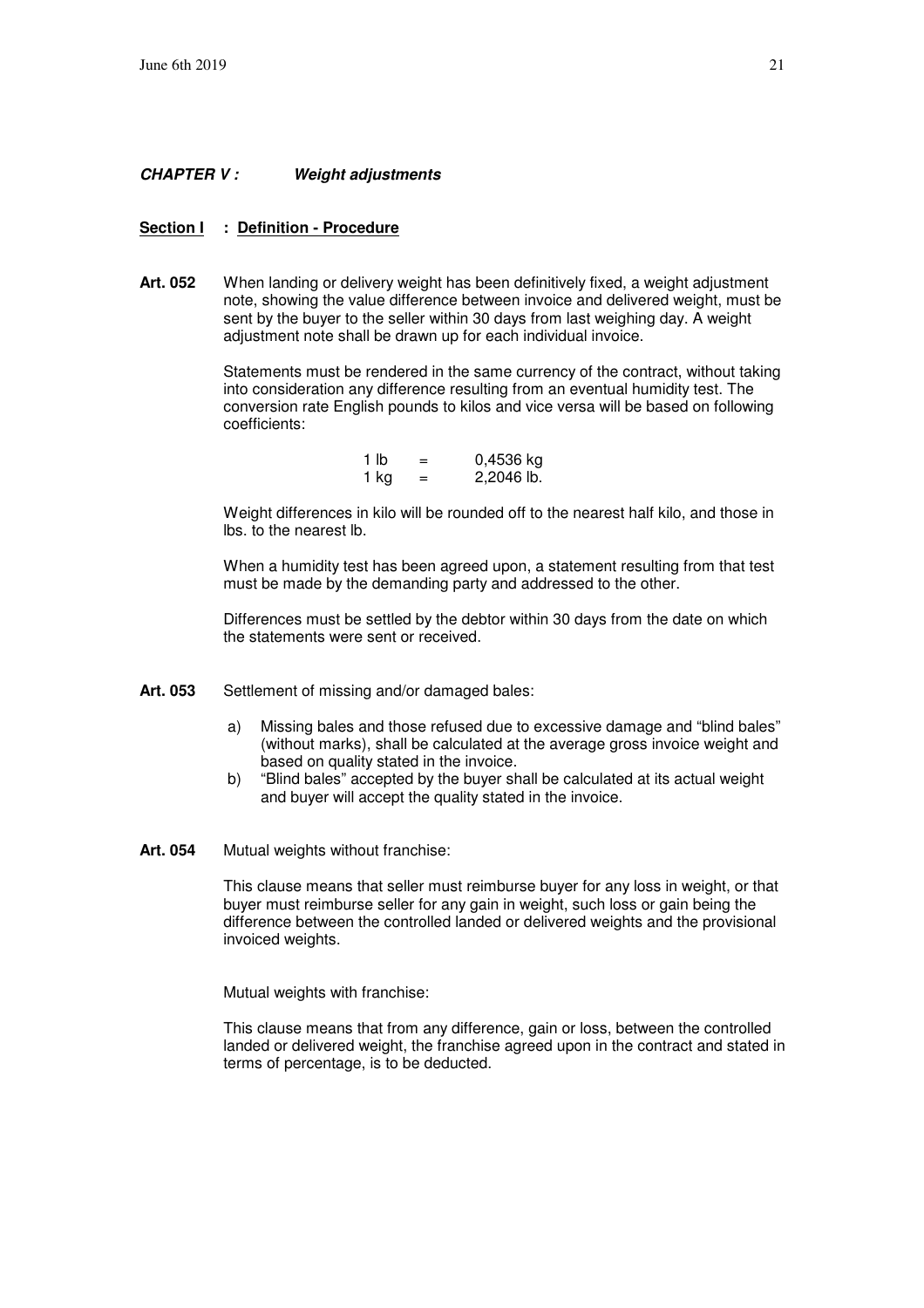## ***CHAPTER V : Weight adjustments***

### **Section I : Definition - Procedure**

**Art. 052** When landing or delivery weight has been definitively fixed, a weight adjustment note, showing the value difference between invoice and delivered weight, must be sent by the buyer to the seller within 30 days from last weighing day. A weight adjustment note shall be drawn up for each individual invoice.

Statements must be rendered in the same currency of the contract, without taking into consideration any difference resulting from an eventual humidity test. The conversion rate English pounds to kilos and vice versa will be based on following coefficients:

| | | |
|---|---|---|
| 1 lb | = | 0,4536 kg |
| 1 kg | = | 2,2046 lb. |

Weight differences in kilo will be rounded off to the nearest half kilo, and those in lbs. to the nearest lb.

When a humidity test has been agreed upon, a statement resulting from that test must be made by the demanding party and addressed to the other.

Differences must be settled by the debtor within 30 days from the date on which the statements were sent or received.

**Art. 053** Settlement of missing and/or damaged bales:

a) Missing bales and those refused due to excessive damage and "blind bales" (without marks), shall be calculated at the average gross invoice weight and based on quality stated in the invoice.

b) "Blind bales" accepted by the buyer shall be calculated at its actual weight and buyer will accept the quality stated in the invoice.

**Art. 054** Mutual weights without franchise:

This clause means that seller must reimburse buyer for any loss in weight, or that buyer must reimburse seller for any gain in weight, such loss or gain being the difference between the controlled landed or delivered weights and the provisional invoiced weights.

Mutual weights with franchise:

This clause means that from any difference, gain or loss, between the controlled landed or delivered weight, the franchise agreed upon in the contract and stated in terms of percentage, is to be deducted.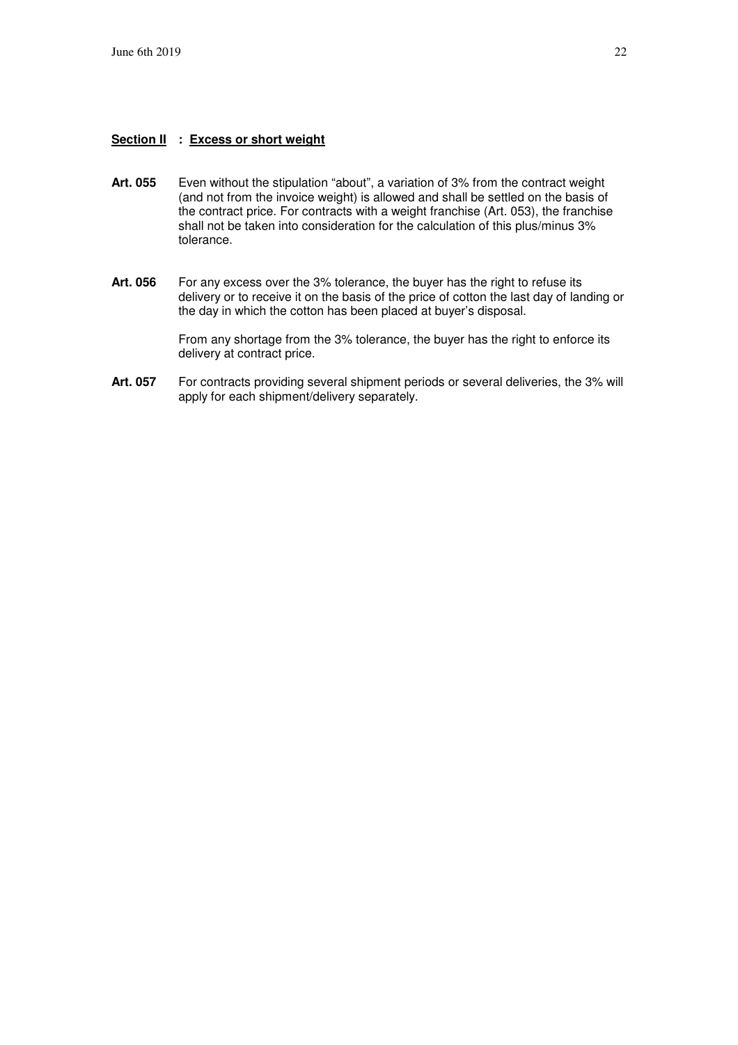## **Section II : Excess or short weight**

**Art. 055** Even without the stipulation "about", a variation of 3% from the contract weight (and not from the invoice weight) is allowed and shall be settled on the basis of the contract price. For contracts with a weight franchise (Art. 053), the franchise shall not be taken into consideration for the calculation of this plus/minus 3% tolerance.

**Art. 056** For any excess over the 3% tolerance, the buyer has the right to refuse its delivery or to receive it on the basis of the price of cotton the last day of landing or the day in which the cotton has been placed at buyer's disposal.

From any shortage from the 3% tolerance, the buyer has the right to enforce its delivery at contract price.

**Art. 057** For contracts providing several shipment periods or several deliveries, the 3% will apply for each shipment/delivery separately.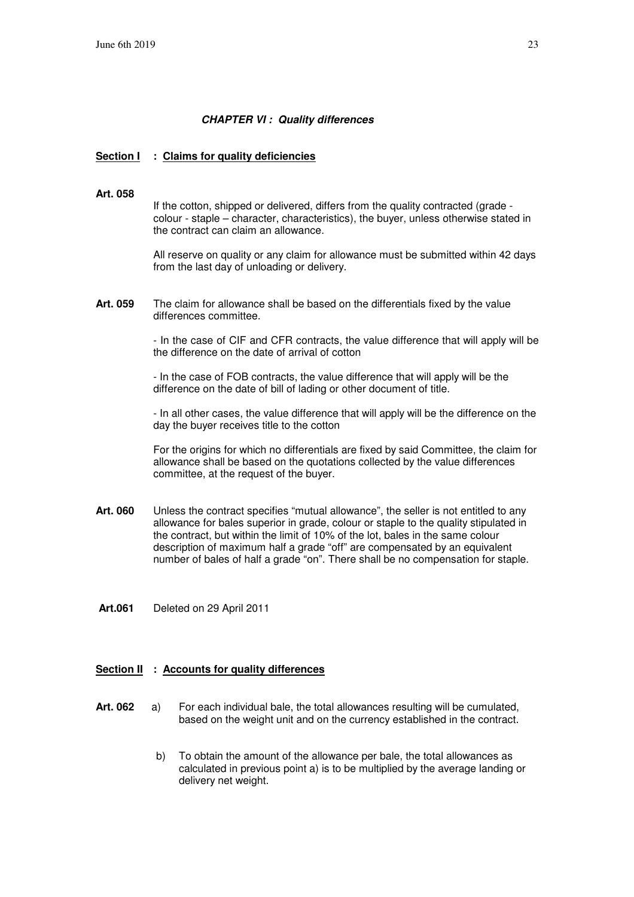## *CHAPTER VI : Quality differences*

### Section I : Claims for quality deficiencies

**Art. 058**

If the cotton, shipped or delivered, differs from the quality contracted (grade - colour - staple – character, characteristics), the buyer, unless otherwise stated in the contract can claim an allowance.

All reserve on quality or any claim for allowance must be submitted within 42 days from the last day of unloading or delivery.

**Art. 059** The claim for allowance shall be based on the differentials fixed by the value differences committee.

- In the case of CIF and CFR contracts, the value difference that will apply will be the difference on the date of arrival of cotton

- In the case of FOB contracts, the value difference that will apply will be the difference on the date of bill of lading or other document of title.

- In all other cases, the value difference that will apply will be the difference on the day the buyer receives title to the cotton

For the origins for which no differentials are fixed by said Committee, the claim for allowance shall be based on the quotations collected by the value differences committee, at the request of the buyer.

**Art. 060** Unless the contract specifies "mutual allowance", the seller is not entitled to any allowance for bales superior in grade, colour or staple to the quality stipulated in the contract, but within the limit of 10% of the lot, bales in the same colour description of maximum half a grade "off" are compensated by an equivalent number of bales of half a grade "on". There shall be no compensation for staple.

**Art.061** Deleted on 29 April 2011

### Section II : Accounts for quality differences

**Art. 062**

a) For each individual bale, the total allowances resulting will be cumulated, based on the weight unit and on the currency established in the contract.

b) To obtain the amount of the allowance per bale, the total allowances as calculated in previous point a) is to be multiplied by the average landing or delivery net weight.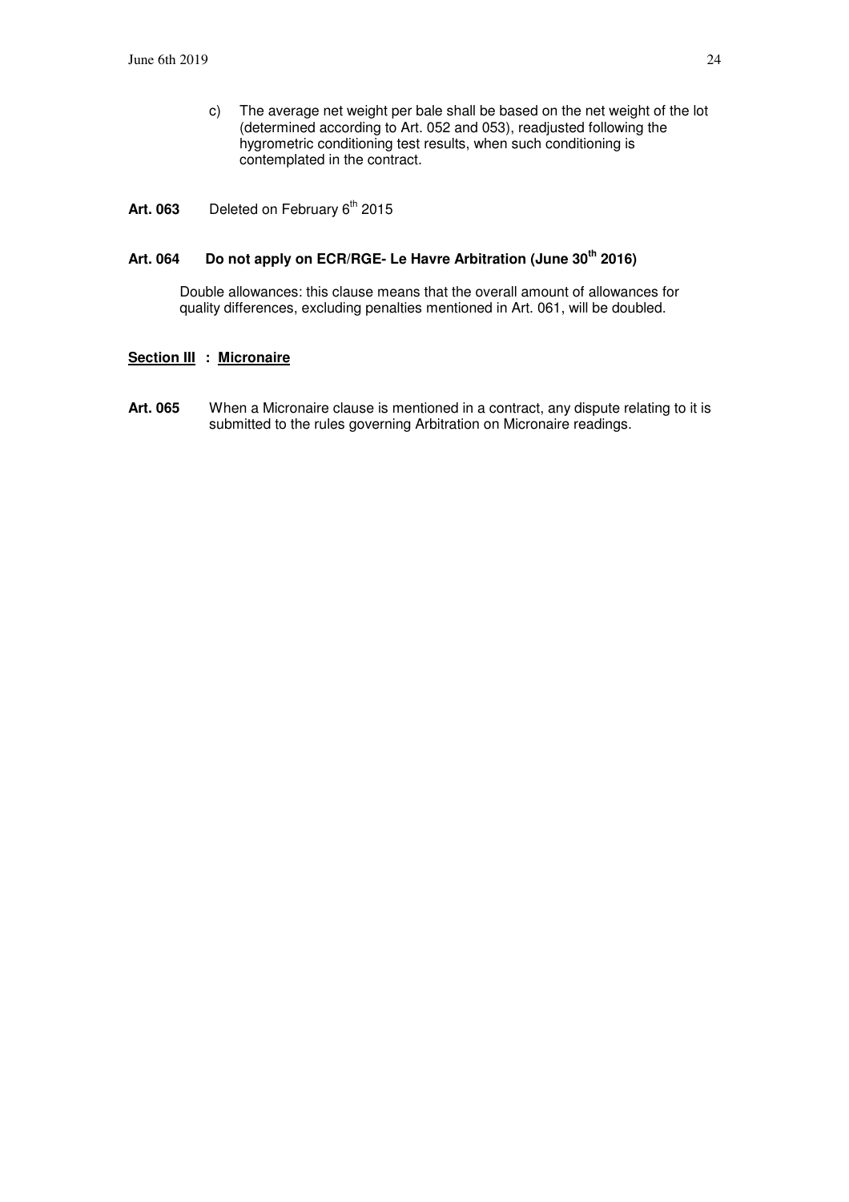c) The average net weight per bale shall be based on the net weight of the lot (determined according to Art. 052 and 053), readjusted following the hygrometric conditioning test results, when such conditioning is contemplated in the contract.

**Art. 063** Deleted on February 6th 2015

**Art. 064 Do not apply on ECR/RGE- Le Havre Arbitration (June 30th 2016)**

Double allowances: this clause means that the overall amount of allowances for quality differences, excluding penalties mentioned in Art. 061, will be doubled.

**Section III : Micronaire**

**Art. 065** When a Micronaire clause is mentioned in a contract, any dispute relating to it is submitted to the rules governing Arbitration on Micronaire readings.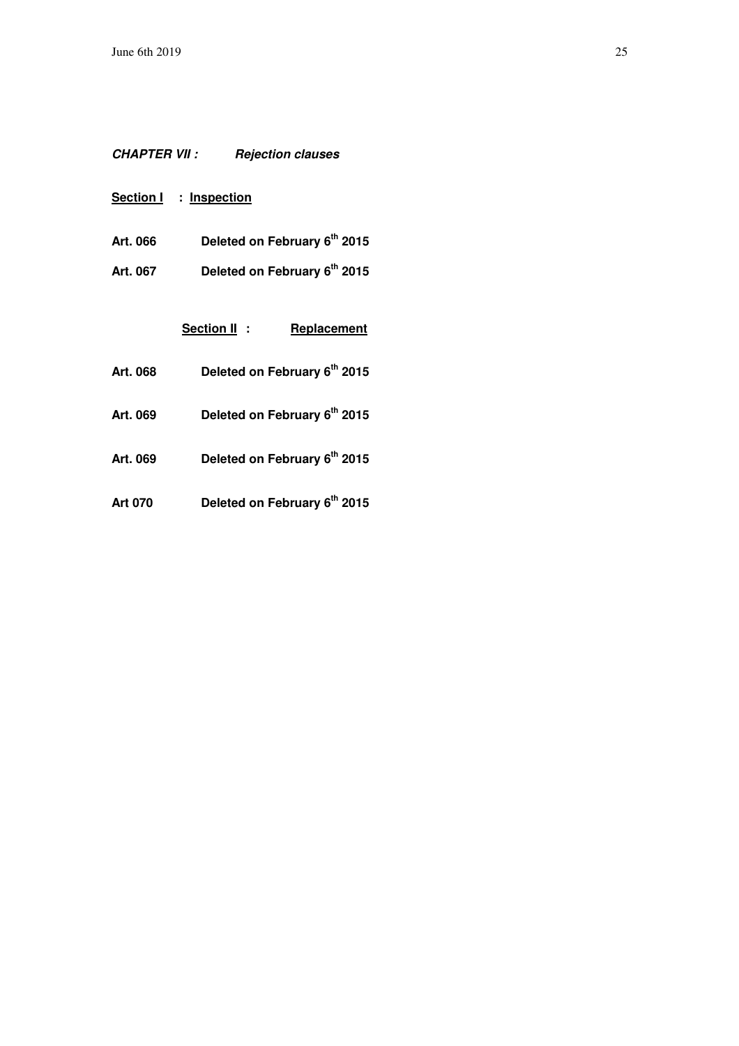***CHAPTER VII : Rejection clauses***

**Section I : Inspection**

**Art. 066 Deleted on February 6th 2015**

**Art. 067 Deleted on February 6th 2015**

**Section II : Replacement**

**Art. 068 Deleted on February 6th 2015**

**Art. 069 Deleted on February 6th 2015**

**Art. 069 Deleted on February 6th 2015**

**Art 070 Deleted on February 6th 2015**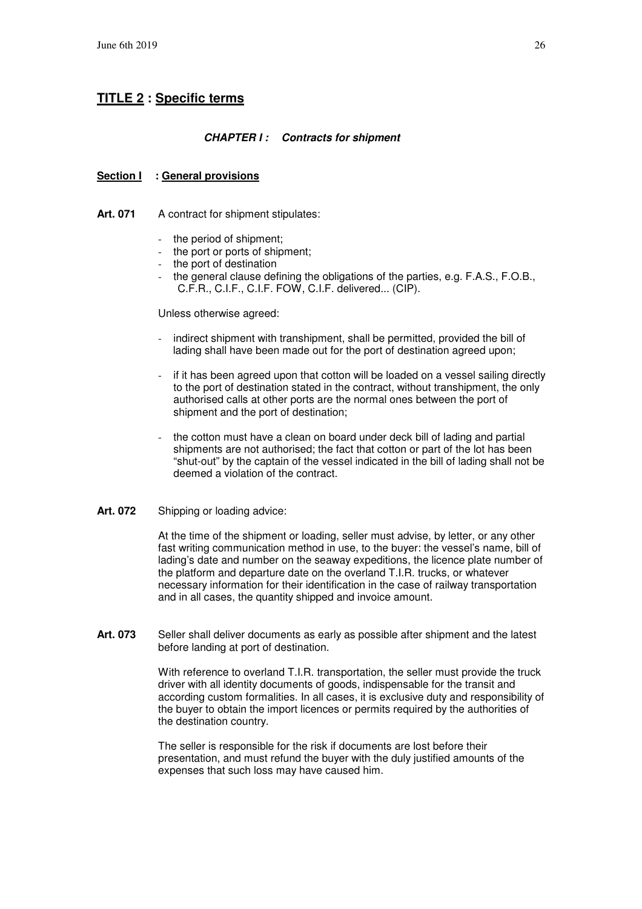# TITLE 2 : Specific terms

## *CHAPTER I : Contracts for shipment*

### Section I : General provisions

**Art. 071** A contract for shipment stipulates:

- the period of shipment;
- the port or ports of shipment;
- the port of destination
- the general clause defining the obligations of the parties, e.g. F.A.S., F.O.B., C.F.R., C.I.F., C.I.F. FOW, C.I.F. delivered... (CIP).

Unless otherwise agreed:

- indirect shipment with transhipment, shall be permitted, provided the bill of lading shall have been made out for the port of destination agreed upon;
- if it has been agreed upon that cotton will be loaded on a vessel sailing directly to the port of destination stated in the contract, without transhipment, the only authorised calls at other ports are the normal ones between the port of shipment and the port of destination;
- the cotton must have a clean on board under deck bill of lading and partial shipments are not authorised; the fact that cotton or part of the lot has been "shut-out" by the captain of the vessel indicated in the bill of lading shall not be deemed a violation of the contract.

**Art. 072** Shipping or loading advice:

At the time of the shipment or loading, seller must advise, by letter, or any other fast writing communication method in use, to the buyer: the vessel's name, bill of lading's date and number on the seaway expeditions, the licence plate number of the platform and departure date on the overland T.I.R. trucks, or whatever necessary information for their identification in the case of railway transportation and in all cases, the quantity shipped and invoice amount.

**Art. 073** Seller shall deliver documents as early as possible after shipment and the latest before landing at port of destination.

With reference to overland T.I.R. transportation, the seller must provide the truck driver with all identity documents of goods, indispensable for the transit and according custom formalities. In all cases, it is exclusive duty and responsibility of the buyer to obtain the import licences or permits required by the authorities of the destination country.

The seller is responsible for the risk if documents are lost before their presentation, and must refund the buyer with the duly justified amounts of the expenses that such loss may have caused him.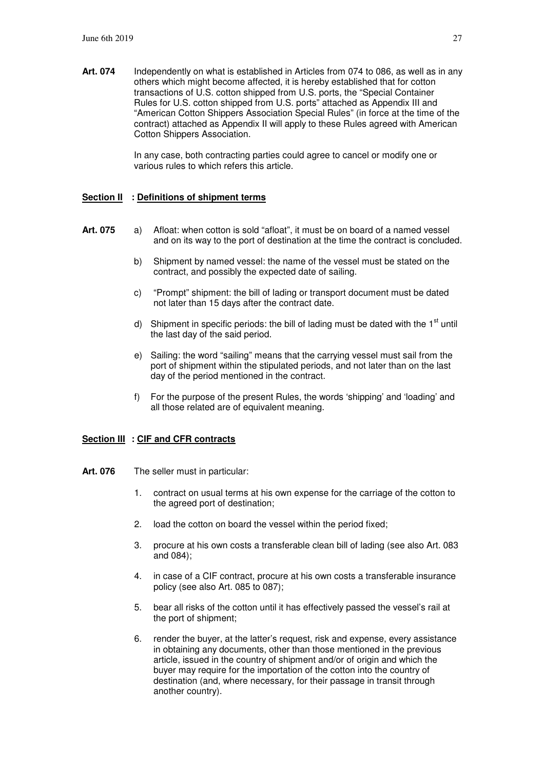**Art. 074** Independently on what is established in Articles from 074 to 086, as well as in any others which might become affected, it is hereby established that for cotton transactions of U.S. cotton shipped from U.S. ports, the "Special Container Rules for U.S. cotton shipped from U.S. ports" attached as Appendix III and "American Cotton Shippers Association Special Rules" (in force at the time of the contract) attached as Appendix II will apply to these Rules agreed with American Cotton Shippers Association.

In any case, both contracting parties could agree to cancel or modify one or various rules to which refers this article.

## **Section II : Definitions of shipment terms**

**Art. 075**

a) Afloat: when cotton is sold "afloat", it must be on board of a named vessel and on its way to the port of destination at the time the contract is concluded.

b) Shipment by named vessel: the name of the vessel must be stated on the contract, and possibly the expected date of sailing.

c) "Prompt" shipment: the bill of lading or transport document must be dated not later than 15 days after the contract date.

d) Shipment in specific periods: the bill of lading must be dated with the 1st until the last day of the said period.

e) Sailing: the word "sailing" means that the carrying vessel must sail from the port of shipment within the stipulated periods, and not later than on the last day of the period mentioned in the contract.

f) For the purpose of the present Rules, the words 'shipping' and 'loading' and all those related are of equivalent meaning.

## **Section III : CIF and CFR contracts**

**Art. 076** The seller must in particular:

1. contract on usual terms at his own expense for the carriage of the cotton to the agreed port of destination;
2. load the cotton on board the vessel within the period fixed;
3. procure at his own costs a transferable clean bill of lading (see also Art. 083 and 084);
4. in case of a CIF contract, procure at his own costs a transferable insurance policy (see also Art. 085 to 087);
5. bear all risks of the cotton until it has effectively passed the vessel's rail at the port of shipment;
6. render the buyer, at the latter's request, risk and expense, every assistance in obtaining any documents, other than those mentioned in the previous article, issued in the country of shipment and/or of origin and which the buyer may require for the importation of the cotton into the country of destination (and, where necessary, for their passage in transit through another country).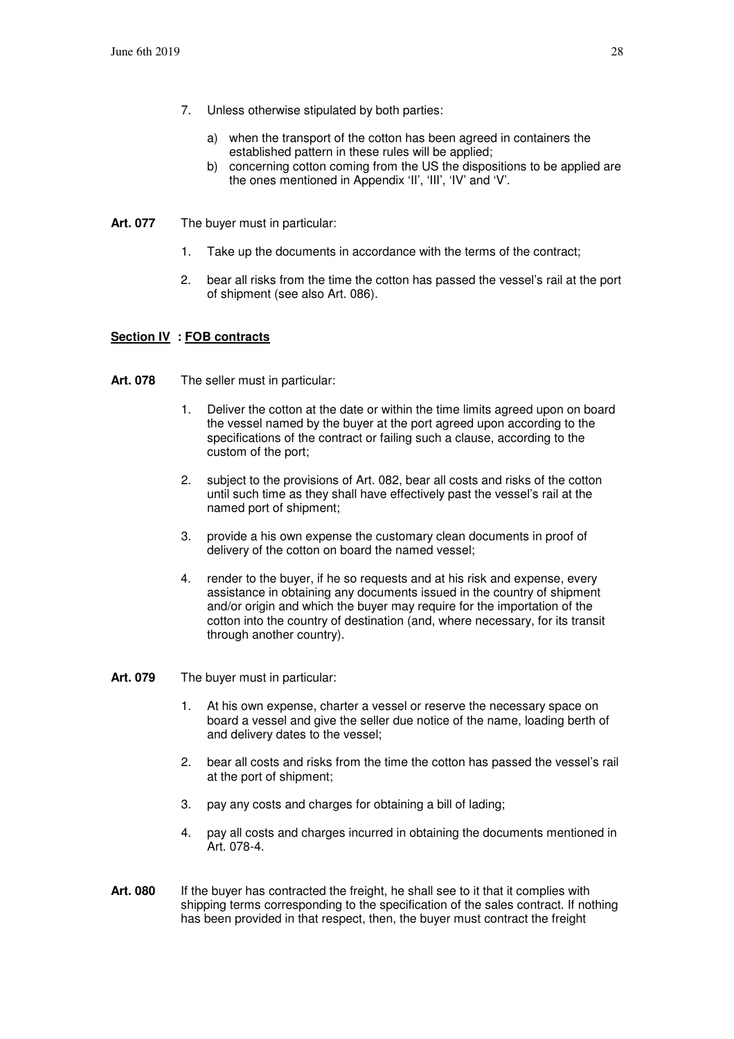7. Unless otherwise stipulated by both parties:

   a) when the transport of the cotton has been agreed in containers the established pattern in these rules will be applied;
   b) concerning cotton coming from the US the dispositions to be applied are the ones mentioned in Appendix 'II', 'III', 'IV' and 'V'.

**Art. 077** The buyer must in particular:

1. Take up the documents in accordance with the terms of the contract;

2. bear all risks from the time the cotton has passed the vessel's rail at the port of shipment (see also Art. 086).

**Section IV : FOB contracts**

**Art. 078** The seller must in particular:

1. Deliver the cotton at the date or within the time limits agreed upon on board the vessel named by the buyer at the port agreed upon according to the specifications of the contract or failing such a clause, according to the custom of the port;

2. subject to the provisions of Art. 082, bear all costs and risks of the cotton until such time as they shall have effectively past the vessel's rail at the named port of shipment;

3. provide a his own expense the customary clean documents in proof of delivery of the cotton on board the named vessel;

4. render to the buyer, if he so requests and at his risk and expense, every assistance in obtaining any documents issued in the country of shipment and/or origin and which the buyer may require for the importation of the cotton into the country of destination (and, where necessary, for its transit through another country).

**Art. 079** The buyer must in particular:

1. At his own expense, charter a vessel or reserve the necessary space on board a vessel and give the seller due notice of the name, loading berth of and delivery dates to the vessel;

2. bear all costs and risks from the time the cotton has passed the vessel's rail at the port of shipment;

3. pay any costs and charges for obtaining a bill of lading;

4. pay all costs and charges incurred in obtaining the documents mentioned in Art. 078-4.

**Art. 080** If the buyer has contracted the freight, he shall see to it that it complies with shipping terms corresponding to the specification of the sales contract. If nothing has been provided in that respect, then, the buyer must contract the freight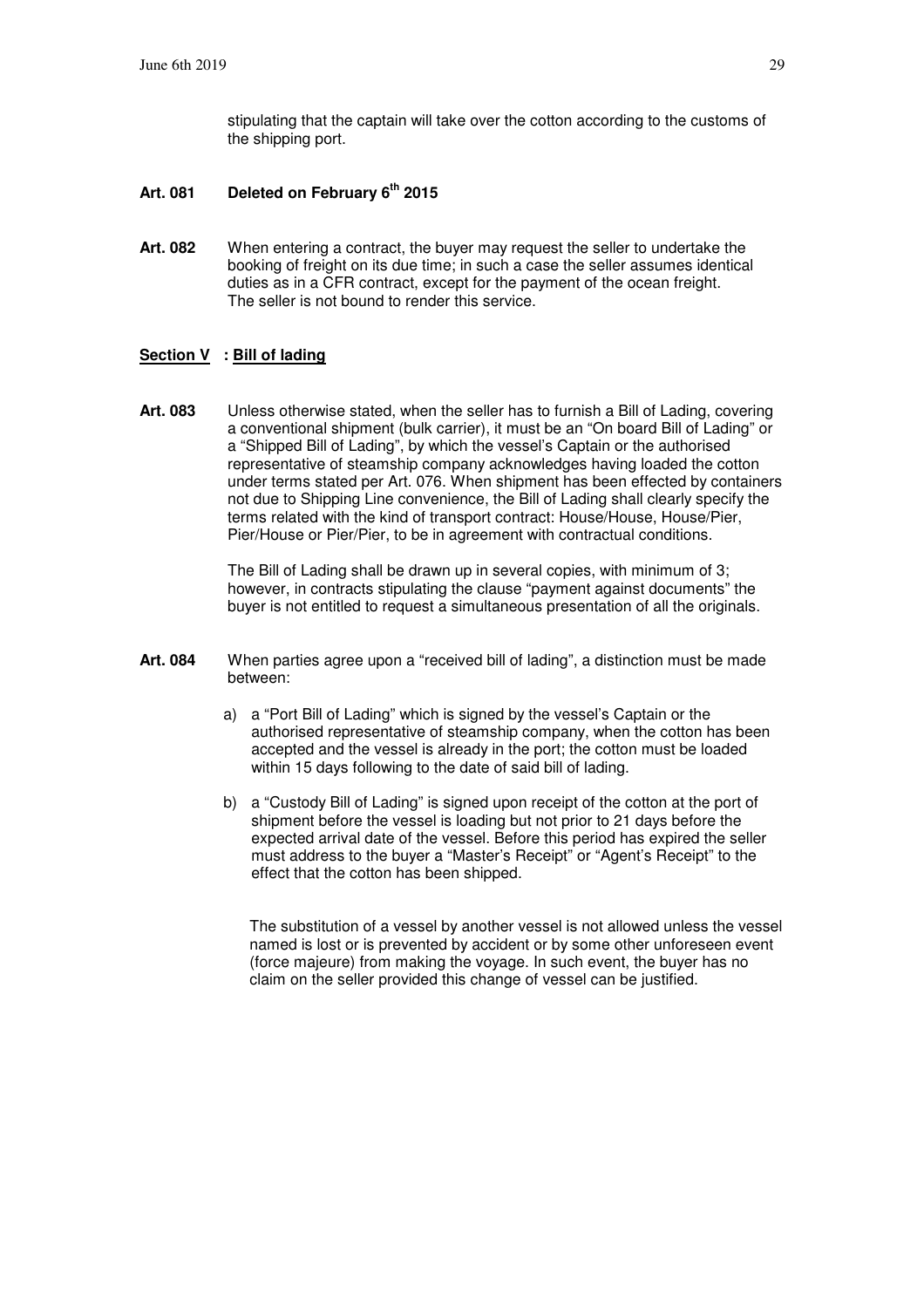stipulating that the captain will take over the cotton according to the customs of the shipping port.

**Art. 081 Deleted on February 6th 2015**

**Art. 082** When entering a contract, the buyer may request the seller to undertake the booking of freight on its due time; in such a case the seller assumes identical duties as in a CFR contract, except for the payment of the ocean freight. The seller is not bound to render this service.

## Section V : Bill of lading

**Art. 083** Unless otherwise stated, when the seller has to furnish a Bill of Lading, covering a conventional shipment (bulk carrier), it must be an "On board Bill of Lading" or a "Shipped Bill of Lading", by which the vessel's Captain or the authorised representative of steamship company acknowledges having loaded the cotton under terms stated per Art. 076. When shipment has been effected by containers not due to Shipping Line convenience, the Bill of Lading shall clearly specify the terms related with the kind of transport contract: House/House, House/Pier, Pier/House or Pier/Pier, to be in agreement with contractual conditions.

The Bill of Lading shall be drawn up in several copies, with minimum of 3; however, in contracts stipulating the clause "payment against documents" the buyer is not entitled to request a simultaneous presentation of all the originals.

**Art. 084** When parties agree upon a "received bill of lading", a distinction must be made between:

a) a "Port Bill of Lading" which is signed by the vessel's Captain or the authorised representative of steamship company, when the cotton has been accepted and the vessel is already in the port; the cotton must be loaded within 15 days following to the date of said bill of lading.

b) a "Custody Bill of Lading" is signed upon receipt of the cotton at the port of shipment before the vessel is loading but not prior to 21 days before the expected arrival date of the vessel. Before this period has expired the seller must address to the buyer a "Master's Receipt" or "Agent's Receipt" to the effect that the cotton has been shipped.

The substitution of a vessel by another vessel is not allowed unless the vessel named is lost or is prevented by accident or by some other unforeseen event (force majeure) from making the voyage. In such event, the buyer has no claim on the seller provided this change of vessel can be justified.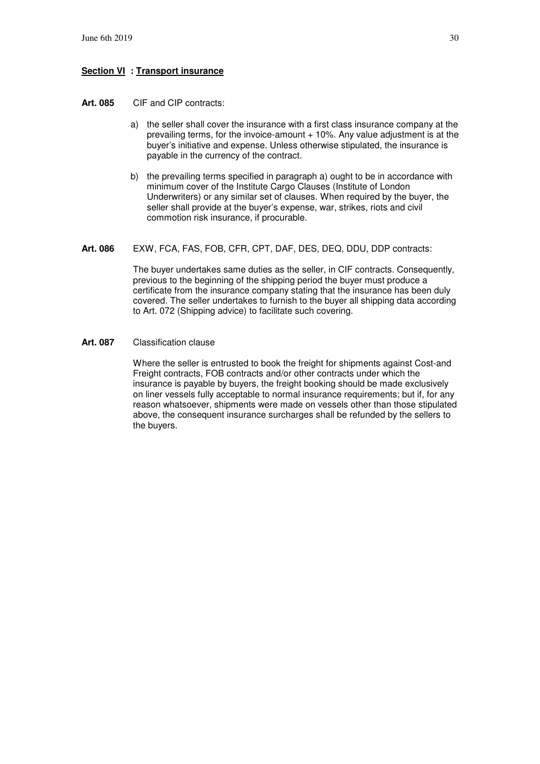## **Section VI : Transport insurance**

**Art. 085** CIF and CIP contracts:

a) the seller shall cover the insurance with a first class insurance company at the prevailing terms, for the invoice-amount + 10%. Any value adjustment is at the buyer's initiative and expense. Unless otherwise stipulated, the insurance is payable in the currency of the contract.

b) the prevailing terms specified in paragraph a) ought to be in accordance with minimum cover of the Institute Cargo Clauses (Institute of London Underwriters) or any similar set of clauses. When required by the buyer, the seller shall provide at the buyer's expense, war, strikes, riots and civil commotion risk insurance, if procurable.

**Art. 086** EXW, FCA, FAS, FOB, CFR, CPT, DAF, DES, DEQ, DDU, DDP contracts:

The buyer undertakes same duties as the seller, in CIF contracts. Consequently, previous to the beginning of the shipping period the buyer must produce a certificate from the insurance company stating that the insurance has been duly covered. The seller undertakes to furnish to the buyer all shipping data according to Art. 072 (Shipping advice) to facilitate such covering.

**Art. 087** Classification clause

Where the seller is entrusted to book the freight for shipments against Cost-and Freight contracts, FOB contracts and/or other contracts under which the insurance is payable by buyers, the freight booking should be made exclusively on liner vessels fully acceptable to normal insurance requirements; but if, for any reason whatsoever, shipments were made on vessels other than those stipulated above, the consequent insurance surcharges shall be refunded by the sellers to the buyers.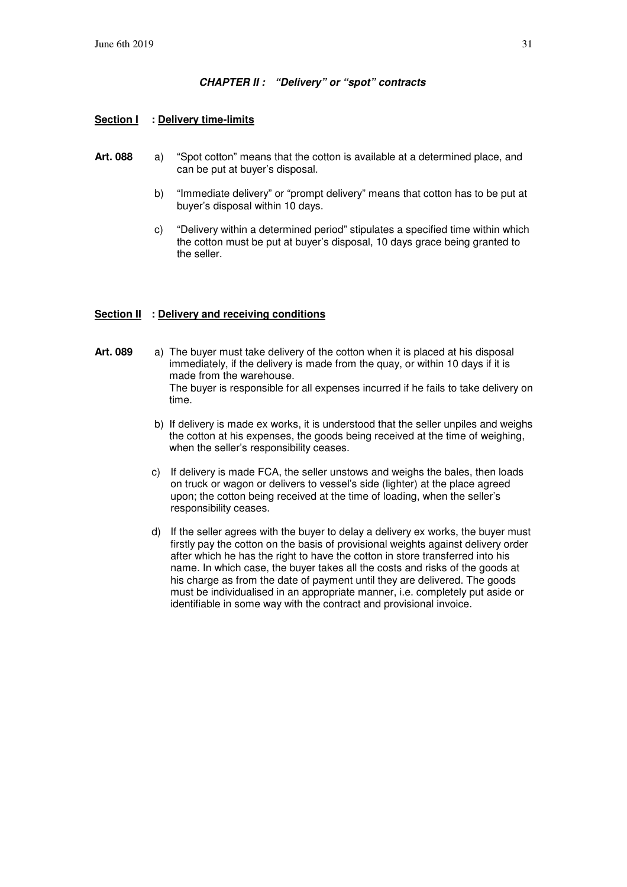## *CHAPTER II : "Delivery" or "spot" contracts*

### Section I : Delivery time-limits

**Art. 088**

a) "Spot cotton" means that the cotton is available at a determined place, and can be put at buyer's disposal.

b) "Immediate delivery" or "prompt delivery" means that cotton has to be put at buyer's disposal within 10 days.

c) "Delivery within a determined period" stipulates a specified time within which the cotton must be put at buyer's disposal, 10 days grace being granted to the seller.

### Section II : Delivery and receiving conditions

**Art. 089**

a) The buyer must take delivery of the cotton when it is placed at his disposal immediately, if the delivery is made from the quay, or within 10 days if it is made from the warehouse.
The buyer is responsible for all expenses incurred if he fails to take delivery on time.

b) If delivery is made ex works, it is understood that the seller unpiles and weighs the cotton at his expenses, the goods being received at the time of weighing, when the seller's responsibility ceases.

c) If delivery is made FCA, the seller unstows and weighs the bales, then loads on truck or wagon or delivers to vessel's side (lighter) at the place agreed upon; the cotton being received at the time of loading, when the seller's responsibility ceases.

d) If the seller agrees with the buyer to delay a delivery ex works, the buyer must firstly pay the cotton on the basis of provisional weights against delivery order after which he has the right to have the cotton in store transferred into his name. In which case, the buyer takes all the costs and risks of the goods at his charge as from the date of payment until they are delivered. The goods must be individualised in an appropriate manner, i.e. completely put aside or identifiable in some way with the contract and provisional invoice.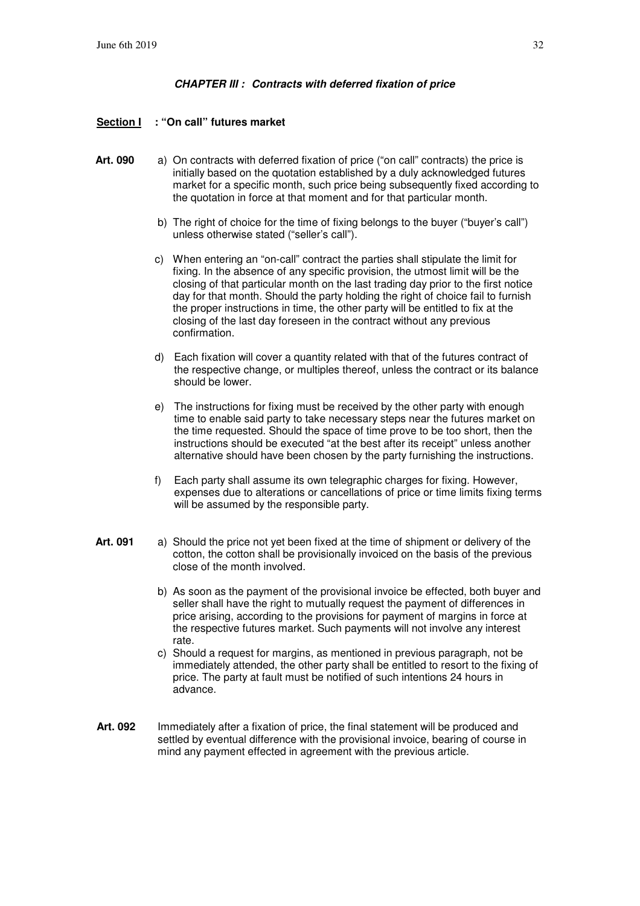### *CHAPTER III : Contracts with deferred fixation of price*

**Section I : "On call" futures market**

**Art. 090**

a) On contracts with deferred fixation of price ("on call" contracts) the price is initially based on the quotation established by a duly acknowledged futures market for a specific month, such price being subsequently fixed according to the quotation in force at that moment and for that particular month.

b) The right of choice for the time of fixing belongs to the buyer ("buyer's call") unless otherwise stated ("seller's call").

c) When entering an "on-call" contract the parties shall stipulate the limit for fixing. In the absence of any specific provision, the utmost limit will be the closing of that particular month on the last trading day prior to the first notice day for that month. Should the party holding the right of choice fail to furnish the proper instructions in time, the other party will be entitled to fix at the closing of the last day foreseen in the contract without any previous confirmation.

d) Each fixation will cover a quantity related with that of the futures contract of the respective change, or multiples thereof, unless the contract or its balance should be lower.

e) The instructions for fixing must be received by the other party with enough time to enable said party to take necessary steps near the futures market on the time requested. Should the space of time prove to be too short, then the instructions should be executed "at the best after its receipt" unless another alternative should have been chosen by the party furnishing the instructions.

f) Each party shall assume its own telegraphic charges for fixing. However, expenses due to alterations or cancellations of price or time limits fixing terms will be assumed by the responsible party.

**Art. 091**

a) Should the price not yet been fixed at the time of shipment or delivery of the cotton, the cotton shall be provisionally invoiced on the basis of the previous close of the month involved.

b) As soon as the payment of the provisional invoice be effected, both buyer and seller shall have the right to mutually request the payment of differences in price arising, according to the provisions for payment of margins in force at the respective futures market. Such payments will not involve any interest rate.

c) Should a request for margins, as mentioned in previous paragraph, not be immediately attended, the other party shall be entitled to resort to the fixing of price. The party at fault must be notified of such intentions 24 hours in advance.

**Art. 092** Immediately after a fixation of price, the final statement will be produced and settled by eventual difference with the provisional invoice, bearing of course in mind any payment effected in agreement with the previous article.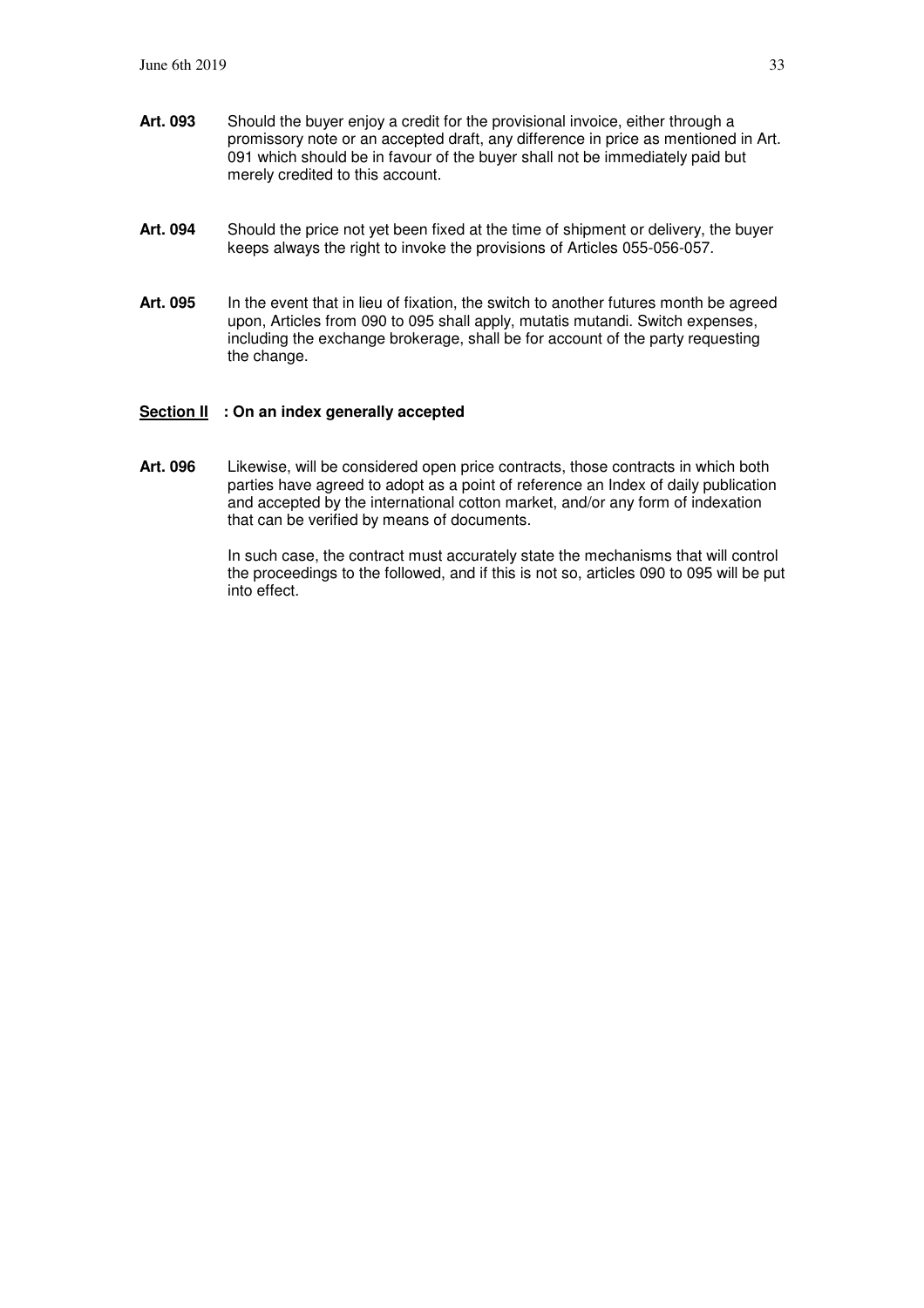**Art. 093** Should the buyer enjoy a credit for the provisional invoice, either through a promissory note or an accepted draft, any difference in price as mentioned in Art. 091 which should be in favour of the buyer shall not be immediately paid but merely credited to this account.

**Art. 094** Should the price not yet been fixed at the time of shipment or delivery, the buyer keeps always the right to invoke the provisions of Articles 055-056-057.

**Art. 095** In the event that in lieu of fixation, the switch to another futures month be agreed upon, Articles from 090 to 095 shall apply, mutatis mutandi. Switch expenses, including the exchange brokerage, shall be for account of the party requesting the change.

**Section II : On an index generally accepted**

**Art. 096** Likewise, will be considered open price contracts, those contracts in which both parties have agreed to adopt as a point of reference an Index of daily publication and accepted by the international cotton market, and/or any form of indexation that can be verified by means of documents.

In such case, the contract must accurately state the mechanisms that will control the proceedings to the followed, and if this is not so, articles 090 to 095 will be put into effect.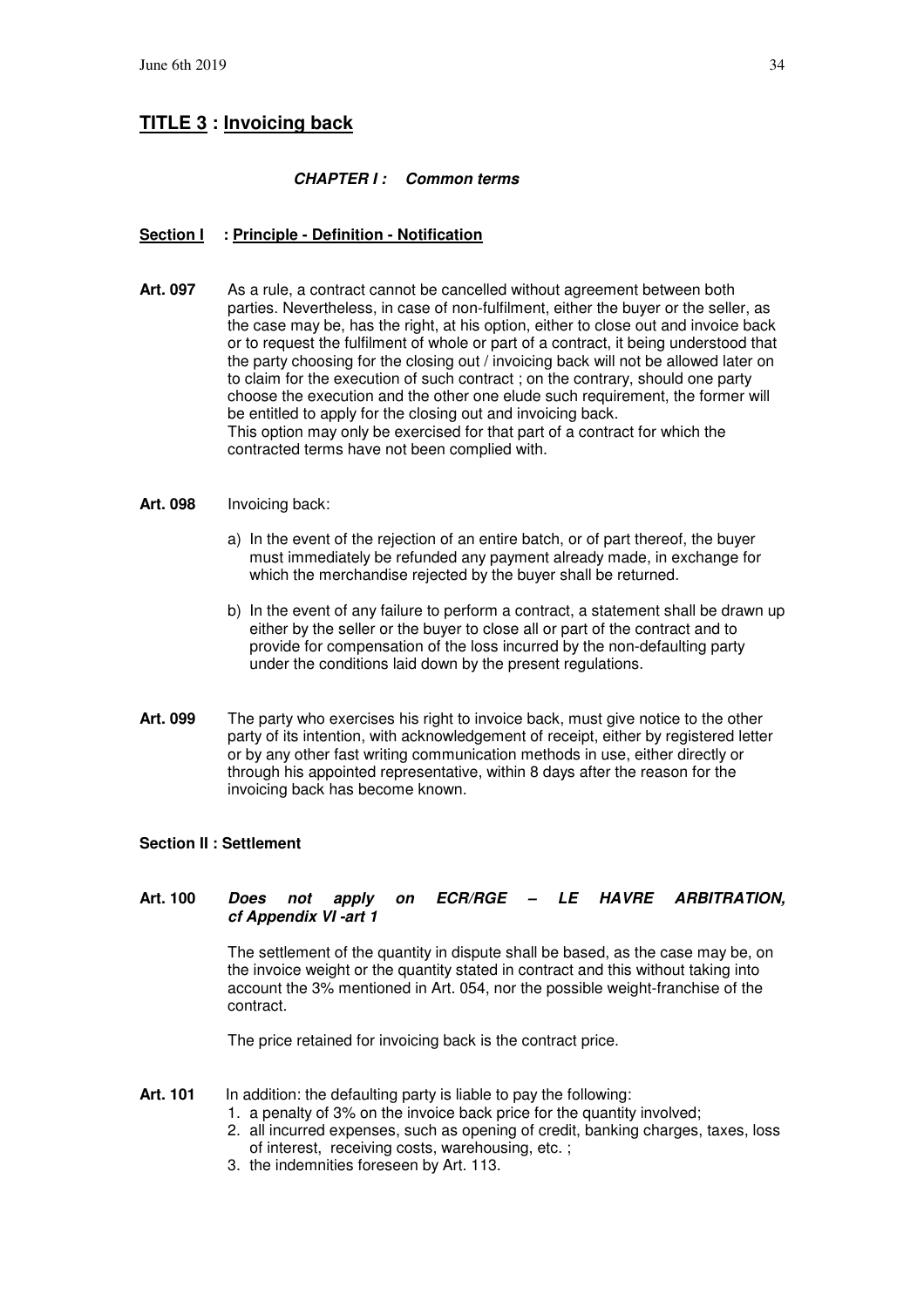## **TITLE 3 : Invoicing back**

***CHAPTER I : Common terms***

**Section I : Principle - Definition - Notification**

**Art. 097** As a rule, a contract cannot be cancelled without agreement between both parties. Nevertheless, in case of non-fulfilment, either the buyer or the seller, as the case may be, has the right, at his option, either to close out and invoice back or to request the fulfilment of whole or part of a contract, it being understood that the party choosing for the closing out / invoicing back will not be allowed later on to claim for the execution of such contract ; on the contrary, should one party choose the execution and the other one elude such requirement, the former will be entitled to apply for the closing out and invoicing back.
This option may only be exercised for that part of a contract for which the contracted terms have not been complied with.

**Art. 098** Invoicing back:

a) In the event of the rejection of an entire batch, or of part thereof, the buyer must immediately be refunded any payment already made, in exchange for which the merchandise rejected by the buyer shall be returned.

b) In the event of any failure to perform a contract, a statement shall be drawn up either by the seller or the buyer to close all or part of the contract and to provide for compensation of the loss incurred by the non-defaulting party under the conditions laid down by the present regulations.

**Art. 099** The party who exercises his right to invoice back, must give notice to the other party of its intention, with acknowledgement of receipt, either by registered letter or by any other fast writing communication methods in use, either directly or through his appointed representative, within 8 days after the reason for the invoicing back has become known.

**Section II : Settlement**

**Art. 100** ***Does not apply on ECR/RGE – LE HAVRE ARBITRATION, cf Appendix VI -art 1***

The settlement of the quantity in dispute shall be based, as the case may be, on the invoice weight or the quantity stated in contract and this without taking into account the 3% mentioned in Art. 054, nor the possible weight-franchise of the contract.

The price retained for invoicing back is the contract price.

**Art. 101** In addition: the defaulting party is liable to pay the following:

1. a penalty of 3% on the invoice back price for the quantity involved;
2. all incurred expenses, such as opening of credit, banking charges, taxes, loss of interest, receiving costs, warehousing, etc. ;
3. the indemnities foreseen by Art. 113.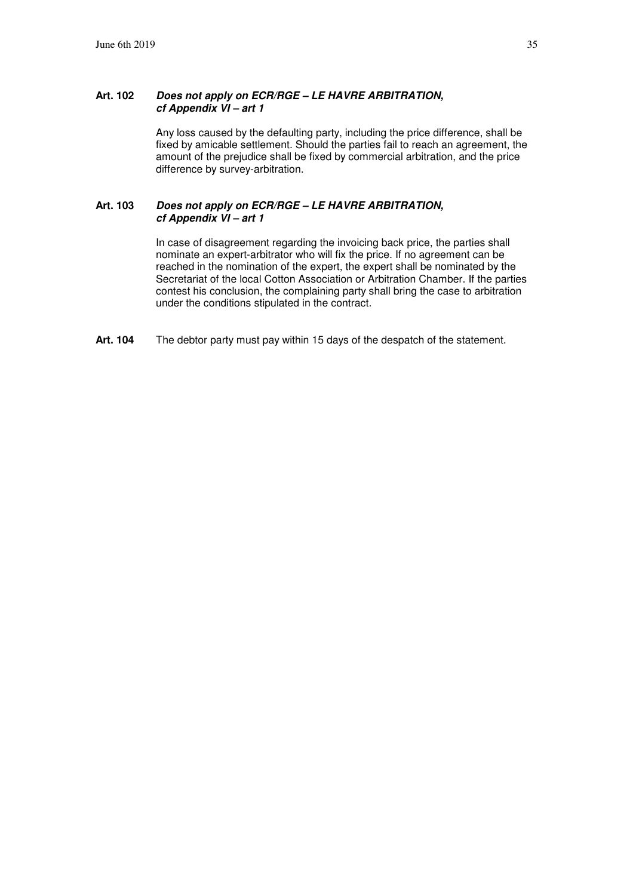**Art. 102** ***Does not apply on ECR/RGE – LE HAVRE ARBITRATION, cf Appendix VI – art 1***

Any loss caused by the defaulting party, including the price difference, shall be fixed by amicable settlement. Should the parties fail to reach an agreement, the amount of the prejudice shall be fixed by commercial arbitration, and the price difference by survey-arbitration.

**Art. 103** ***Does not apply on ECR/RGE – LE HAVRE ARBITRATION, cf Appendix VI – art 1***

In case of disagreement regarding the invoicing back price, the parties shall nominate an expert-arbitrator who will fix the price. If no agreement can be reached in the nomination of the expert, the expert shall be nominated by the Secretariat of the local Cotton Association or Arbitration Chamber. If the parties contest his conclusion, the complaining party shall bring the case to arbitration under the conditions stipulated in the contract.

**Art. 104** The debtor party must pay within 15 days of the despatch of the statement.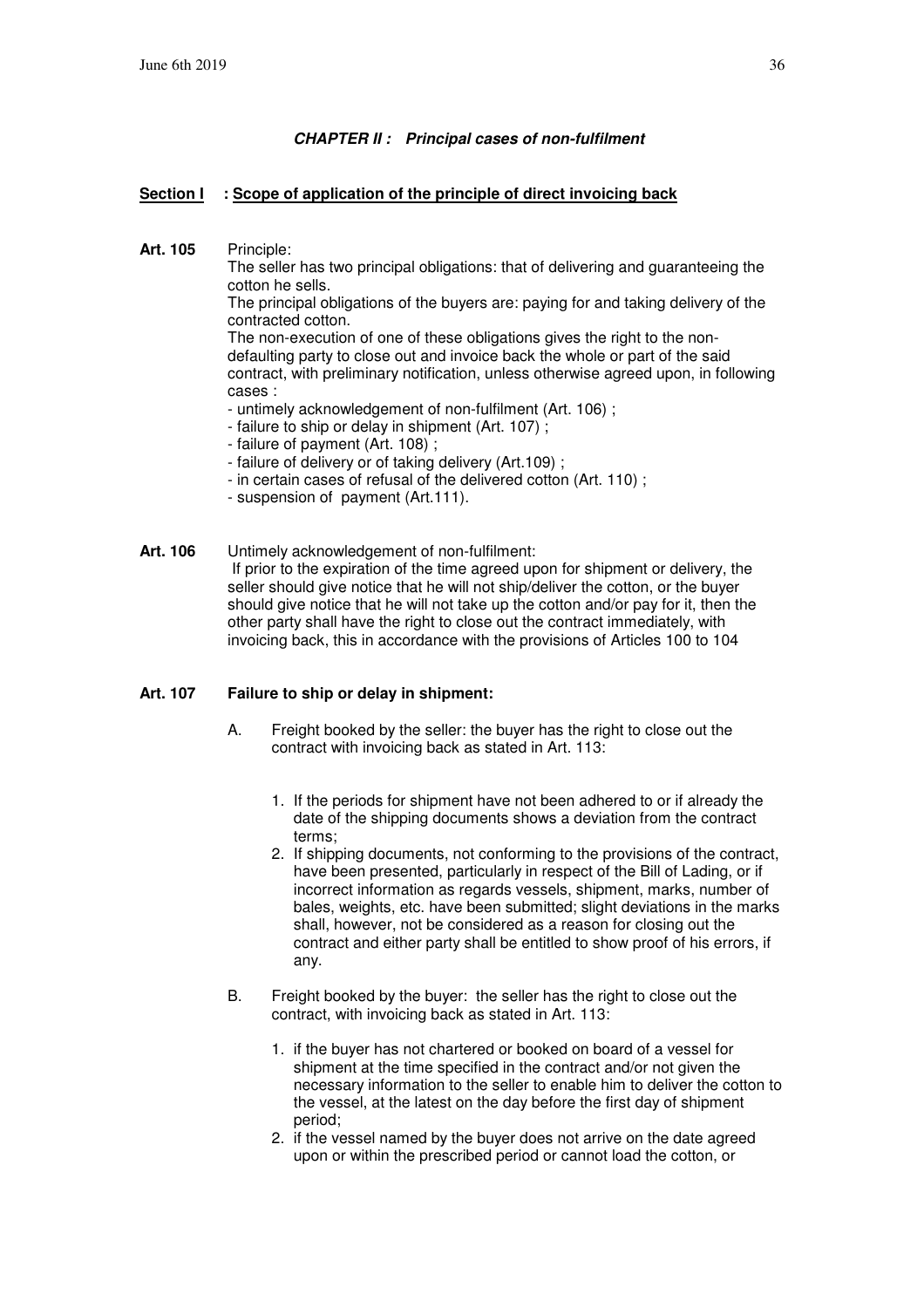### *CHAPTER II : Principal cases of non-fulfilment*

**Section I : <u>Scope of application of the principle of direct invoicing back</u>**

**Art. 105** Principle:

The seller has two principal obligations: that of delivering and guaranteeing the cotton he sells.

The principal obligations of the buyers are: paying for and taking delivery of the contracted cotton.

The non-execution of one of these obligations gives the right to the non-defaulting party to close out and invoice back the whole or part of the said contract, with preliminary notification, unless otherwise agreed upon, in following cases :

- untimely acknowledgement of non-fulfilment (Art. 106) ;
- failure to ship or delay in shipment (Art. 107) ;
- failure of payment (Art. 108) ;
- failure of delivery or of taking delivery (Art.109) ;
- in certain cases of refusal of the delivered cotton (Art. 110) ;
- suspension of payment (Art.111).

**Art. 106** Untimely acknowledgement of non-fulfilment:

If prior to the expiration of the time agreed upon for shipment or delivery, the seller should give notice that he will not ship/deliver the cotton, or the buyer should give notice that he will not take up the cotton and/or pay for it, then the other party shall have the right to close out the contract immediately, with invoicing back, this in accordance with the provisions of Articles 100 to 104

**Art. 107 Failure to ship or delay in shipment:**

A. Freight booked by the seller: the buyer has the right to close out the contract with invoicing back as stated in Art. 113:

1. If the periods for shipment have not been adhered to or if already the date of the shipping documents shows a deviation from the contract terms;
2. If shipping documents, not conforming to the provisions of the contract, have been presented, particularly in respect of the Bill of Lading, or if incorrect information as regards vessels, shipment, marks, number of bales, weights, etc. have been submitted; slight deviations in the marks shall, however, not be considered as a reason for closing out the contract and either party shall be entitled to show proof of his errors, if any.

B. Freight booked by the buyer: the seller has the right to close out the contract, with invoicing back as stated in Art. 113:

1. if the buyer has not chartered or booked on board of a vessel for shipment at the time specified in the contract and/or not given the necessary information to the seller to enable him to deliver the cotton to the vessel, at the latest on the day before the first day of shipment period;
2. if the vessel named by the buyer does not arrive on the date agreed upon or within the prescribed period or cannot load the cotton, or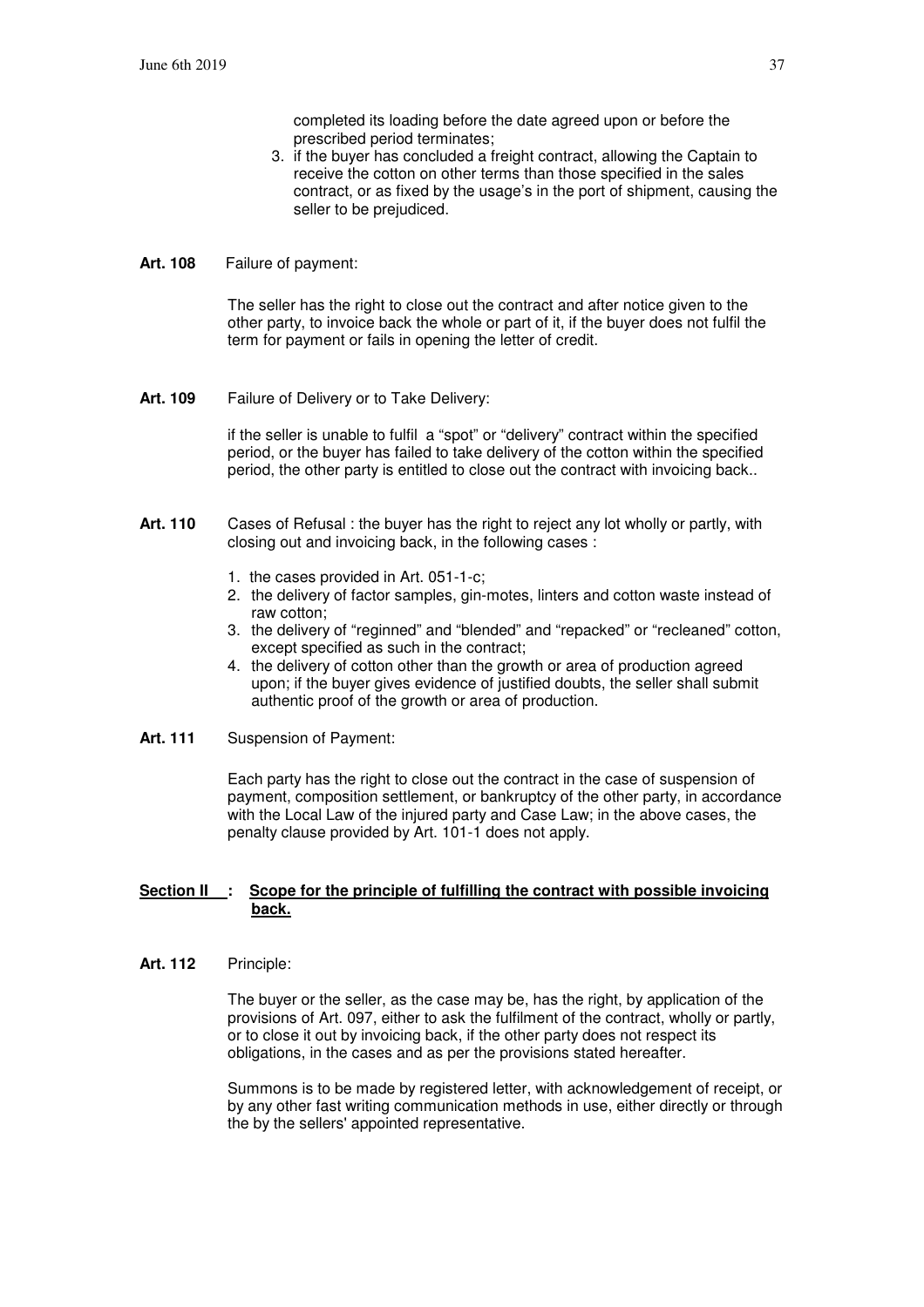completed its loading before the date agreed upon or before the prescribed period terminates;

3. if the buyer has concluded a freight contract, allowing the Captain to receive the cotton on other terms than those specified in the sales contract, or as fixed by the usage's in the port of shipment, causing the seller to be prejudiced.

**Art. 108** Failure of payment:

The seller has the right to close out the contract and after notice given to the other party, to invoice back the whole or part of it, if the buyer does not fulfil the term for payment or fails in opening the letter of credit.

**Art. 109** Failure of Delivery or to Take Delivery:

if the seller is unable to fulfil a "spot" or "delivery" contract within the specified period, or the buyer has failed to take delivery of the cotton within the specified period, the other party is entitled to close out the contract with invoicing back..

**Art. 110** Cases of Refusal : the buyer has the right to reject any lot wholly or partly, with closing out and invoicing back, in the following cases :

1. the cases provided in Art. 051-1-c;
2. the delivery of factor samples, gin-motes, linters and cotton waste instead of raw cotton;
3. the delivery of "reginned" and "blended" and "repacked" or "recleaned" cotton, except specified as such in the contract;
4. the delivery of cotton other than the growth or area of production agreed upon; if the buyer gives evidence of justified doubts, the seller shall submit authentic proof of the growth or area of production.

**Art. 111** Suspension of Payment:

Each party has the right to close out the contract in the case of suspension of payment, composition settlement, or bankruptcy of the other party, in accordance with the Local Law of the injured party and Case Law; in the above cases, the penalty clause provided by Art. 101-1 does not apply.

## Section II : Scope for the principle of fulfilling the contract with possible invoicing back.

**Art. 112** Principle:

The buyer or the seller, as the case may be, has the right, by application of the provisions of Art. 097, either to ask the fulfilment of the contract, wholly or partly, or to close it out by invoicing back, if the other party does not respect its obligations, in the cases and as per the provisions stated hereafter.

Summons is to be made by registered letter, with acknowledgement of receipt, or by any other fast writing communication methods in use, either directly or through the by the sellers' appointed representative.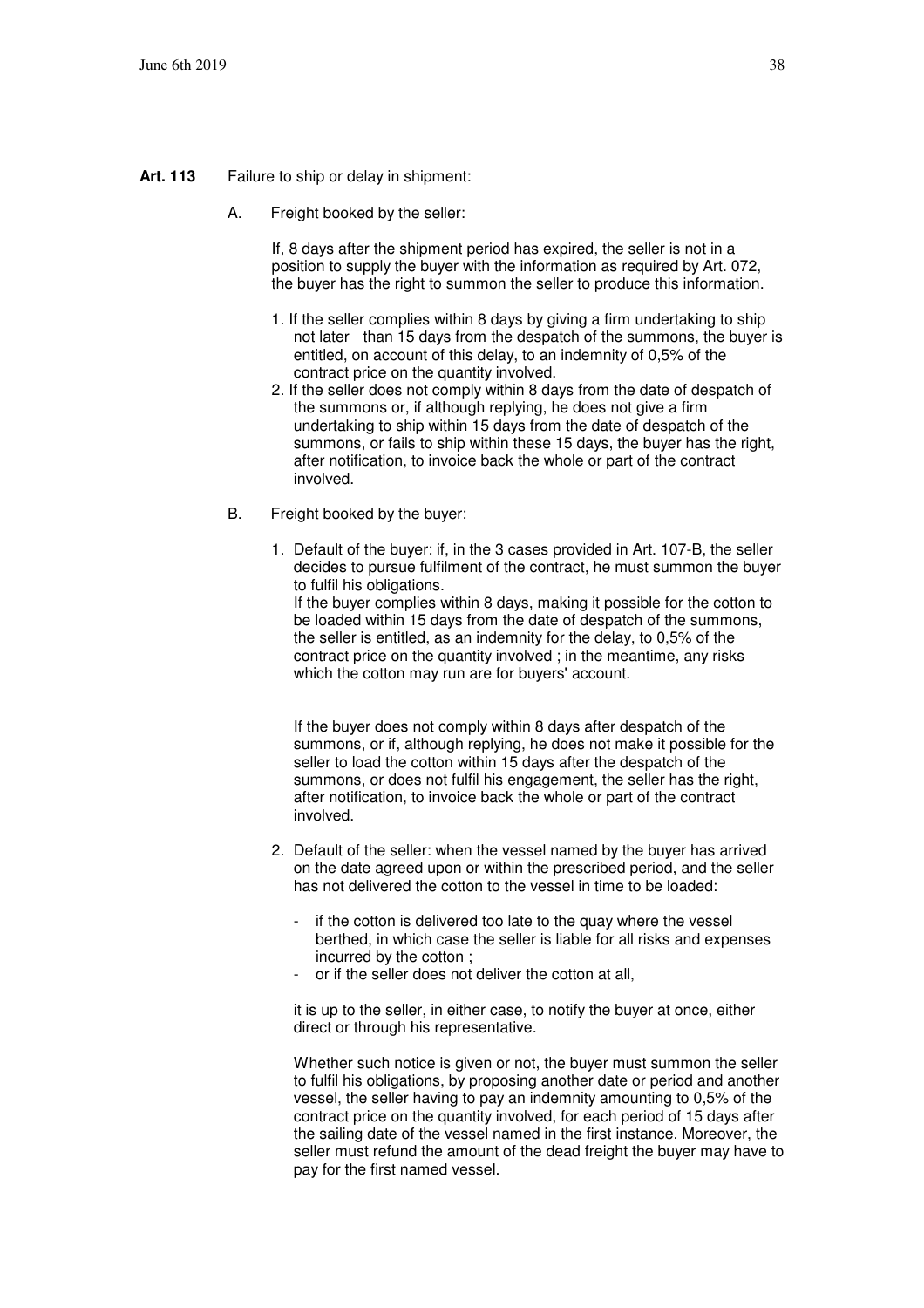**Art. 113** Failure to ship or delay in shipment:

A. Freight booked by the seller:

If, 8 days after the shipment period has expired, the seller is not in a position to supply the buyer with the information as required by Art. 072, the buyer has the right to summon the seller to produce this information.

1. If the seller complies within 8 days by giving a firm undertaking to ship not later than 15 days from the despatch of the summons, the buyer is entitled, on account of this delay, to an indemnity of 0,5% of the contract price on the quantity involved.
2. If the seller does not comply within 8 days from the date of despatch of the summons or, if although replying, he does not give a firm undertaking to ship within 15 days from the date of despatch of the summons, or fails to ship within these 15 days, the buyer has the right, after notification, to invoice back the whole or part of the contract involved.

B. Freight booked by the buyer:

1. Default of the buyer: if, in the 3 cases provided in Art. 107-B, the seller decides to pursue fulfilment of the contract, he must summon the buyer to fulfil his obligations.
   If the buyer complies within 8 days, making it possible for the cotton to be loaded within 15 days from the date of despatch of the summons, the seller is entitled, as an indemnity for the delay, to 0,5% of the contract price on the quantity involved ; in the meantime, any risks which the cotton may run are for buyers' account.

   If the buyer does not comply within 8 days after despatch of the summons, or if, although replying, he does not make it possible for the seller to load the cotton within 15 days after the despatch of the summons, or does not fulfil his engagement, the seller has the right, after notification, to invoice back the whole or part of the contract involved.

2. Default of the seller: when the vessel named by the buyer has arrived on the date agreed upon or within the prescribed period, and the seller has not delivered the cotton to the vessel in time to be loaded:

   - if the cotton is delivered too late to the quay where the vessel berthed, in which case the seller is liable for all risks and expenses incurred by the cotton ;
   - or if the seller does not deliver the cotton at all,

   it is up to the seller, in either case, to notify the buyer at once, either direct or through his representative.

   Whether such notice is given or not, the buyer must summon the seller to fulfil his obligations, by proposing another date or period and another vessel, the seller having to pay an indemnity amounting to 0,5% of the contract price on the quantity involved, for each period of 15 days after the sailing date of the vessel named in the first instance. Moreover, the seller must refund the amount of the dead freight the buyer may have to pay for the first named vessel.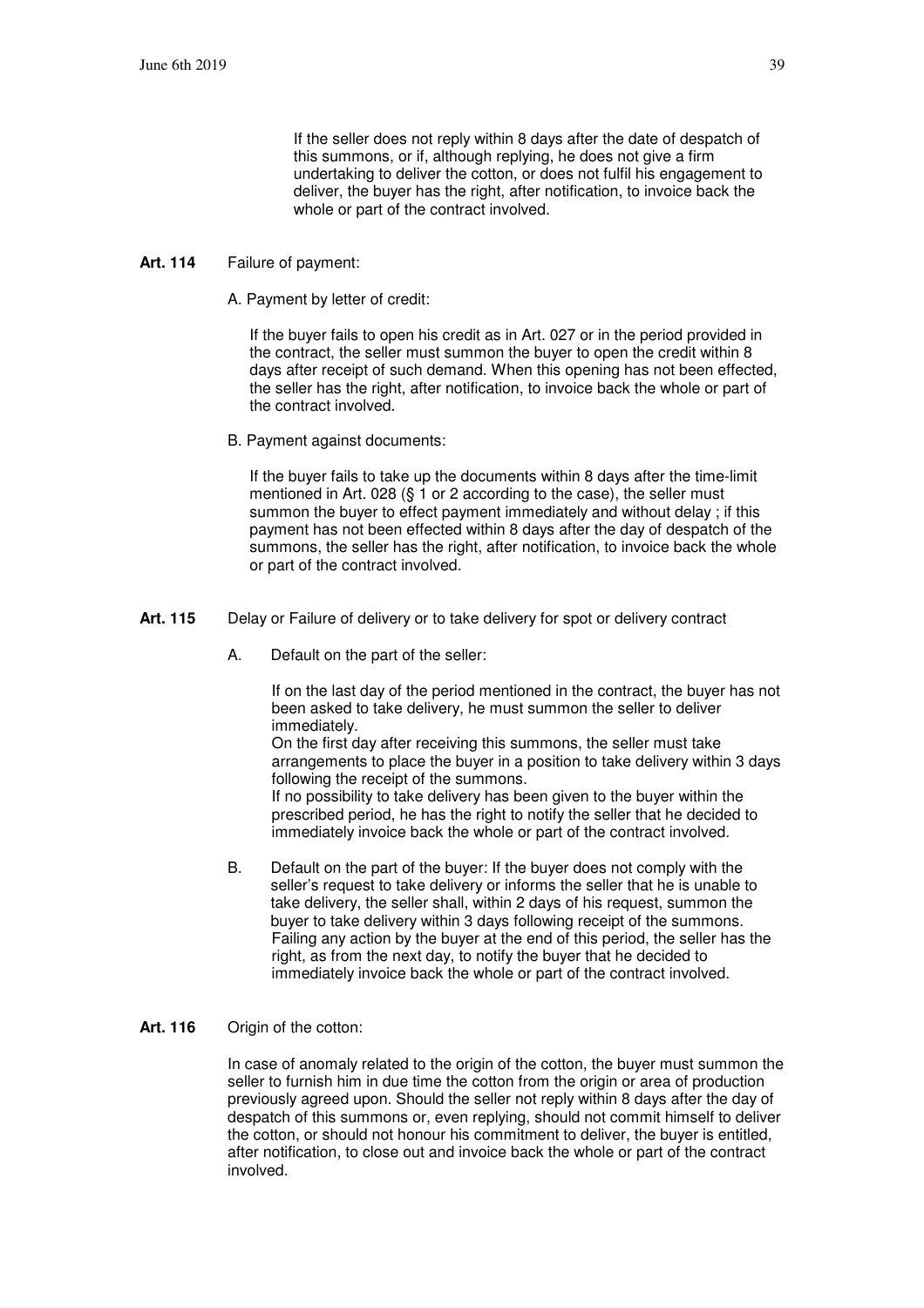If the seller does not reply within 8 days after the date of despatch of this summons, or if, although replying, he does not give a firm undertaking to deliver the cotton, or does not fulfil his engagement to deliver, the buyer has the right, after notification, to invoice back the whole or part of the contract involved.

**Art. 114** Failure of payment:

A. Payment by letter of credit:

If the buyer fails to open his credit as in Art. 027 or in the period provided in the contract, the seller must summon the buyer to open the credit within 8 days after receipt of such demand. When this opening has not been effected, the seller has the right, after notification, to invoice back the whole or part of the contract involved.

B. Payment against documents:

If the buyer fails to take up the documents within 8 days after the time-limit mentioned in Art. 028 (§ 1 or 2 according to the case), the seller must summon the buyer to effect payment immediately and without delay ; if this payment has not been effected within 8 days after the day of despatch of the summons, the seller has the right, after notification, to invoice back the whole or part of the contract involved.

**Art. 115** Delay or Failure of delivery or to take delivery for spot or delivery contract

A. Default on the part of the seller:

If on the last day of the period mentioned in the contract, the buyer has not been asked to take delivery, he must summon the seller to deliver immediately.
On the first day after receiving this summons, the seller must take arrangements to place the buyer in a position to take delivery within 3 days following the receipt of the summons.
If no possibility to take delivery has been given to the buyer within the prescribed period, he has the right to notify the seller that he decided to immediately invoice back the whole or part of the contract involved.

B. Default on the part of the buyer: If the buyer does not comply with the seller's request to take delivery or informs the seller that he is unable to take delivery, the seller shall, within 2 days of his request, summon the buyer to take delivery within 3 days following receipt of the summons. Failing any action by the buyer at the end of this period, the seller has the right, as from the next day, to notify the buyer that he decided to immediately invoice back the whole or part of the contract involved.

**Art. 116** Origin of the cotton:

In case of anomaly related to the origin of the cotton, the buyer must summon the seller to furnish him in due time the cotton from the origin or area of production previously agreed upon. Should the seller not reply within 8 days after the day of despatch of this summons or, even replying, should not commit himself to deliver the cotton, or should not honour his commitment to deliver, the buyer is entitled, after notification, to close out and invoice back the whole or part of the contract involved.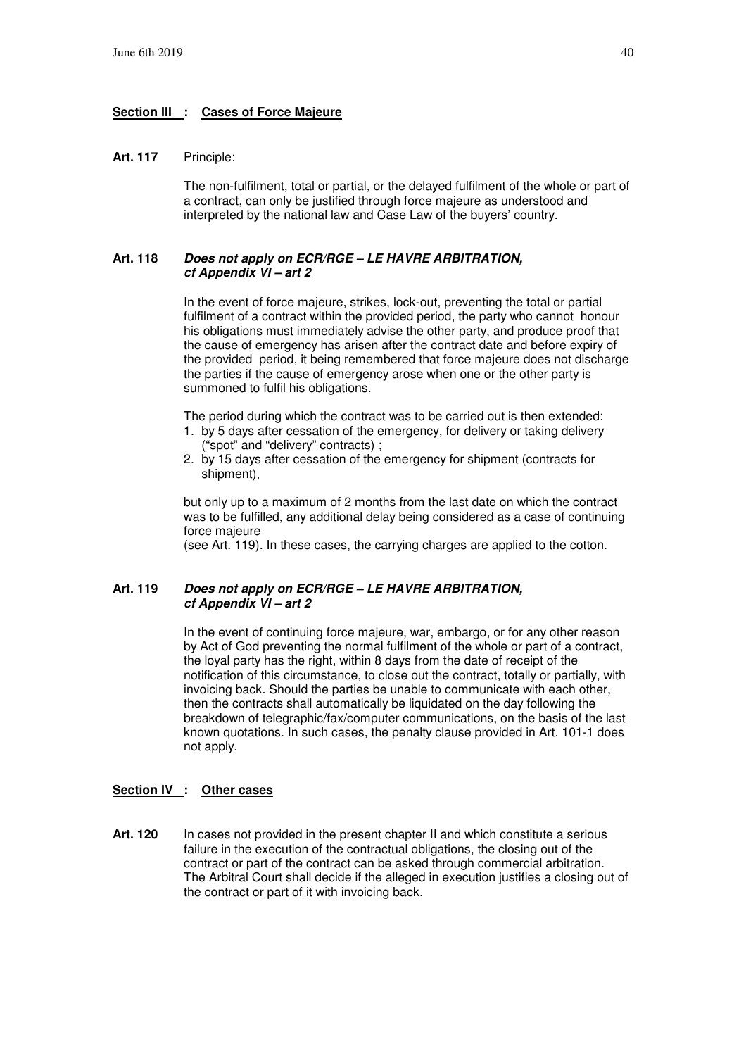## Section III : Cases of Force Majeure

**Art. 117** Principle:

The non-fulfilment, total or partial, or the delayed fulfilment of the whole or part of a contract, can only be justified through force majeure as understood and interpreted by the national law and Case Law of the buyers' country.

**Art. 118** ***Does not apply on ECR/RGE – LE HAVRE ARBITRATION, cf Appendix VI – art 2***

In the event of force majeure, strikes, lock-out, preventing the total or partial fulfilment of a contract within the provided period, the party who cannot honour his obligations must immediately advise the other party, and produce proof that the cause of emergency has arisen after the contract date and before expiry of the provided period, it being remembered that force majeure does not discharge the parties if the cause of emergency arose when one or the other party is summoned to fulfil his obligations.

The period during which the contract was to be carried out is then extended:

1. by 5 days after cessation of the emergency, for delivery or taking delivery ("spot" and "delivery" contracts) ;
2. by 15 days after cessation of the emergency for shipment (contracts for shipment),

but only up to a maximum of 2 months from the last date on which the contract was to be fulfilled, any additional delay being considered as a case of continuing force majeure
(see Art. 119). In these cases, the carrying charges are applied to the cotton.

**Art. 119** ***Does not apply on ECR/RGE – LE HAVRE ARBITRATION, cf Appendix VI – art 2***

In the event of continuing force majeure, war, embargo, or for any other reason by Act of God preventing the normal fulfilment of the whole or part of a contract, the loyal party has the right, within 8 days from the date of receipt of the notification of this circumstance, to close out the contract, totally or partially, with invoicing back. Should the parties be unable to communicate with each other, then the contracts shall automatically be liquidated on the day following the breakdown of telegraphic/fax/computer communications, on the basis of the last known quotations. In such cases, the penalty clause provided in Art. 101-1 does not apply.

## Section IV : Other cases

**Art. 120** In cases not provided in the present chapter II and which constitute a serious failure in the execution of the contractual obligations, the closing out of the contract or part of the contract can be asked through commercial arbitration. The Arbitral Court shall decide if the alleged in execution justifies a closing out of the contract or part of it with invoicing back.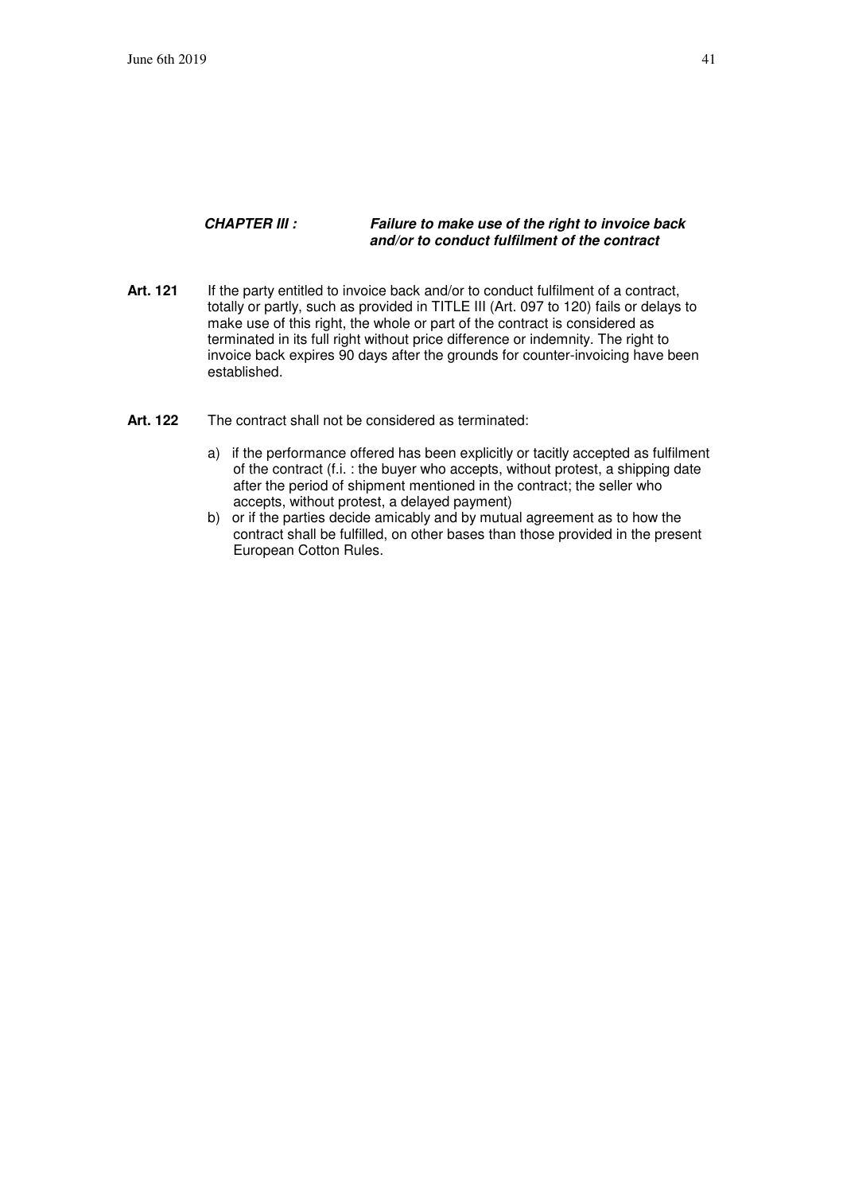## *CHAPTER III : Failure to make use of the right to invoice back and/or to conduct fulfilment of the contract*

**Art. 121** If the party entitled to invoice back and/or to conduct fulfilment of a contract, totally or partly, such as provided in TITLE III (Art. 097 to 120) fails or delays to make use of this right, the whole or part of the contract is considered as terminated in its full right without price difference or indemnity. The right to invoice back expires 90 days after the grounds for counter-invoicing have been established.

**Art. 122** The contract shall not be considered as terminated:

a) if the performance offered has been explicitly or tacitly accepted as fulfilment of the contract (f.i. : the buyer who accepts, without protest, a shipping date after the period of shipment mentioned in the contract; the seller who accepts, without protest, a delayed payment)

b) or if the parties decide amicably and by mutual agreement as to how the contract shall be fulfilled, on other bases than those provided in the present European Cotton Rules.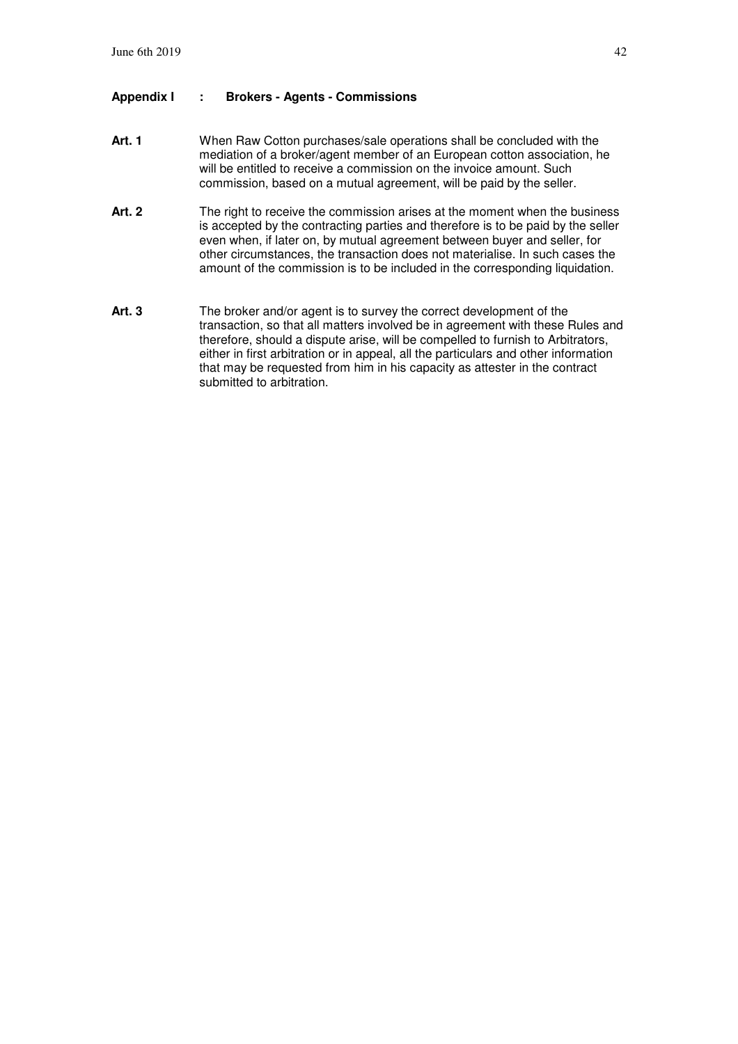## Appendix I : Brokers - Agents - Commissions

**Art. 1** When Raw Cotton purchases/sale operations shall be concluded with the mediation of a broker/agent member of an European cotton association, he will be entitled to receive a commission on the invoice amount. Such commission, based on a mutual agreement, will be paid by the seller.

**Art. 2** The right to receive the commission arises at the moment when the business is accepted by the contracting parties and therefore is to be paid by the seller even when, if later on, by mutual agreement between buyer and seller, for other circumstances, the transaction does not materialise. In such cases the amount of the commission is to be included in the corresponding liquidation.

**Art. 3** The broker and/or agent is to survey the correct development of the transaction, so that all matters involved be in agreement with these Rules and therefore, should a dispute arise, will be compelled to furnish to Arbitrators, either in first arbitration or in appeal, all the particulars and other information that may be requested from him in his capacity as attester in the contract submitted to arbitration.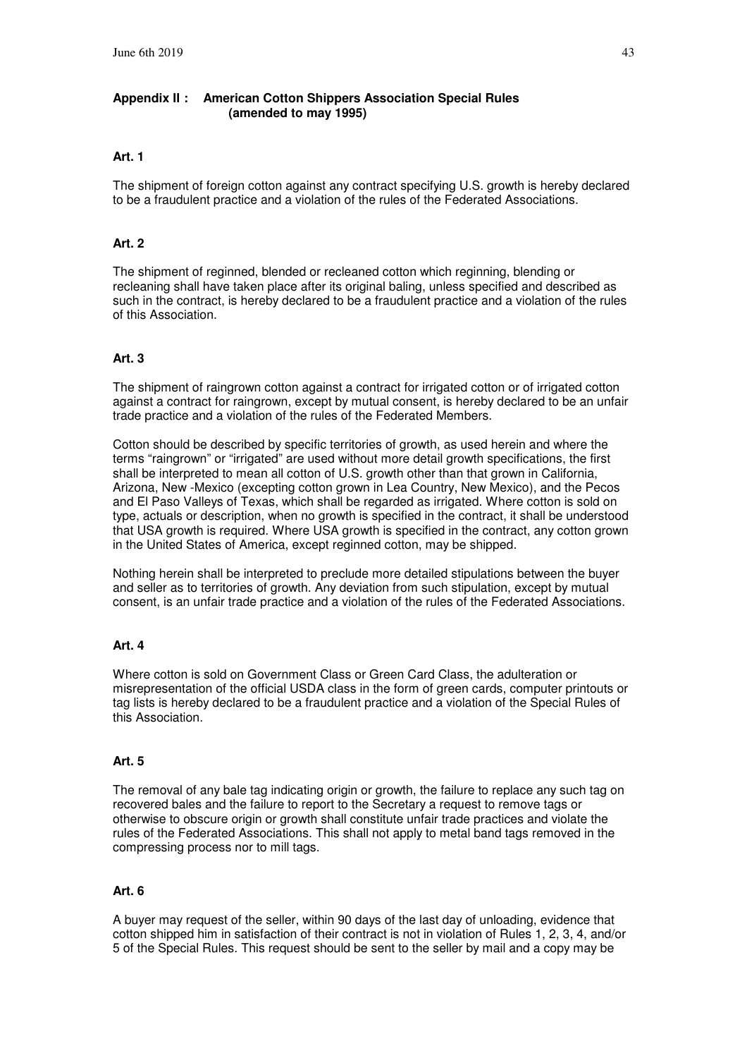## Appendix II : American Cotton Shippers Association Special Rules (amended to may 1995)

### Art. 1

The shipment of foreign cotton against any contract specifying U.S. growth is hereby declared to be a fraudulent practice and a violation of the rules of the Federated Associations.

### Art. 2

The shipment of reginned, blended or recleaned cotton which reginning, blending or recleaning shall have taken place after its original baling, unless specified and described as such in the contract, is hereby declared to be a fraudulent practice and a violation of the rules of this Association.

### Art. 3

The shipment of raingrown cotton against a contract for irrigated cotton or of irrigated cotton against a contract for raingrown, except by mutual consent, is hereby declared to be an unfair trade practice and a violation of the rules of the Federated Members.

Cotton should be described by specific territories of growth, as used herein and where the terms "raingrown" or "irrigated" are used without more detail growth specifications, the first shall be interpreted to mean all cotton of U.S. growth other than that grown in California, Arizona, New -Mexico (excepting cotton grown in Lea Country, New Mexico), and the Pecos and El Paso Valleys of Texas, which shall be regarded as irrigated. Where cotton is sold on type, actuals or description, when no growth is specified in the contract, it shall be understood that USA growth is required. Where USA growth is specified in the contract, any cotton grown in the United States of America, except reginned cotton, may be shipped.

Nothing herein shall be interpreted to preclude more detailed stipulations between the buyer and seller as to territories of growth. Any deviation from such stipulation, except by mutual consent, is an unfair trade practice and a violation of the rules of the Federated Associations.

### Art. 4

Where cotton is sold on Government Class or Green Card Class, the adulteration or misrepresentation of the official USDA class in the form of green cards, computer printouts or tag lists is hereby declared to be a fraudulent practice and a violation of the Special Rules of this Association.

### Art. 5

The removal of any bale tag indicating origin or growth, the failure to replace any such tag on recovered bales and the failure to report to the Secretary a request to remove tags or otherwise to obscure origin or growth shall constitute unfair trade practices and violate the rules of the Federated Associations. This shall not apply to metal band tags removed in the compressing process nor to mill tags.

### Art. 6

A buyer may request of the seller, within 90 days of the last day of unloading, evidence that cotton shipped him in satisfaction of their contract is not in violation of Rules 1, 2, 3, 4, and/or 5 of the Special Rules. This request should be sent to the seller by mail and a copy may be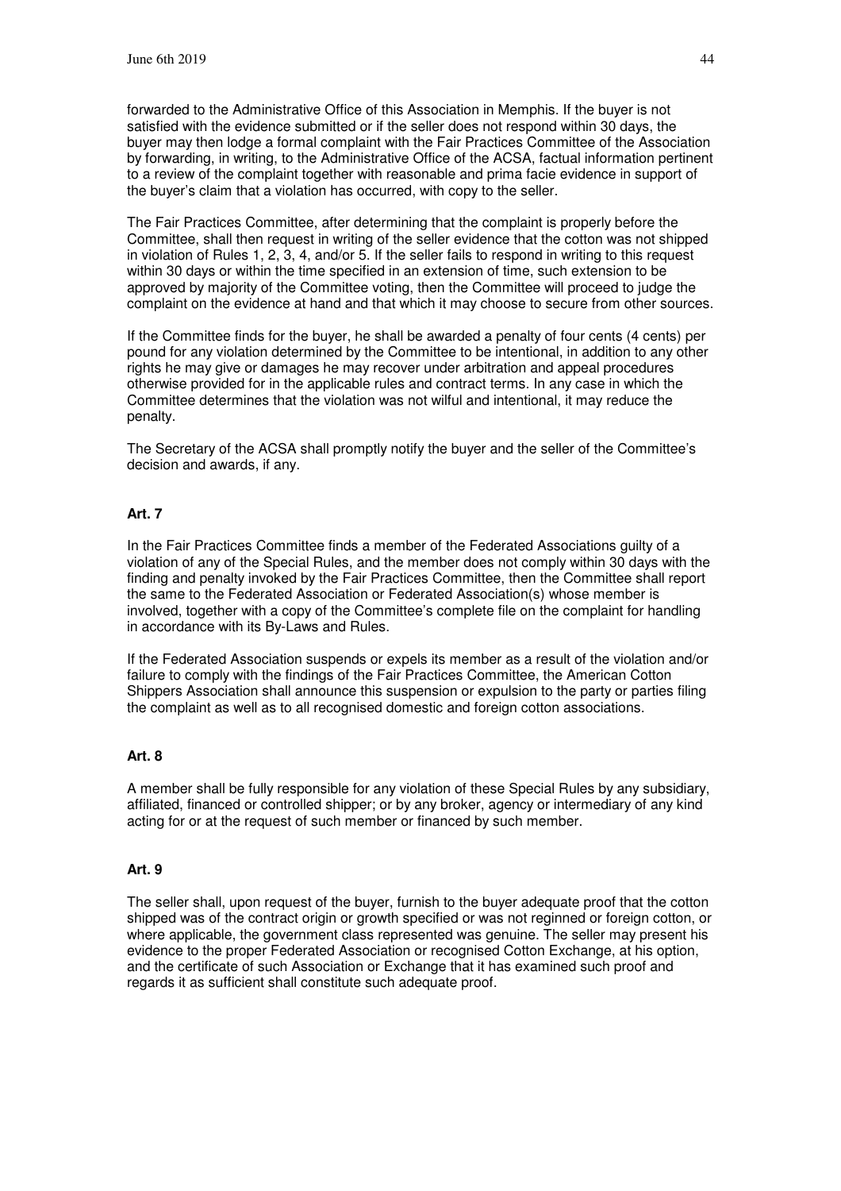forwarded to the Administrative Office of this Association in Memphis. If the buyer is not satisfied with the evidence submitted or if the seller does not respond within 30 days, the buyer may then lodge a formal complaint with the Fair Practices Committee of the Association by forwarding, in writing, to the Administrative Office of the ACSA, factual information pertinent to a review of the complaint together with reasonable and prima facie evidence in support of the buyer's claim that a violation has occurred, with copy to the seller.

The Fair Practices Committee, after determining that the complaint is properly before the Committee, shall then request in writing of the seller evidence that the cotton was not shipped in violation of Rules 1, 2, 3, 4, and/or 5. If the seller fails to respond in writing to this request within 30 days or within the time specified in an extension of time, such extension to be approved by majority of the Committee voting, then the Committee will proceed to judge the complaint on the evidence at hand and that which it may choose to secure from other sources.

If the Committee finds for the buyer, he shall be awarded a penalty of four cents (4 cents) per pound for any violation determined by the Committee to be intentional, in addition to any other rights he may give or damages he may recover under arbitration and appeal procedures otherwise provided for in the applicable rules and contract terms. In any case in which the Committee determines that the violation was not wilful and intentional, it may reduce the penalty.

The Secretary of the ACSA shall promptly notify the buyer and the seller of the Committee's decision and awards, if any.

**Art. 7**

In the Fair Practices Committee finds a member of the Federated Associations guilty of a violation of any of the Special Rules, and the member does not comply within 30 days with the finding and penalty invoked by the Fair Practices Committee, then the Committee shall report the same to the Federated Association or Federated Association(s) whose member is involved, together with a copy of the Committee's complete file on the complaint for handling in accordance with its By-Laws and Rules.

If the Federated Association suspends or expels its member as a result of the violation and/or failure to comply with the findings of the Fair Practices Committee, the American Cotton Shippers Association shall announce this suspension or expulsion to the party or parties filing the complaint as well as to all recognised domestic and foreign cotton associations.

**Art. 8**

A member shall be fully responsible for any violation of these Special Rules by any subsidiary, affiliated, financed or controlled shipper; or by any broker, agency or intermediary of any kind acting for or at the request of such member or financed by such member.

**Art. 9**

The seller shall, upon request of the buyer, furnish to the buyer adequate proof that the cotton shipped was of the contract origin or growth specified or was not reginned or foreign cotton, or where applicable, the government class represented was genuine. The seller may present his evidence to the proper Federated Association or recognised Cotton Exchange, at his option, and the certificate of such Association or Exchange that it has examined such proof and regards it as sufficient shall constitute such adequate proof.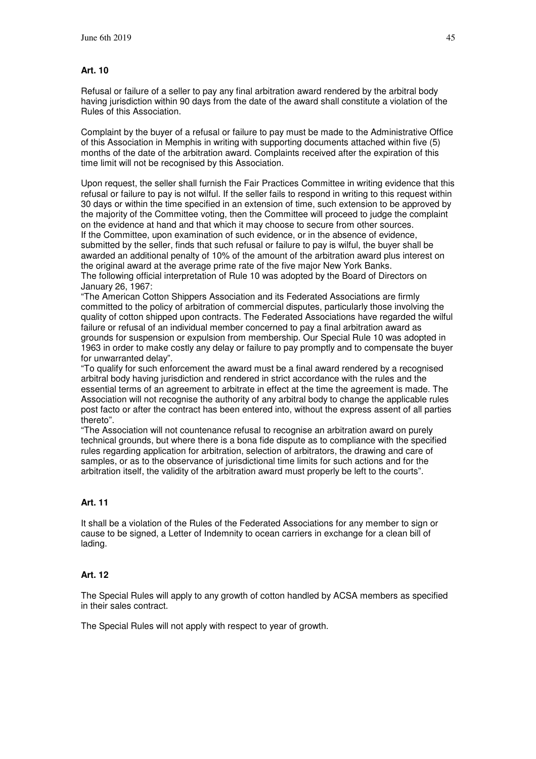**Art. 10**

Refusal or failure of a seller to pay any final arbitration award rendered by the arbitral body having jurisdiction within 90 days from the date of the award shall constitute a violation of the Rules of this Association.

Complaint by the buyer of a refusal or failure to pay must be made to the Administrative Office of this Association in Memphis in writing with supporting documents attached within five (5) months of the date of the arbitration award. Complaints received after the expiration of this time limit will not be recognised by this Association.

Upon request, the seller shall furnish the Fair Practices Committee in writing evidence that this refusal or failure to pay is not wilful. If the seller fails to respond in writing to this request within 30 days or within the time specified in an extension of time, such extension to be approved by the majority of the Committee voting, then the Committee will proceed to judge the complaint on the evidence at hand and that which it may choose to secure from other sources.
If the Committee, upon examination of such evidence, or in the absence of evidence, submitted by the seller, finds that such refusal or failure to pay is wilful, the buyer shall be awarded an additional penalty of 10% of the amount of the arbitration award plus interest on the original award at the average prime rate of the five major New York Banks.
The following official interpretation of Rule 10 was adopted by the Board of Directors on January 26, 1967:
"The American Cotton Shippers Association and its Federated Associations are firmly committed to the policy of arbitration of commercial disputes, particularly those involving the quality of cotton shipped upon contracts. The Federated Associations have regarded the wilful failure or refusal of an individual member concerned to pay a final arbitration award as grounds for suspension or expulsion from membership. Our Special Rule 10 was adopted in 1963 in order to make costly any delay or failure to pay promptly and to compensate the buyer for unwarranted delay".
"To qualify for such enforcement the award must be a final award rendered by a recognised arbitral body having jurisdiction and rendered in strict accordance with the rules and the essential terms of an agreement to arbitrate in effect at the time the agreement is made. The Association will not recognise the authority of any arbitral body to change the applicable rules post facto or after the contract has been entered into, without the express assent of all parties thereto".
"The Association will not countenance refusal to recognise an arbitration award on purely technical grounds, but where there is a bona fide dispute as to compliance with the specified rules regarding application for arbitration, selection of arbitrators, the drawing and care of samples, or as to the observance of jurisdictional time limits for such actions and for the arbitration itself, the validity of the arbitration award must properly be left to the courts".

**Art. 11**

It shall be a violation of the Rules of the Federated Associations for any member to sign or cause to be signed, a Letter of Indemnity to ocean carriers in exchange for a clean bill of lading.

**Art. 12**

The Special Rules will apply to any growth of cotton handled by ACSA members as specified in their sales contract.

The Special Rules will not apply with respect to year of growth.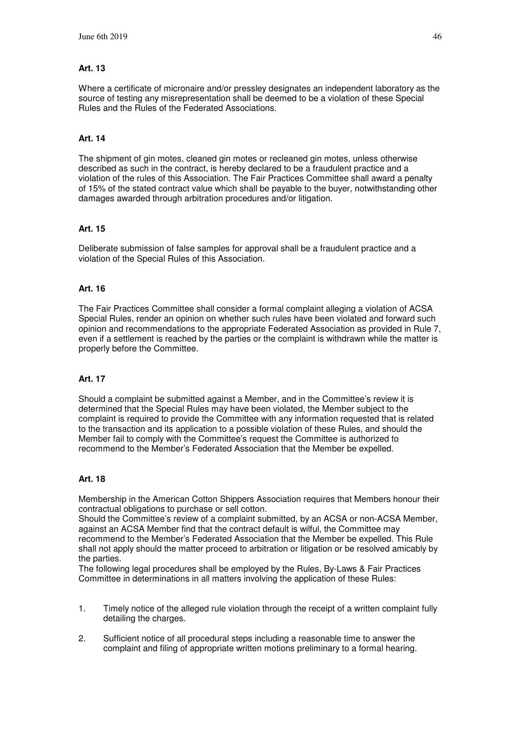**Art. 13**

Where a certificate of micronaire and/or pressley designates an independent laboratory as the source of testing any misrepresentation shall be deemed to be a violation of these Special Rules and the Rules of the Federated Associations.

**Art. 14**

The shipment of gin motes, cleaned gin motes or recleaned gin motes, unless otherwise described as such in the contract, is hereby declared to be a fraudulent practice and a violation of the rules of this Association. The Fair Practices Committee shall award a penalty of 15% of the stated contract value which shall be payable to the buyer, notwithstanding other damages awarded through arbitration procedures and/or litigation.

**Art. 15**

Deliberate submission of false samples for approval shall be a fraudulent practice and a violation of the Special Rules of this Association.

**Art. 16**

The Fair Practices Committee shall consider a formal complaint alleging a violation of ACSA Special Rules, render an opinion on whether such rules have been violated and forward such opinion and recommendations to the appropriate Federated Association as provided in Rule 7, even if a settlement is reached by the parties or the complaint is withdrawn while the matter is properly before the Committee.

**Art. 17**

Should a complaint be submitted against a Member, and in the Committee's review it is determined that the Special Rules may have been violated, the Member subject to the complaint is required to provide the Committee with any information requested that is related to the transaction and its application to a possible violation of these Rules, and should the Member fail to comply with the Committee's request the Committee is authorized to recommend to the Member's Federated Association that the Member be expelled.

**Art. 18**

Membership in the American Cotton Shippers Association requires that Members honour their contractual obligations to purchase or sell cotton.
Should the Committee's review of a complaint submitted, by an ACSA or non-ACSA Member, against an ACSA Member find that the contract default is wilful, the Committee may recommend to the Member's Federated Association that the Member be expelled. This Rule shall not apply should the matter proceed to arbitration or litigation or be resolved amicably by the parties.
The following legal procedures shall be employed by the Rules, By-Laws & Fair Practices Committee in determinations in all matters involving the application of these Rules:

1. Timely notice of the alleged rule violation through the receipt of a written complaint fully detailing the charges.

2. Sufficient notice of all procedural steps including a reasonable time to answer the complaint and filing of appropriate written motions preliminary to a formal hearing.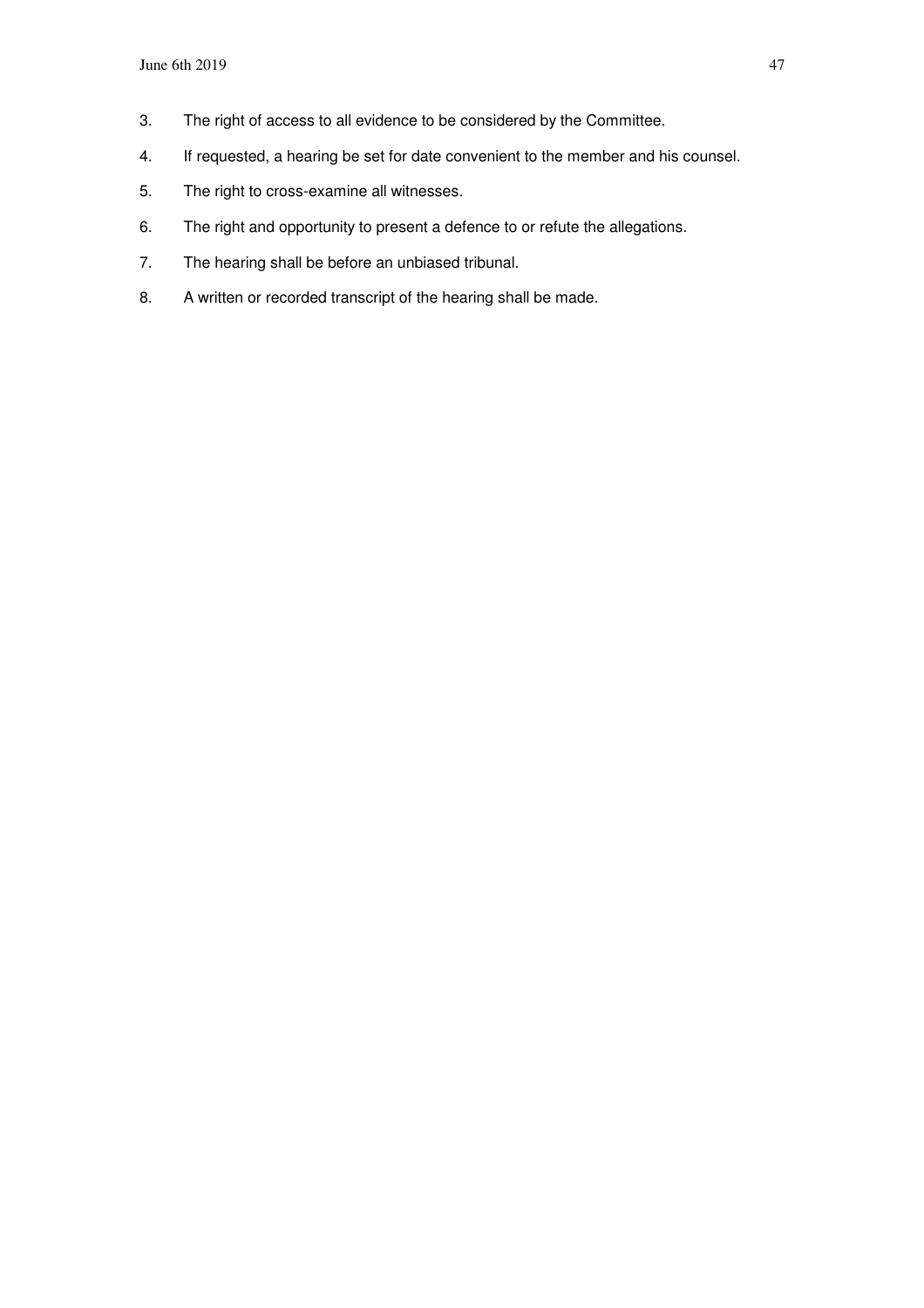3. The right of access to all evidence to be considered by the Committee.
4. If requested, a hearing be set for date convenient to the member and his counsel.
5. The right to cross-examine all witnesses.
6. The right and opportunity to present a defence to or refute the allegations.
7. The hearing shall be before an unbiased tribunal.
8. A written or recorded transcript of the hearing shall be made.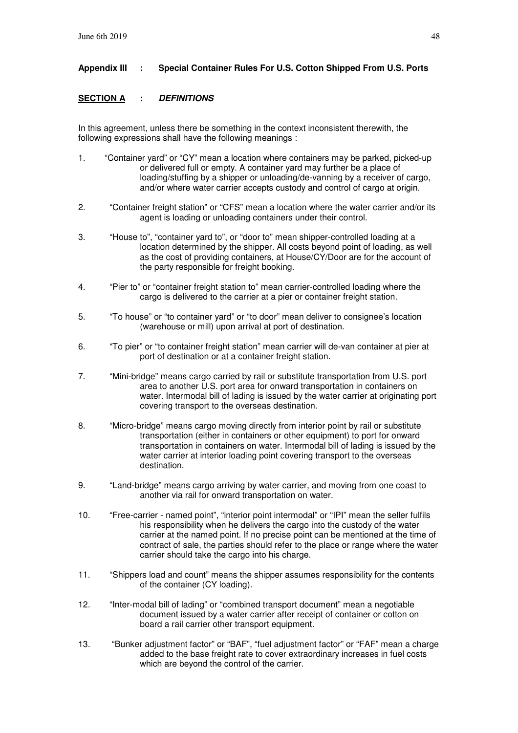**Appendix III : Special Container Rules For U.S. Cotton Shipped From U.S. Ports**

**SECTION A : *DEFINITIONS***

In this agreement, unless there be something in the context inconsistent therewith, the following expressions shall have the following meanings :

1. "Container yard" or "CY" mean a location where containers may be parked, picked-up or delivered full or empty. A container yard may further be a place of loading/stuffing by a shipper or unloading/de-vanning by a receiver of cargo, and/or where water carrier accepts custody and control of cargo at origin.

2. "Container freight station" or "CFS" mean a location where the water carrier and/or its agent is loading or unloading containers under their control.

3. "House to", "container yard to", or "door to" mean shipper-controlled loading at a location determined by the shipper. All costs beyond point of loading, as well as the cost of providing containers, at House/CY/Door are for the account of the party responsible for freight booking.

4. "Pier to" or "container freight station to" mean carrier-controlled loading where the cargo is delivered to the carrier at a pier or container freight station.

5. "To house" or "to container yard" or "to door" mean deliver to consignee's location (warehouse or mill) upon arrival at port of destination.

6. "To pier" or "to container freight station" mean carrier will de-van container at pier at port of destination or at a container freight station.

7. "Mini-bridge" means cargo carried by rail or substitute transportation from U.S. port area to another U.S. port area for onward transportation in containers on water. Intermodal bill of lading is issued by the water carrier at originating port covering transport to the overseas destination.

8. "Micro-bridge" means cargo moving directly from interior point by rail or substitute transportation (either in containers or other equipment) to port for onward transportation in containers on water. Intermodal bill of lading is issued by the water carrier at interior loading point covering transport to the overseas destination.

9. "Land-bridge" means cargo arriving by water carrier, and moving from one coast to another via rail for onward transportation on water.

10. "Free-carrier - named point", "interior point intermodal" or "IPI" mean the seller fulfils his responsibility when he delivers the cargo into the custody of the water carrier at the named point. If no precise point can be mentioned at the time of contract of sale, the parties should refer to the place or range where the water carrier should take the cargo into his charge.

11. "Shippers load and count" means the shipper assumes responsibility for the contents of the container (CY loading).

12. "Inter-modal bill of lading" or "combined transport document" mean a negotiable document issued by a water carrier after receipt of container or cotton on board a rail carrier other transport equipment.

13. "Bunker adjustment factor" or "BAF", "fuel adjustment factor" or "FAF" mean a charge added to the base freight rate to cover extraordinary increases in fuel costs which are beyond the control of the carrier.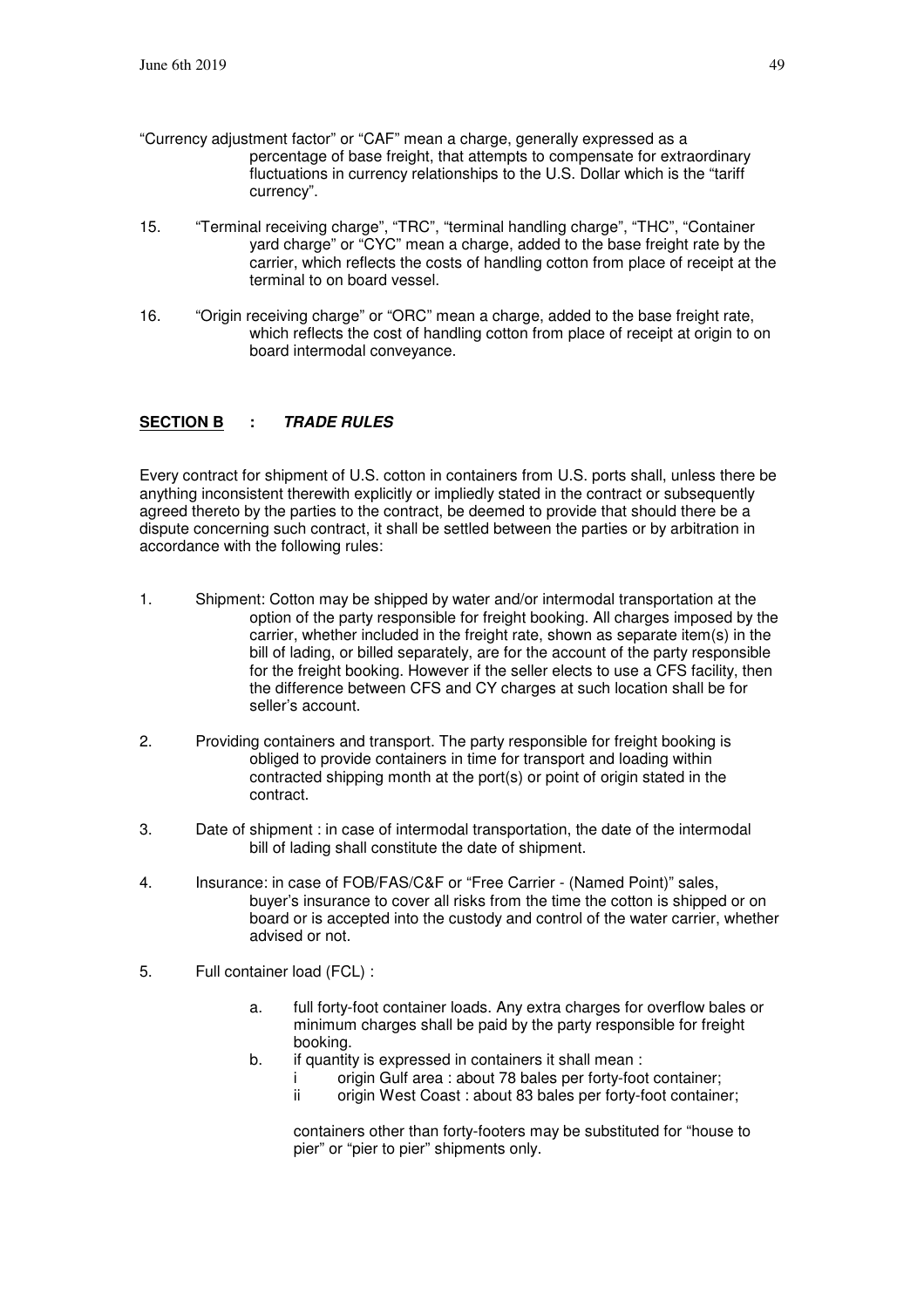"Currency adjustment factor" or "CAF" mean a charge, generally expressed as a percentage of base freight, that attempts to compensate for extraordinary fluctuations in currency relationships to the U.S. Dollar which is the "tariff currency".

15. "Terminal receiving charge", "TRC", "terminal handling charge", "THC", "Container yard charge" or "CYC" mean a charge, added to the base freight rate by the carrier, which reflects the costs of handling cotton from place of receipt at the terminal to on board vessel.

16. "Origin receiving charge" or "ORC" mean a charge, added to the base freight rate, which reflects the cost of handling cotton from place of receipt at origin to on board intermodal conveyance.

## **SECTION B : *TRADE RULES***

Every contract for shipment of U.S. cotton in containers from U.S. ports shall, unless there be anything inconsistent therewith explicitly or impliedly stated in the contract or subsequently agreed thereto by the parties to the contract, be deemed to provide that should there be a dispute concerning such contract, it shall be settled between the parties or by arbitration in accordance with the following rules:

1. Shipment: Cotton may be shipped by water and/or intermodal transportation at the option of the party responsible for freight booking. All charges imposed by the carrier, whether included in the freight rate, shown as separate item(s) in the bill of lading, or billed separately, are for the account of the party responsible for the freight booking. However if the seller elects to use a CFS facility, then the difference between CFS and CY charges at such location shall be for seller's account.

2. Providing containers and transport. The party responsible for freight booking is obliged to provide containers in time for transport and loading within contracted shipping month at the port(s) or point of origin stated in the contract.

3. Date of shipment : in case of intermodal transportation, the date of the intermodal bill of lading shall constitute the date of shipment.

4. Insurance: in case of FOB/FAS/C&F or "Free Carrier - (Named Point)" sales, buyer's insurance to cover all risks from the time the cotton is shipped or on board or is accepted into the custody and control of the water carrier, whether advised or not.

5. Full container load (FCL) :

   a. full forty-foot container loads. Any extra charges for overflow bales or minimum charges shall be paid by the party responsible for freight booking.

   b. if quantity is expressed in containers it shall mean :

      i origin Gulf area : about 78 bales per forty-foot container;

      ii origin West Coast : about 83 bales per forty-foot container;

      containers other than forty-footers may be substituted for "house to pier" or "pier to pier" shipments only.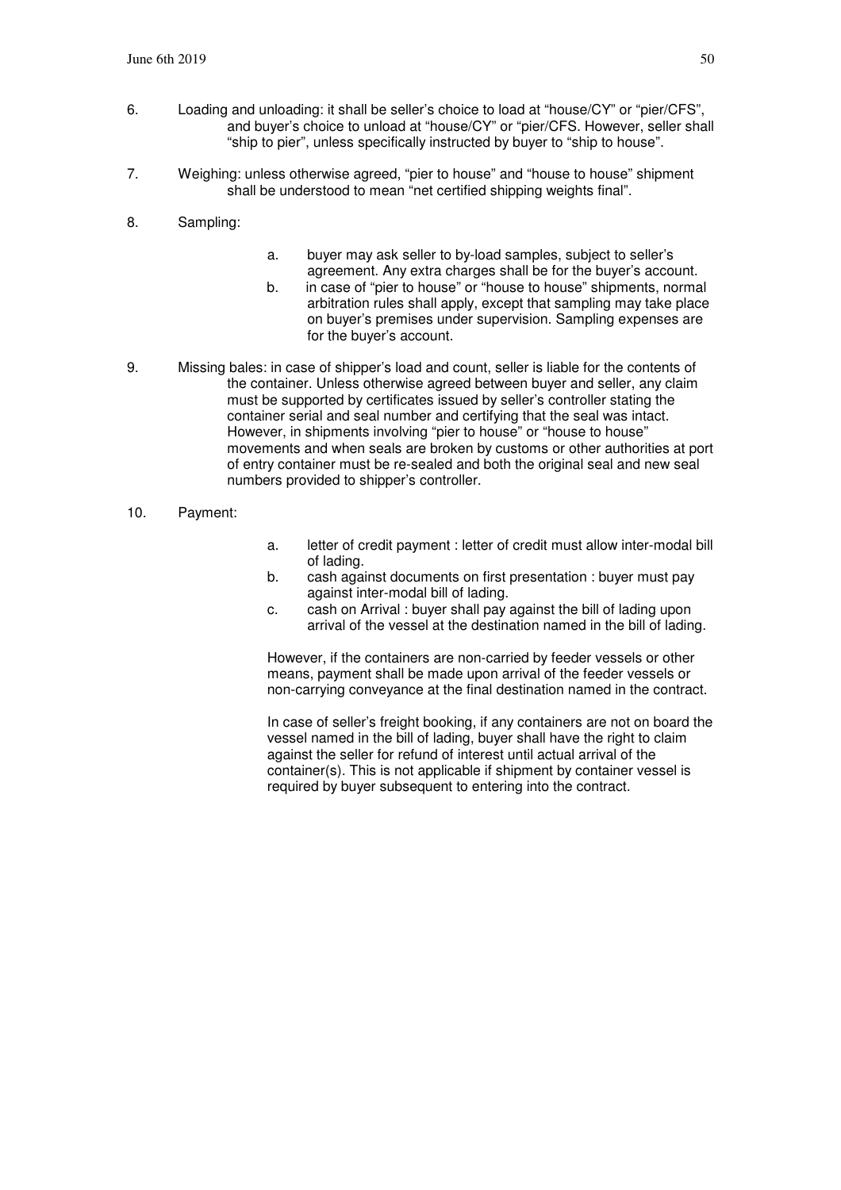6. Loading and unloading: it shall be seller's choice to load at "house/CY" or "pier/CFS", and buyer's choice to unload at "house/CY" or "pier/CFS. However, seller shall "ship to pier", unless specifically instructed by buyer to "ship to house".

7. Weighing: unless otherwise agreed, "pier to house" and "house to house" shipment shall be understood to mean "net certified shipping weights final".

8. Sampling:

   a. buyer may ask seller to by-load samples, subject to seller's agreement. Any extra charges shall be for the buyer's account.
   b. in case of "pier to house" or "house to house" shipments, normal arbitration rules shall apply, except that sampling may take place on buyer's premises under supervision. Sampling expenses are for the buyer's account.

9. Missing bales: in case of shipper's load and count, seller is liable for the contents of the container. Unless otherwise agreed between buyer and seller, any claim must be supported by certificates issued by seller's controller stating the container serial and seal number and certifying that the seal was intact. However, in shipments involving "pier to house" or "house to house" movements and when seals are broken by customs or other authorities at port of entry container must be re-sealed and both the original seal and new seal numbers provided to shipper's controller.

10. Payment:

    a. letter of credit payment : letter of credit must allow inter-modal bill of lading.
    b. cash against documents on first presentation : buyer must pay against inter-modal bill of lading.
    c. cash on Arrival : buyer shall pay against the bill of lading upon arrival of the vessel at the destination named in the bill of lading.

    However, if the containers are non-carried by feeder vessels or other means, payment shall be made upon arrival of the feeder vessels or non-carrying conveyance at the final destination named in the contract.

    In case of seller's freight booking, if any containers are not on board the vessel named in the bill of lading, buyer shall have the right to claim against the seller for refund of interest until actual arrival of the container(s). This is not applicable if shipment by container vessel is required by buyer subsequent to entering into the contract.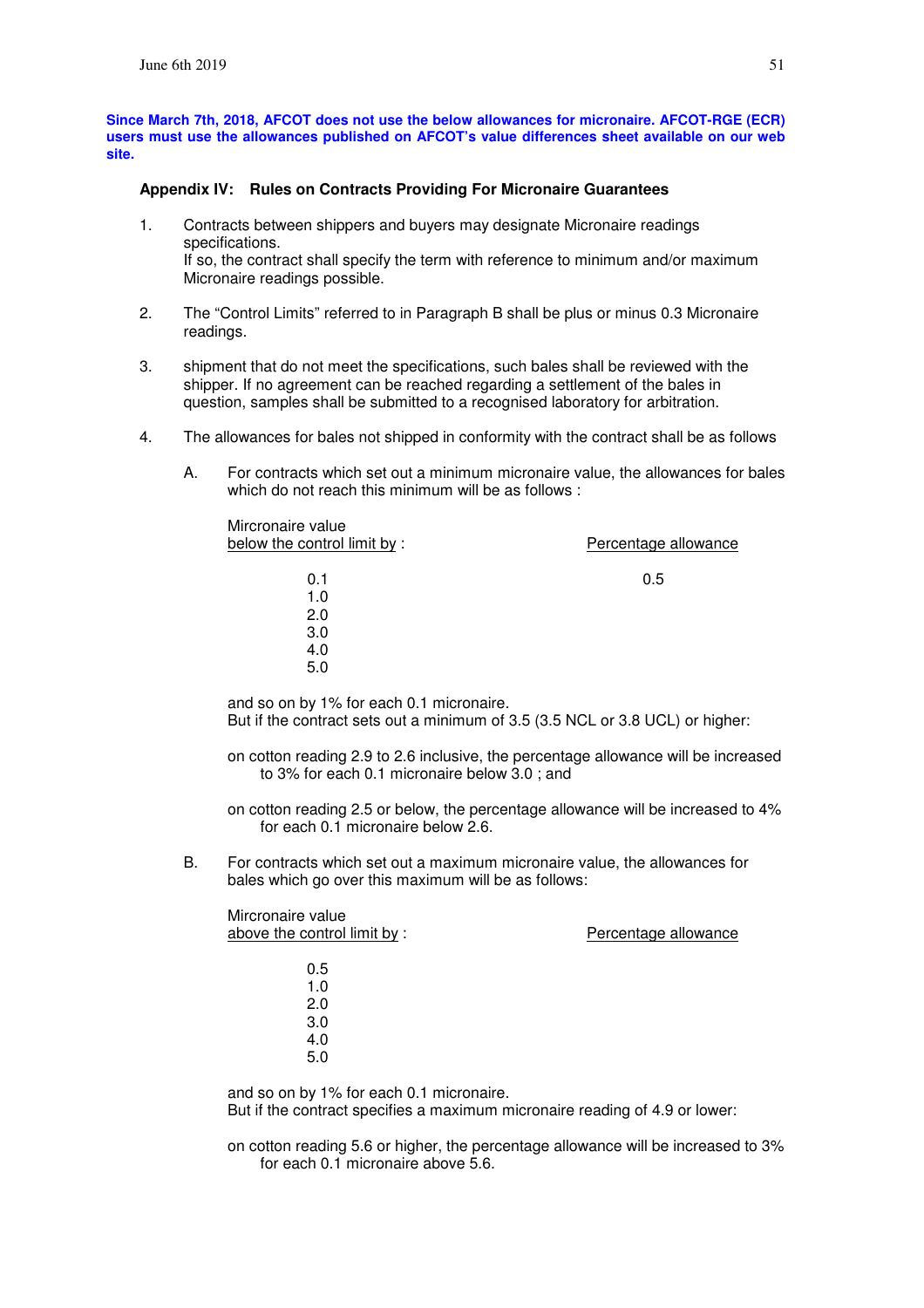**Since March 7th, 2018, AFCOT does not use the below allowances for micronaire. AFCOT-RGE (ECR) users must use the allowances published on AFCOT's value differences sheet available on our web site.**

## Appendix IV: Rules on Contracts Providing For Micronaire Guarantees

1. Contracts between shippers and buyers may designate Micronaire readings specifications.
   If so, the contract shall specify the term with reference to minimum and/or maximum Micronaire readings possible.

2. The "Control Limits" referred to in Paragraph B shall be plus or minus 0.3 Micronaire readings.

3. shipment that do not meet the specifications, such bales shall be reviewed with the shipper. If no agreement can be reached regarding a settlement of the bales in question, samples shall be submitted to a recognised laboratory for arbitration.

4. The allowances for bales not shipped in conformity with the contract shall be as follows

   A. For contracts which set out a minimum micronaire value, the allowances for bales which do not reach this minimum will be as follows :

| Mircronaire value below the control limit by : | Percentage allowance |
|---|---|
| 0.1 | 0.5 |
| 1.0 | |
| 2.0 | |
| 3.0 | |
| 4.0 | |
| 5.0 | |

   and so on by 1% for each 0.1 micronaire.
   But if the contract sets out a minimum of 3.5 (3.5 NCL or 3.8 UCL) or higher:

   on cotton reading 2.9 to 2.6 inclusive, the percentage allowance will be increased to 3% for each 0.1 micronaire below 3.0 ; and

   on cotton reading 2.5 or below, the percentage allowance will be increased to 4% for each 0.1 micronaire below 2.6.

   B. For contracts which set out a maximum micronaire value, the allowances for bales which go over this maximum will be as follows:

| Mircronaire value above the control limit by : | Percentage allowance |
|---|---|
| 0.5 | |
| 1.0 | |
| 2.0 | |
| 3.0 | |
| 4.0 | |
| 5.0 | |

   and so on by 1% for each 0.1 micronaire.
   But if the contract specifies a maximum micronaire reading of 4.9 or lower:

   on cotton reading 5.6 or higher, the percentage allowance will be increased to 3% for each 0.1 micronaire above 5.6.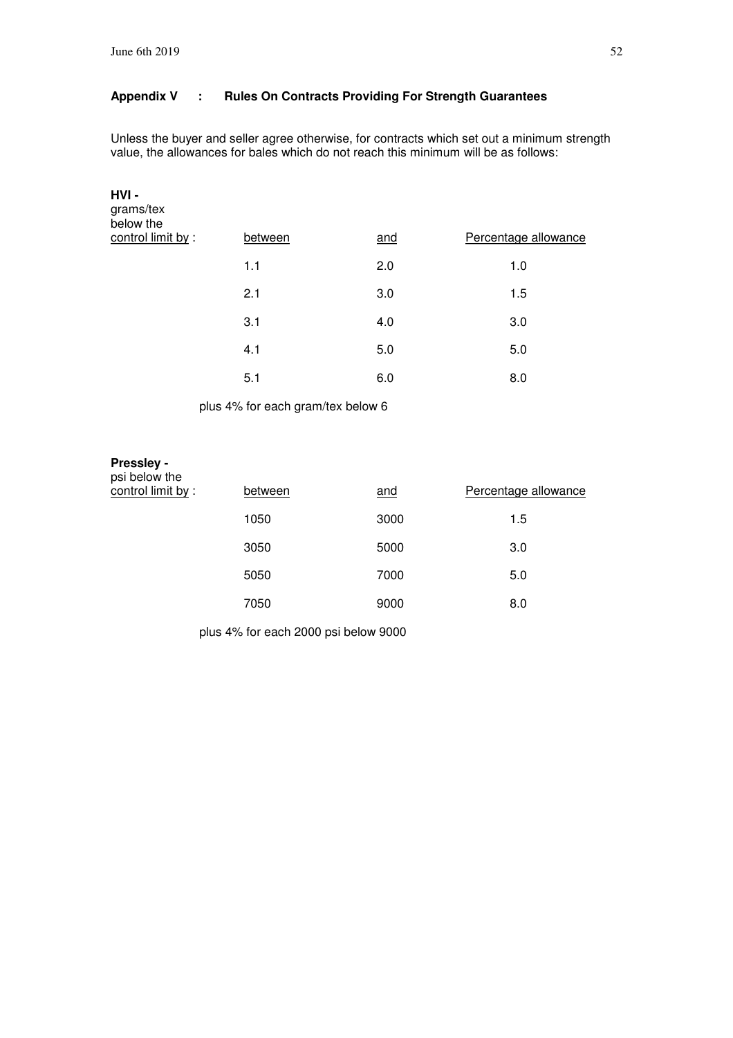## Appendix V : Rules On Contracts Providing For Strength Guarantees

Unless the buyer and seller agree otherwise, for contracts which set out a minimum strength value, the allowances for bales which do not reach this minimum will be as follows:

**HVI -**

| grams/tex below the control limit by : | between | and | Percentage allowance |
|---|---|---|---|
| | 1.1 | 2.0 | 1.0 |
| | 2.1 | 3.0 | 1.5 |
| | 3.1 | 4.0 | 3.0 |
| | 4.1 | 5.0 | 5.0 |
| | 5.1 | 6.0 | 8.0 |

plus 4% for each gram/tex below 6

**Pressley -**

| psi below the control limit by : | between | and | Percentage allowance |
|---|---|---|---|
| | 1050 | 3000 | 1.5 |
| | 3050 | 5000 | 3.0 |
| | 5050 | 7000 | 5.0 |
| | 7050 | 9000 | 8.0 |

plus 4% for each 2000 psi below 9000